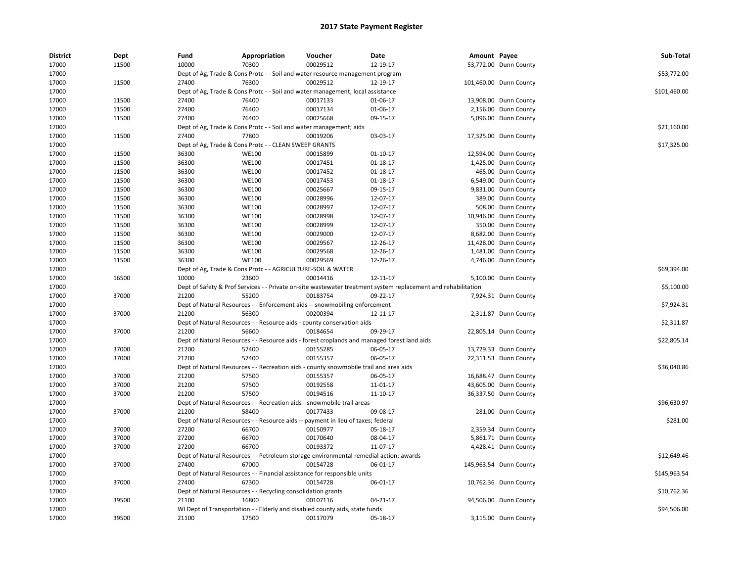# 2017 State Payment Register

| District | Dept | Fund | Appropriation | Voucher | Date | Amount | Payee | Sub-Total |
|---|---|---|---|---|---|---|---|---|
| 17000 | 11500 | 10000 | 70300 | 00029512 | 12-19-17 | 53,772.00 | Dunn County | |
| 17000 | | Dept of Ag, Trade & Cons Protc - - Soil and water resource management program | | | | | | $53,772.00 |
| 17000 | 11500 | 27400 | 76300 | 00029512 | 12-19-17 | 101,460.00 | Dunn County | |
| 17000 | | Dept of Ag, Trade & Cons Protc - - Soil and water management; local assistance | | | | | | $101,460.00 |
| 17000 | 11500 | 27400 | 76400 | 00017133 | 01-06-17 | 13,908.00 | Dunn County | |
| 17000 | 11500 | 27400 | 76400 | 00017134 | 01-06-17 | 2,156.00 | Dunn County | |
| 17000 | 11500 | 27400 | 76400 | 00025668 | 09-15-17 | 5,096.00 | Dunn County | |
| 17000 | | Dept of Ag, Trade & Cons Protc - - Soil and water management; aids | | | | | | $21,160.00 |
| 17000 | 11500 | 27400 | 77800 | 00019206 | 03-03-17 | 17,325.00 | Dunn County | |
| 17000 | | Dept of Ag, Trade & Cons Protc - - CLEAN SWEEP GRANTS | | | | | | $17,325.00 |
| 17000 | 11500 | 36300 | WE100 | 00015899 | 01-10-17 | 12,594.00 | Dunn County | |
| 17000 | 11500 | 36300 | WE100 | 00017451 | 01-18-17 | 1,425.00 | Dunn County | |
| 17000 | 11500 | 36300 | WE100 | 00017452 | 01-18-17 | 465.00 | Dunn County | |
| 17000 | 11500 | 36300 | WE100 | 00017453 | 01-18-17 | 6,549.00 | Dunn County | |
| 17000 | 11500 | 36300 | WE100 | 00025667 | 09-15-17 | 9,831.00 | Dunn County | |
| 17000 | 11500 | 36300 | WE100 | 00028996 | 12-07-17 | 389.00 | Dunn County | |
| 17000 | 11500 | 36300 | WE100 | 00028997 | 12-07-17 | 508.00 | Dunn County | |
| 17000 | 11500 | 36300 | WE100 | 00028998 | 12-07-17 | 10,946.00 | Dunn County | |
| 17000 | 11500 | 36300 | WE100 | 00028999 | 12-07-17 | 350.00 | Dunn County | |
| 17000 | 11500 | 36300 | WE100 | 00029000 | 12-07-17 | 8,682.00 | Dunn County | |
| 17000 | 11500 | 36300 | WE100 | 00029567 | 12-26-17 | 11,428.00 | Dunn County | |
| 17000 | 11500 | 36300 | WE100 | 00029568 | 12-26-17 | 1,481.00 | Dunn County | |
| 17000 | 11500 | 36300 | WE100 | 00029569 | 12-26-17 | 4,746.00 | Dunn County | |
| 17000 | | Dept of Ag, Trade & Cons Protc - - AGRICULTURE-SOIL & WATER | | | | | | $69,394.00 |
| 17000 | 16500 | 10000 | 23600 | 00014416 | 12-11-17 | 5,100.00 | Dunn County | |
| 17000 | | Dept of Safety & Prof Services - - Private on-site wastewater treatment system replacement and rehabilitation | | | | | | $5,100.00 |
| 17000 | 37000 | 21200 | 55200 | 00183754 | 09-22-17 | 7,924.31 | Dunn County | |
| 17000 | | Dept of Natural Resources - - Enforcement aids -- snowmobiling enforcement | | | | | | $7,924.31 |
| 17000 | 37000 | 21200 | 56300 | 00200394 | 12-11-17 | 2,311.87 | Dunn County | |
| 17000 | | Dept of Natural Resources - - Resource aids - county conservation aids | | | | | | $2,311.87 |
| 17000 | 37000 | 21200 | 56600 | 00184654 | 09-29-17 | 22,805.14 | Dunn County | |
| 17000 | | Dept of Natural Resources - - Resource aids - forest croplands and managed forest land aids | | | | | | $22,805.14 |
| 17000 | 37000 | 21200 | 57400 | 00155285 | 06-05-17 | 13,729.33 | Dunn County | |
| 17000 | 37000 | 21200 | 57400 | 00155357 | 06-05-17 | 22,311.53 | Dunn County | |
| 17000 | | Dept of Natural Resources - - Recreation aids - county snowmobile trail and area aids | | | | | | $36,040.86 |
| 17000 | 37000 | 21200 | 57500 | 00155357 | 06-05-17 | 16,688.47 | Dunn County | |
| 17000 | 37000 | 21200 | 57500 | 00192558 | 11-01-17 | 43,605.00 | Dunn County | |
| 17000 | 37000 | 21200 | 57500 | 00194516 | 11-10-17 | 36,337.50 | Dunn County | |
| 17000 | | Dept of Natural Resources - - Recreation aids - snowmobile trail areas | | | | | | $96,630.97 |
| 17000 | 37000 | 21200 | 58400 | 00177433 | 09-08-17 | 281.00 | Dunn County | |
| 17000 | | Dept of Natural Resources - - Resource aids -- payment in lieu of taxes; federal | | | | | | $281.00 |
| 17000 | 37000 | 27200 | 66700 | 00150977 | 05-18-17 | 2,359.34 | Dunn County | |
| 17000 | 37000 | 27200 | 66700 | 00170640 | 08-04-17 | 5,861.71 | Dunn County | |
| 17000 | 37000 | 27200 | 66700 | 00193372 | 11-07-17 | 4,428.41 | Dunn County | |
| 17000 | | Dept of Natural Resources - - Petroleum storage environmental remedial action; awards | | | | | | $12,649.46 |
| 17000 | 37000 | 27400 | 67000 | 00154728 | 06-01-17 | 145,963.54 | Dunn County | |
| 17000 | | Dept of Natural Resources - - Financial assistance for responsible units | | | | | | $145,963.54 |
| 17000 | 37000 | 27400 | 67300 | 00154728 | 06-01-17 | 10,762.36 | Dunn County | |
| 17000 | | Dept of Natural Resources - - Recycling consolidation grants | | | | | | $10,762.36 |
| 17000 | 39500 | 21100 | 16800 | 00107116 | 04-21-17 | 94,506.00 | Dunn County | |
| 17000 | | WI Dept of Transportation - - Elderly and disabled county aids, state funds | | | | | | $94,506.00 |
| 17000 | 39500 | 21100 | 17500 | 00117079 | 05-18-17 | 3,115.00 | Dunn County | |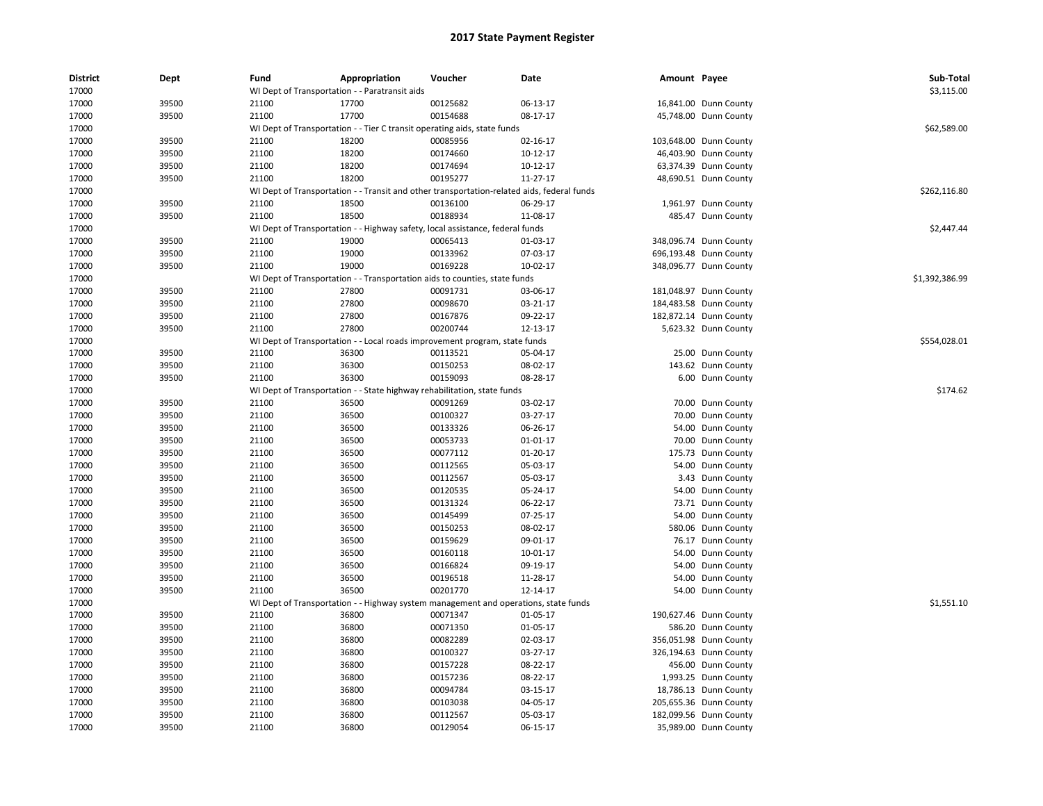# 2017 State Payment Register

| District | Dept | Fund | Appropriation | Voucher | Date | Amount | Payee | Sub-Total |
|---|---|---|---|---|---|---|---|---|
| 17000 | | WI Dept of Transportation - - Paratransit aids | | | | | | $3,115.00 |
| 17000 | 39500 | 21100 | 17700 | 00125682 | 06-13-17 | 16,841.00 | Dunn County | |
| 17000 | 39500 | 21100 | 17700 | 00154688 | 08-17-17 | 45,748.00 | Dunn County | |
| 17000 | | WI Dept of Transportation - - Tier C transit operating aids, state funds | | | | | | $62,589.00 |
| 17000 | 39500 | 21100 | 18200 | 00085956 | 02-16-17 | 103,648.00 | Dunn County | |
| 17000 | 39500 | 21100 | 18200 | 00174660 | 10-12-17 | 46,403.90 | Dunn County | |
| 17000 | 39500 | 21100 | 18200 | 00174694 | 10-12-17 | 63,374.39 | Dunn County | |
| 17000 | 39500 | 21100 | 18200 | 00195277 | 11-27-17 | 48,690.51 | Dunn County | |
| 17000 | | WI Dept of Transportation - - Transit and other transportation-related aids, federal funds | | | | | | $262,116.80 |
| 17000 | 39500 | 21100 | 18500 | 00136100 | 06-29-17 | 1,961.97 | Dunn County | |
| 17000 | 39500 | 21100 | 18500 | 00188934 | 11-08-17 | 485.47 | Dunn County | |
| 17000 | | WI Dept of Transportation - - Highway safety, local assistance, federal funds | | | | | | $2,447.44 |
| 17000 | 39500 | 21100 | 19000 | 00065413 | 01-03-17 | 348,096.74 | Dunn County | |
| 17000 | 39500 | 21100 | 19000 | 00133962 | 07-03-17 | 696,193.48 | Dunn County | |
| 17000 | 39500 | 21100 | 19000 | 00169228 | 10-02-17 | 348,096.77 | Dunn County | |
| 17000 | | WI Dept of Transportation - - Transportation aids to counties, state funds | | | | | | $1,392,386.99 |
| 17000 | 39500 | 21100 | 27800 | 00091731 | 03-06-17 | 181,048.97 | Dunn County | |
| 17000 | 39500 | 21100 | 27800 | 00098670 | 03-21-17 | 184,483.58 | Dunn County | |
| 17000 | 39500 | 21100 | 27800 | 00167876 | 09-22-17 | 182,872.14 | Dunn County | |
| 17000 | 39500 | 21100 | 27800 | 00200744 | 12-13-17 | 5,623.32 | Dunn County | |
| 17000 | | WI Dept of Transportation - - Local roads improvement program, state funds | | | | | | $554,028.01 |
| 17000 | 39500 | 21100 | 36300 | 00113521 | 05-04-17 | 25.00 | Dunn County | |
| 17000 | 39500 | 21100 | 36300 | 00150253 | 08-02-17 | 143.62 | Dunn County | |
| 17000 | 39500 | 21100 | 36300 | 00159093 | 08-28-17 | 6.00 | Dunn County | |
| 17000 | | WI Dept of Transportation - - State highway rehabilitation, state funds | | | | | | $174.62 |
| 17000 | 39500 | 21100 | 36500 | 00091269 | 03-02-17 | 70.00 | Dunn County | |
| 17000 | 39500 | 21100 | 36500 | 00100327 | 03-27-17 | 70.00 | Dunn County | |
| 17000 | 39500 | 21100 | 36500 | 00133326 | 06-26-17 | 54.00 | Dunn County | |
| 17000 | 39500 | 21100 | 36500 | 00053733 | 01-01-17 | 70.00 | Dunn County | |
| 17000 | 39500 | 21100 | 36500 | 00077112 | 01-20-17 | 175.73 | Dunn County | |
| 17000 | 39500 | 21100 | 36500 | 00112565 | 05-03-17 | 54.00 | Dunn County | |
| 17000 | 39500 | 21100 | 36500 | 00112567 | 05-03-17 | 3.43 | Dunn County | |
| 17000 | 39500 | 21100 | 36500 | 00120535 | 05-24-17 | 54.00 | Dunn County | |
| 17000 | 39500 | 21100 | 36500 | 00131324 | 06-22-17 | 73.71 | Dunn County | |
| 17000 | 39500 | 21100 | 36500 | 00145499 | 07-25-17 | 54.00 | Dunn County | |
| 17000 | 39500 | 21100 | 36500 | 00150253 | 08-02-17 | 580.06 | Dunn County | |
| 17000 | 39500 | 21100 | 36500 | 00159629 | 09-01-17 | 76.17 | Dunn County | |
| 17000 | 39500 | 21100 | 36500 | 00160118 | 10-01-17 | 54.00 | Dunn County | |
| 17000 | 39500 | 21100 | 36500 | 00166824 | 09-19-17 | 54.00 | Dunn County | |
| 17000 | 39500 | 21100 | 36500 | 00196518 | 11-28-17 | 54.00 | Dunn County | |
| 17000 | 39500 | 21100 | 36500 | 00201770 | 12-14-17 | 54.00 | Dunn County | |
| 17000 | | WI Dept of Transportation - - Highway system management and operations, state funds | | | | | | $1,551.10 |
| 17000 | 39500 | 21100 | 36800 | 00071347 | 01-05-17 | 190,627.46 | Dunn County | |
| 17000 | 39500 | 21100 | 36800 | 00071350 | 01-05-17 | 586.20 | Dunn County | |
| 17000 | 39500 | 21100 | 36800 | 00082289 | 02-03-17 | 356,051.98 | Dunn County | |
| 17000 | 39500 | 21100 | 36800 | 00100327 | 03-27-17 | 326,194.63 | Dunn County | |
| 17000 | 39500 | 21100 | 36800 | 00157228 | 08-22-17 | 456.00 | Dunn County | |
| 17000 | 39500 | 21100 | 36800 | 00157236 | 08-22-17 | 1,993.25 | Dunn County | |
| 17000 | 39500 | 21100 | 36800 | 00094784 | 03-15-17 | 18,786.13 | Dunn County | |
| 17000 | 39500 | 21100 | 36800 | 00103038 | 04-05-17 | 205,655.36 | Dunn County | |
| 17000 | 39500 | 21100 | 36800 | 00112567 | 05-03-17 | 182,099.56 | Dunn County | |
| 17000 | 39500 | 21100 | 36800 | 00129054 | 06-15-17 | 35,989.00 | Dunn County | |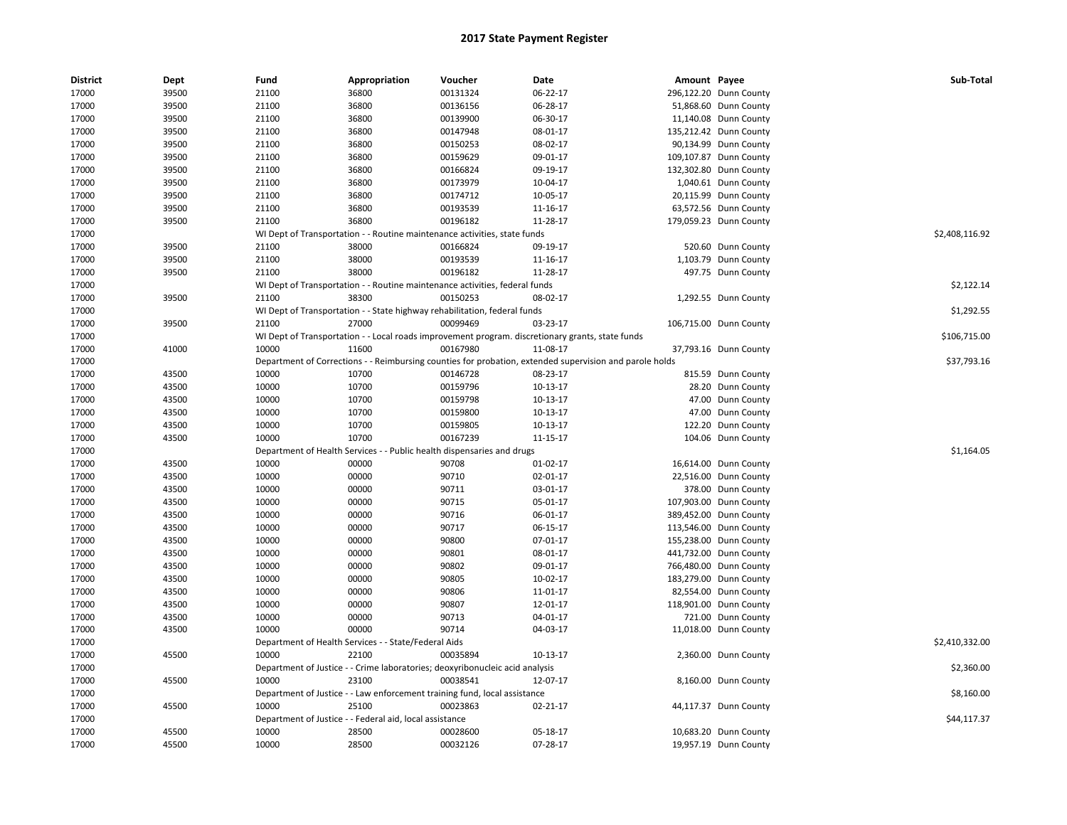# 2017 State Payment Register

| District | Dept | Fund | Appropriation | Voucher | Date | Amount | Payee | Sub-Total |
|---|---|---|---|---|---|---|---|---|
| 17000 | 39500 | 21100 | 36800 | 00131324 | 06-22-17 | 296,122.20 | Dunn County | |
| 17000 | 39500 | 21100 | 36800 | 00136156 | 06-28-17 | 51,868.60 | Dunn County | |
| 17000 | 39500 | 21100 | 36800 | 00139900 | 06-30-17 | 11,140.08 | Dunn County | |
| 17000 | 39500 | 21100 | 36800 | 00147948 | 08-01-17 | 135,212.42 | Dunn County | |
| 17000 | 39500 | 21100 | 36800 | 00150253 | 08-02-17 | 90,134.99 | Dunn County | |
| 17000 | 39500 | 21100 | 36800 | 00159629 | 09-01-17 | 109,107.87 | Dunn County | |
| 17000 | 39500 | 21100 | 36800 | 00166824 | 09-19-17 | 132,302.80 | Dunn County | |
| 17000 | 39500 | 21100 | 36800 | 00173979 | 10-04-17 | 1,040.61 | Dunn County | |
| 17000 | 39500 | 21100 | 36800 | 00174712 | 10-05-17 | 20,115.99 | Dunn County | |
| 17000 | 39500 | 21100 | 36800 | 00193539 | 11-16-17 | 63,572.56 | Dunn County | |
| 17000 | 39500 | 21100 | 36800 | 00196182 | 11-28-17 | 179,059.23 | Dunn County | |
| 17000 | | WI Dept of Transportation - - Routine maintenance activities, state funds | | | | | | $2,408,116.92 |
| 17000 | 39500 | 21100 | 38000 | 00166824 | 09-19-17 | 520.60 | Dunn County | |
| 17000 | 39500 | 21100 | 38000 | 00193539 | 11-16-17 | 1,103.79 | Dunn County | |
| 17000 | 39500 | 21100 | 38000 | 00196182 | 11-28-17 | 497.75 | Dunn County | |
| 17000 | | WI Dept of Transportation - - Routine maintenance activities, federal funds | | | | | | $2,122.14 |
| 17000 | 39500 | 21100 | 38300 | 00150253 | 08-02-17 | 1,292.55 | Dunn County | |
| 17000 | | WI Dept of Transportation - - State highway rehabilitation, federal funds | | | | | | $1,292.55 |
| 17000 | 39500 | 21100 | 27000 | 00099469 | 03-23-17 | 106,715.00 | Dunn County | |
| 17000 | | WI Dept of Transportation - - Local roads improvement program. discretionary grants, state funds | | | | | | $106,715.00 |
| 17000 | 41000 | 10000 | 11600 | 00167980 | 11-08-17 | 37,793.16 | Dunn County | |
| 17000 | | Department of Corrections - - Reimbursing counties for probation, extended supervision and parole holds | | | | | | $37,793.16 |
| 17000 | 43500 | 10000 | 10700 | 00146728 | 08-23-17 | 815.59 | Dunn County | |
| 17000 | 43500 | 10000 | 10700 | 00159796 | 10-13-17 | 28.20 | Dunn County | |
| 17000 | 43500 | 10000 | 10700 | 00159798 | 10-13-17 | 47.00 | Dunn County | |
| 17000 | 43500 | 10000 | 10700 | 00159800 | 10-13-17 | 47.00 | Dunn County | |
| 17000 | 43500 | 10000 | 10700 | 00159805 | 10-13-17 | 122.20 | Dunn County | |
| 17000 | 43500 | 10000 | 10700 | 00167239 | 11-15-17 | 104.06 | Dunn County | |
| 17000 | | Department of Health Services - - Public health dispensaries and drugs | | | | | | $1,164.05 |
| 17000 | 43500 | 10000 | 00000 | 90708 | 01-02-17 | 16,614.00 | Dunn County | |
| 17000 | 43500 | 10000 | 00000 | 90710 | 02-01-17 | 22,516.00 | Dunn County | |
| 17000 | 43500 | 10000 | 00000 | 90711 | 03-01-17 | 378.00 | Dunn County | |
| 17000 | 43500 | 10000 | 00000 | 90715 | 05-01-17 | 107,903.00 | Dunn County | |
| 17000 | 43500 | 10000 | 00000 | 90716 | 06-01-17 | 389,452.00 | Dunn County | |
| 17000 | 43500 | 10000 | 00000 | 90717 | 06-15-17 | 113,546.00 | Dunn County | |
| 17000 | 43500 | 10000 | 00000 | 90800 | 07-01-17 | 155,238.00 | Dunn County | |
| 17000 | 43500 | 10000 | 00000 | 90801 | 08-01-17 | 441,732.00 | Dunn County | |
| 17000 | 43500 | 10000 | 00000 | 90802 | 09-01-17 | 766,480.00 | Dunn County | |
| 17000 | 43500 | 10000 | 00000 | 90805 | 10-02-17 | 183,279.00 | Dunn County | |
| 17000 | 43500 | 10000 | 00000 | 90806 | 11-01-17 | 82,554.00 | Dunn County | |
| 17000 | 43500 | 10000 | 00000 | 90807 | 12-01-17 | 118,901.00 | Dunn County | |
| 17000 | 43500 | 10000 | 00000 | 90713 | 04-01-17 | 721.00 | Dunn County | |
| 17000 | 43500 | 10000 | 00000 | 90714 | 04-03-17 | 11,018.00 | Dunn County | |
| 17000 | | Department of Health Services - - State/Federal Aids | | | | | | $2,410,332.00 |
| 17000 | 45500 | 10000 | 22100 | 00035894 | 10-13-17 | 2,360.00 | Dunn County | |
| 17000 | | Department of Justice - - Crime laboratories; deoxyribonucleic acid analysis | | | | | | $2,360.00 |
| 17000 | 45500 | 10000 | 23100 | 00038541 | 12-07-17 | 8,160.00 | Dunn County | |
| 17000 | | Department of Justice - - Law enforcement training fund, local assistance | | | | | | $8,160.00 |
| 17000 | 45500 | 10000 | 25100 | 00023863 | 02-21-17 | 44,117.37 | Dunn County | |
| 17000 | | Department of Justice - - Federal aid, local assistance | | | | | | $44,117.37 |
| 17000 | 45500 | 10000 | 28500 | 00028600 | 05-18-17 | 10,683.20 | Dunn County | |
| 17000 | 45500 | 10000 | 28500 | 00032126 | 07-28-17 | 19,957.19 | Dunn County | |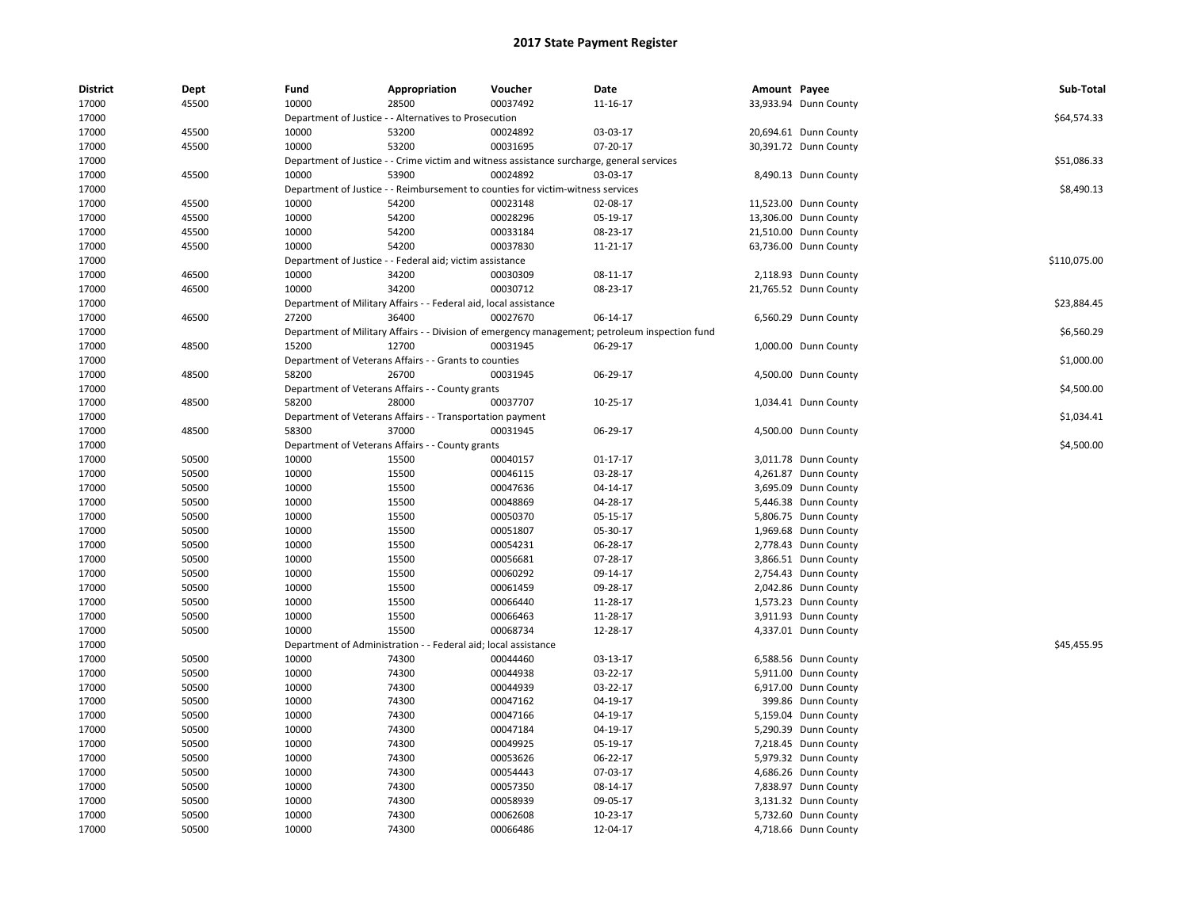# 2017 State Payment Register

| District | Dept | Fund | Appropriation | Voucher | Date | Amount | Payee | Sub-Total |
|---|---|---|---|---|---|---|---|---|
| 17000 | 45500 | 10000 | 28500 | 00037492 | 11-16-17 | 33,933.94 | Dunn County | |
| 17000 | | Department of Justice - - Alternatives to Prosecution | | | | | | $64,574.33 |
| 17000 | 45500 | 10000 | 53200 | 00024892 | 03-03-17 | 20,694.61 | Dunn County | |
| 17000 | 45500 | 10000 | 53200 | 00031695 | 07-20-17 | 30,391.72 | Dunn County | |
| 17000 | | Department of Justice - - Crime victim and witness assistance surcharge, general services | | | | | | $51,086.33 |
| 17000 | 45500 | 10000 | 53900 | 00024892 | 03-03-17 | 8,490.13 | Dunn County | |
| 17000 | | Department of Justice - - Reimbursement to counties for victim-witness services | | | | | | $8,490.13 |
| 17000 | 45500 | 10000 | 54200 | 00023148 | 02-08-17 | 11,523.00 | Dunn County | |
| 17000 | 45500 | 10000 | 54200 | 00028296 | 05-19-17 | 13,306.00 | Dunn County | |
| 17000 | 45500 | 10000 | 54200 | 00033184 | 08-23-17 | 21,510.00 | Dunn County | |
| 17000 | 45500 | 10000 | 54200 | 00037830 | 11-21-17 | 63,736.00 | Dunn County | |
| 17000 | | Department of Justice - - Federal aid; victim assistance | | | | | | $110,075.00 |
| 17000 | 46500 | 10000 | 34200 | 00030309 | 08-11-17 | 2,118.93 | Dunn County | |
| 17000 | 46500 | 10000 | 34200 | 00030712 | 08-23-17 | 21,765.52 | Dunn County | |
| 17000 | | Department of Military Affairs - - Federal aid, local assistance | | | | | | $23,884.45 |
| 17000 | 46500 | 27200 | 36400 | 00027670 | 06-14-17 | 6,560.29 | Dunn County | |
| 17000 | | Department of Military Affairs - - Division of emergency management; petroleum inspection fund | | | | | | $6,560.29 |
| 17000 | 48500 | 15200 | 12700 | 00031945 | 06-29-17 | 1,000.00 | Dunn County | |
| 17000 | | Department of Veterans Affairs - - Grants to counties | | | | | | $1,000.00 |
| 17000 | 48500 | 58200 | 26700 | 00031945 | 06-29-17 | 4,500.00 | Dunn County | |
| 17000 | | Department of Veterans Affairs - - County grants | | | | | | $4,500.00 |
| 17000 | 48500 | 58200 | 28000 | 00037707 | 10-25-17 | 1,034.41 | Dunn County | |
| 17000 | | Department of Veterans Affairs - - Transportation payment | | | | | | $1,034.41 |
| 17000 | 48500 | 58300 | 37000 | 00031945 | 06-29-17 | 4,500.00 | Dunn County | |
| 17000 | | Department of Veterans Affairs - - County grants | | | | | | $4,500.00 |
| 17000 | 50500 | 10000 | 15500 | 00040157 | 01-17-17 | 3,011.78 | Dunn County | |
| 17000 | 50500 | 10000 | 15500 | 00046115 | 03-28-17 | 4,261.87 | Dunn County | |
| 17000 | 50500 | 10000 | 15500 | 00047636 | 04-14-17 | 3,695.09 | Dunn County | |
| 17000 | 50500 | 10000 | 15500 | 00048869 | 04-28-17 | 5,446.38 | Dunn County | |
| 17000 | 50500 | 10000 | 15500 | 00050370 | 05-15-17 | 5,806.75 | Dunn County | |
| 17000 | 50500 | 10000 | 15500 | 00051807 | 05-30-17 | 1,969.68 | Dunn County | |
| 17000 | 50500 | 10000 | 15500 | 00054231 | 06-28-17 | 2,778.43 | Dunn County | |
| 17000 | 50500 | 10000 | 15500 | 00056681 | 07-28-17 | 3,866.51 | Dunn County | |
| 17000 | 50500 | 10000 | 15500 | 00060292 | 09-14-17 | 2,754.43 | Dunn County | |
| 17000 | 50500 | 10000 | 15500 | 00061459 | 09-28-17 | 2,042.86 | Dunn County | |
| 17000 | 50500 | 10000 | 15500 | 00066440 | 11-28-17 | 1,573.23 | Dunn County | |
| 17000 | 50500 | 10000 | 15500 | 00066463 | 11-28-17 | 3,911.93 | Dunn County | |
| 17000 | 50500 | 10000 | 15500 | 00068734 | 12-28-17 | 4,337.01 | Dunn County | |
| 17000 | | Department of Administration - - Federal aid; local assistance | | | | | | $45,455.95 |
| 17000 | 50500 | 10000 | 74300 | 00044460 | 03-13-17 | 6,588.56 | Dunn County | |
| 17000 | 50500 | 10000 | 74300 | 00044938 | 03-22-17 | 5,911.00 | Dunn County | |
| 17000 | 50500 | 10000 | 74300 | 00044939 | 03-22-17 | 6,917.00 | Dunn County | |
| 17000 | 50500 | 10000 | 74300 | 00047162 | 04-19-17 | 399.86 | Dunn County | |
| 17000 | 50500 | 10000 | 74300 | 00047166 | 04-19-17 | 5,159.04 | Dunn County | |
| 17000 | 50500 | 10000 | 74300 | 00047184 | 04-19-17 | 5,290.39 | Dunn County | |
| 17000 | 50500 | 10000 | 74300 | 00049925 | 05-19-17 | 7,218.45 | Dunn County | |
| 17000 | 50500 | 10000 | 74300 | 00053626 | 06-22-17 | 5,979.32 | Dunn County | |
| 17000 | 50500 | 10000 | 74300 | 00054443 | 07-03-17 | 4,686.26 | Dunn County | |
| 17000 | 50500 | 10000 | 74300 | 00057350 | 08-14-17 | 7,838.97 | Dunn County | |
| 17000 | 50500 | 10000 | 74300 | 00058939 | 09-05-17 | 3,131.32 | Dunn County | |
| 17000 | 50500 | 10000 | 74300 | 00062608 | 10-23-17 | 5,732.60 | Dunn County | |
| 17000 | 50500 | 10000 | 74300 | 00066486 | 12-04-17 | 4,718.66 | Dunn County | |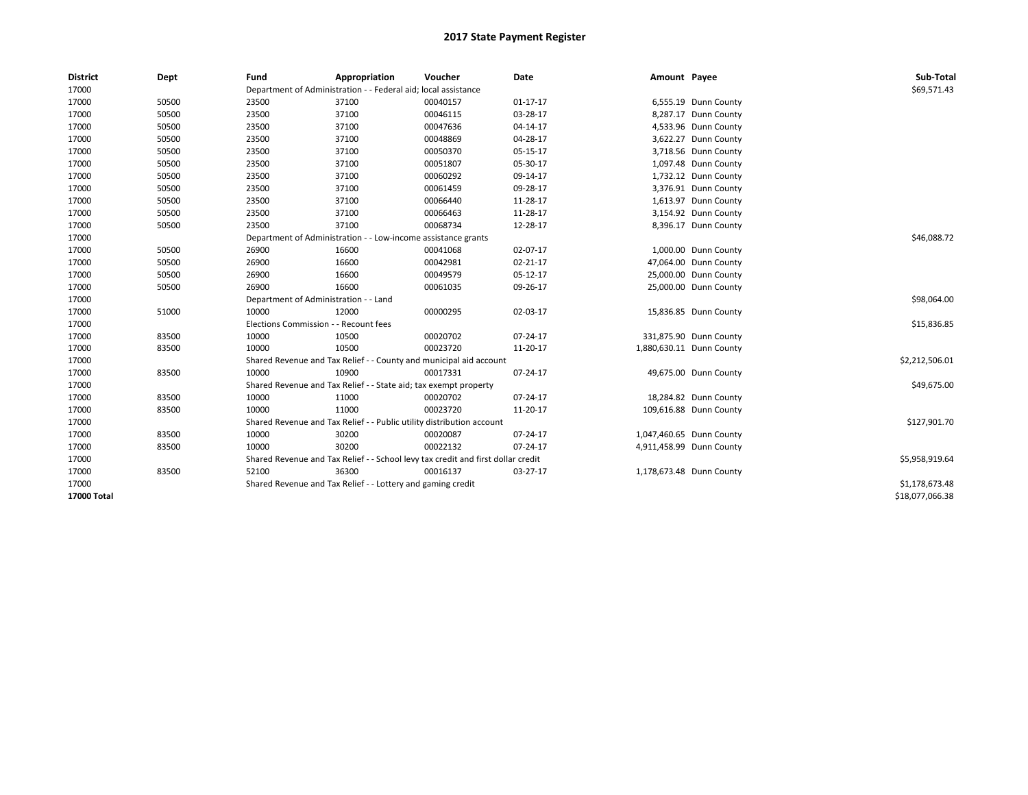# 2017 State Payment Register

| District | Dept | Fund | Appropriation | Voucher | Date | Amount | Payee | Sub-Total |
|---|---|---|---|---|---|---|---|---|
| 17000 | | Department of Administration - - Federal aid; local assistance | | | | | | $69,571.43 |
| 17000 | 50500 | 23500 | 37100 | 00040157 | 01-17-17 | 6,555.19 | Dunn County | |
| 17000 | 50500 | 23500 | 37100 | 00046115 | 03-28-17 | 8,287.17 | Dunn County | |
| 17000 | 50500 | 23500 | 37100 | 00047636 | 04-14-17 | 4,533.96 | Dunn County | |
| 17000 | 50500 | 23500 | 37100 | 00048869 | 04-28-17 | 3,622.27 | Dunn County | |
| 17000 | 50500 | 23500 | 37100 | 00050370 | 05-15-17 | 3,718.56 | Dunn County | |
| 17000 | 50500 | 23500 | 37100 | 00051807 | 05-30-17 | 1,097.48 | Dunn County | |
| 17000 | 50500 | 23500 | 37100 | 00060292 | 09-14-17 | 1,732.12 | Dunn County | |
| 17000 | 50500 | 23500 | 37100 | 00061459 | 09-28-17 | 3,376.91 | Dunn County | |
| 17000 | 50500 | 23500 | 37100 | 00066440 | 11-28-17 | 1,613.97 | Dunn County | |
| 17000 | 50500 | 23500 | 37100 | 00066463 | 11-28-17 | 3,154.92 | Dunn County | |
| 17000 | 50500 | 23500 | 37100 | 00068734 | 12-28-17 | 8,396.17 | Dunn County | |
| 17000 | | Department of Administration - - Low-income assistance grants | | | | | | $46,088.72 |
| 17000 | 50500 | 26900 | 16600 | 00041068 | 02-07-17 | 1,000.00 | Dunn County | |
| 17000 | 50500 | 26900 | 16600 | 00042981 | 02-21-17 | 47,064.00 | Dunn County | |
| 17000 | 50500 | 26900 | 16600 | 00049579 | 05-12-17 | 25,000.00 | Dunn County | |
| 17000 | 50500 | 26900 | 16600 | 00061035 | 09-26-17 | 25,000.00 | Dunn County | |
| 17000 | | Department of Administration - - Land | | | | | | $98,064.00 |
| 17000 | 51000 | 10000 | 12000 | 00000295 | 02-03-17 | 15,836.85 | Dunn County | |
| 17000 | | Elections Commission - - Recount fees | | | | | | $15,836.85 |
| 17000 | 83500 | 10000 | 10500 | 00020702 | 07-24-17 | 331,875.90 | Dunn County | |
| 17000 | 83500 | 10000 | 10500 | 00023720 | 11-20-17 | 1,880,630.11 | Dunn County | |
| 17000 | | Shared Revenue and Tax Relief - - County and municipal aid account | | | | | | $2,212,506.01 |
| 17000 | 83500 | 10000 | 10900 | 00017331 | 07-24-17 | 49,675.00 | Dunn County | |
| 17000 | | Shared Revenue and Tax Relief - - State aid; tax exempt property | | | | | | $49,675.00 |
| 17000 | 83500 | 10000 | 11000 | 00020702 | 07-24-17 | 18,284.82 | Dunn County | |
| 17000 | 83500 | 10000 | 11000 | 00023720 | 11-20-17 | 109,616.88 | Dunn County | |
| 17000 | | Shared Revenue and Tax Relief - - Public utility distribution account | | | | | | $127,901.70 |
| 17000 | 83500 | 10000 | 30200 | 00020087 | 07-24-17 | 1,047,460.65 | Dunn County | |
| 17000 | 83500 | 10000 | 30200 | 00022132 | 07-24-17 | 4,911,458.99 | Dunn County | |
| 17000 | | Shared Revenue and Tax Relief - - School levy tax credit and first dollar credit | | | | | | $5,958,919.64 |
| 17000 | 83500 | 52100 | 36300 | 00016137 | 03-27-17 | 1,178,673.48 | Dunn County | |
| 17000 | | Shared Revenue and Tax Relief - - Lottery and gaming credit | | | | | | $1,178,673.48 |
| **17000 Total** | | | | | | | | $18,077,066.38 |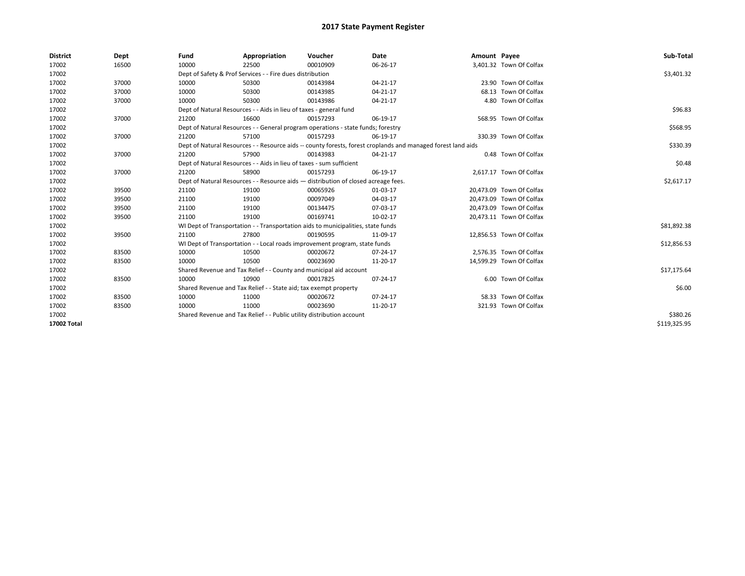# 2017 State Payment Register

| District | Dept | Fund | Appropriation | Voucher | Date | Amount | Payee | Sub-Total |
|---|---|---|---|---|---|---|---|---|
| 17002 | 16500 | 10000 | 22500 | 00010909 | 06-26-17 | 3,401.32 | Town Of Colfax | |
| 17002 | | Dept of Safety & Prof Services - - Fire dues distribution | | | | | | $3,401.32 |
| 17002 | 37000 | 10000 | 50300 | 00143984 | 04-21-17 | 23.90 | Town Of Colfax | |
| 17002 | 37000 | 10000 | 50300 | 00143985 | 04-21-17 | 68.13 | Town Of Colfax | |
| 17002 | 37000 | 10000 | 50300 | 00143986 | 04-21-17 | 4.80 | Town Of Colfax | |
| 17002 | | Dept of Natural Resources - - Aids in lieu of taxes - general fund | | | | | | $96.83 |
| 17002 | 37000 | 21200 | 16600 | 00157293 | 06-19-17 | 568.95 | Town Of Colfax | |
| 17002 | | Dept of Natural Resources - - General program operations - state funds; forestry | | | | | | $568.95 |
| 17002 | 37000 | 21200 | 57100 | 00157293 | 06-19-17 | 330.39 | Town Of Colfax | |
| 17002 | | Dept of Natural Resources - - Resource aids -- county forests, forest croplands and managed forest land aids | | | | | | $330.39 |
| 17002 | 37000 | 21200 | 57900 | 00143983 | 04-21-17 | 0.48 | Town Of Colfax | |
| 17002 | | Dept of Natural Resources - - Aids in lieu of taxes - sum sufficient | | | | | | $0.48 |
| 17002 | 37000 | 21200 | 58900 | 00157293 | 06-19-17 | 2,617.17 | Town Of Colfax | |
| 17002 | | Dept of Natural Resources - - Resource aids — distribution of closed acreage fees. | | | | | | $2,617.17 |
| 17002 | 39500 | 21100 | 19100 | 00065926 | 01-03-17 | 20,473.09 | Town Of Colfax | |
| 17002 | 39500 | 21100 | 19100 | 00097049 | 04-03-17 | 20,473.09 | Town Of Colfax | |
| 17002 | 39500 | 21100 | 19100 | 00134475 | 07-03-17 | 20,473.09 | Town Of Colfax | |
| 17002 | 39500 | 21100 | 19100 | 00169741 | 10-02-17 | 20,473.11 | Town Of Colfax | |
| 17002 | | WI Dept of Transportation - - Transportation aids to municipalities, state funds | | | | | | $81,892.38 |
| 17002 | 39500 | 21100 | 27800 | 00190595 | 11-09-17 | 12,856.53 | Town Of Colfax | |
| 17002 | | WI Dept of Transportation - - Local roads improvement program, state funds | | | | | | $12,856.53 |
| 17002 | 83500 | 10000 | 10500 | 00020672 | 07-24-17 | 2,576.35 | Town Of Colfax | |
| 17002 | 83500 | 10000 | 10500 | 00023690 | 11-20-17 | 14,599.29 | Town Of Colfax | |
| 17002 | | Shared Revenue and Tax Relief - - County and municipal aid account | | | | | | $17,175.64 |
| 17002 | 83500 | 10000 | 10900 | 00017825 | 07-24-17 | 6.00 | Town Of Colfax | |
| 17002 | | Shared Revenue and Tax Relief - - State aid; tax exempt property | | | | | | $6.00 |
| 17002 | 83500 | 10000 | 11000 | 00020672 | 07-24-17 | 58.33 | Town Of Colfax | |
| 17002 | 83500 | 10000 | 11000 | 00023690 | 11-20-17 | 321.93 | Town Of Colfax | |
| 17002 | | Shared Revenue and Tax Relief - - Public utility distribution account | | | | | | $380.26 |
| **17002 Total** | | | | | | | | $119,325.95 |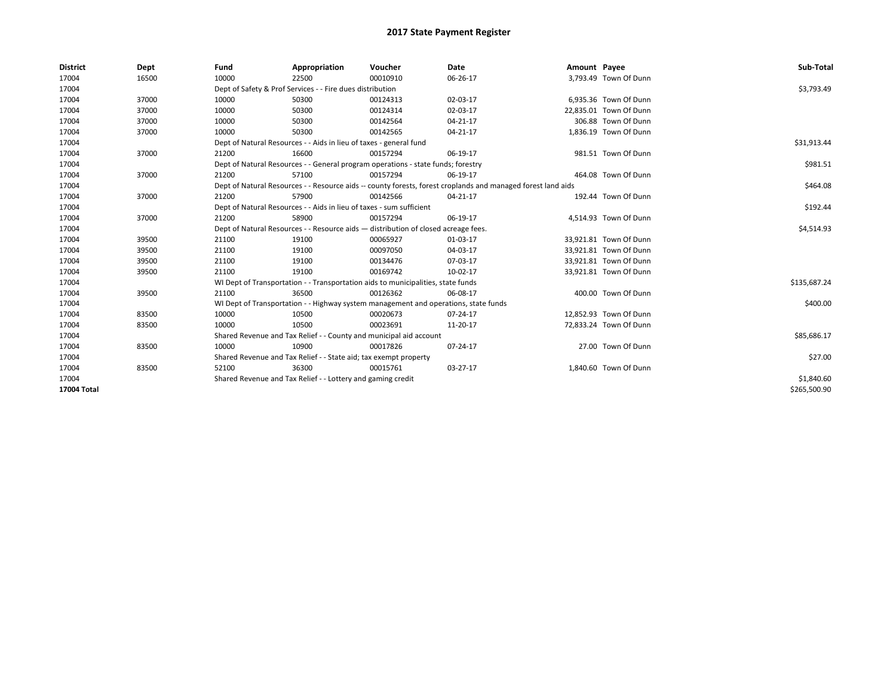# 2017 State Payment Register

| District | Dept | Fund | Appropriation | Voucher | Date | Amount | Payee | Sub-Total |
|---|---|---|---|---|---|---|---|---|
| 17004 | 16500 | 10000 | 22500 | 00010910 | 06-26-17 | 3,793.49 | Town Of Dunn | |
| 17004 | | Dept of Safety & Prof Services - - Fire dues distribution | | | | | | $3,793.49 |
| 17004 | 37000 | 10000 | 50300 | 00124313 | 02-03-17 | 6,935.36 | Town Of Dunn | |
| 17004 | 37000 | 10000 | 50300 | 00124314 | 02-03-17 | 22,835.01 | Town Of Dunn | |
| 17004 | 37000 | 10000 | 50300 | 00142564 | 04-21-17 | 306.88 | Town Of Dunn | |
| 17004 | 37000 | 10000 | 50300 | 00142565 | 04-21-17 | 1,836.19 | Town Of Dunn | |
| 17004 | | Dept of Natural Resources - - Aids in lieu of taxes - general fund | | | | | | $31,913.44 |
| 17004 | 37000 | 21200 | 16600 | 00157294 | 06-19-17 | 981.51 | Town Of Dunn | |
| 17004 | | Dept of Natural Resources - - General program operations - state funds; forestry | | | | | | $981.51 |
| 17004 | 37000 | 21200 | 57100 | 00157294 | 06-19-17 | 464.08 | Town Of Dunn | |
| 17004 | | Dept of Natural Resources - - Resource aids -- county forests, forest croplands and managed forest land aids | | | | | | $464.08 |
| 17004 | 37000 | 21200 | 57900 | 00142566 | 04-21-17 | 192.44 | Town Of Dunn | |
| 17004 | | Dept of Natural Resources - - Aids in lieu of taxes - sum sufficient | | | | | | $192.44 |
| 17004 | 37000 | 21200 | 58900 | 00157294 | 06-19-17 | 4,514.93 | Town Of Dunn | |
| 17004 | | Dept of Natural Resources - - Resource aids — distribution of closed acreage fees. | | | | | | $4,514.93 |
| 17004 | 39500 | 21100 | 19100 | 00065927 | 01-03-17 | 33,921.81 | Town Of Dunn | |
| 17004 | 39500 | 21100 | 19100 | 00097050 | 04-03-17 | 33,921.81 | Town Of Dunn | |
| 17004 | 39500 | 21100 | 19100 | 00134476 | 07-03-17 | 33,921.81 | Town Of Dunn | |
| 17004 | 39500 | 21100 | 19100 | 00169742 | 10-02-17 | 33,921.81 | Town Of Dunn | |
| 17004 | | WI Dept of Transportation - - Transportation aids to municipalities, state funds | | | | | | $135,687.24 |
| 17004 | 39500 | 21100 | 36500 | 00126362 | 06-08-17 | 400.00 | Town Of Dunn | |
| 17004 | | WI Dept of Transportation - - Highway system management and operations, state funds | | | | | | $400.00 |
| 17004 | 83500 | 10000 | 10500 | 00020673 | 07-24-17 | 12,852.93 | Town Of Dunn | |
| 17004 | 83500 | 10000 | 10500 | 00023691 | 11-20-17 | 72,833.24 | Town Of Dunn | |
| 17004 | | Shared Revenue and Tax Relief - - County and municipal aid account | | | | | | $85,686.17 |
| 17004 | 83500 | 10000 | 10900 | 00017826 | 07-24-17 | 27.00 | Town Of Dunn | |
| 17004 | | Shared Revenue and Tax Relief - - State aid; tax exempt property | | | | | | $27.00 |
| 17004 | 83500 | 52100 | 36300 | 00015761 | 03-27-17 | 1,840.60 | Town Of Dunn | |
| 17004 | | Shared Revenue and Tax Relief - - Lottery and gaming credit | | | | | | $1,840.60 |
| **17004 Total** | | | | | | | | $265,500.90 |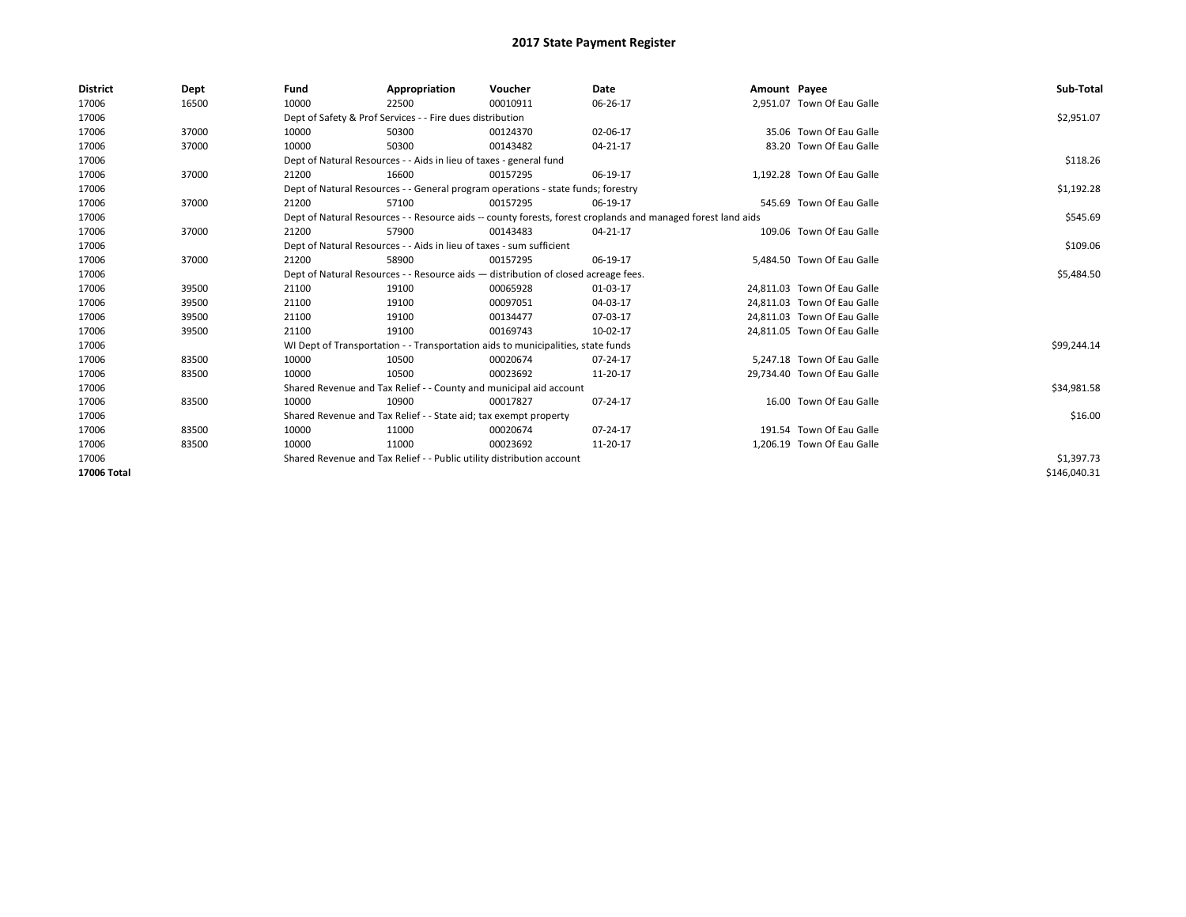# 2017 State Payment Register

| District | Dept | Fund | Appropriation | Voucher | Date | Amount | Payee | Sub-Total |
|---|---|---|---|---|---|---|---|---|
| 17006 | 16500 | 10000 | 22500 | 00010911 | 06-26-17 | 2,951.07 | Town Of Eau Galle | |
| 17006 | | Dept of Safety & Prof Services - - Fire dues distribution | | | | | | $2,951.07 |
| 17006 | 37000 | 10000 | 50300 | 00124370 | 02-06-17 | 35.06 | Town Of Eau Galle | |
| 17006 | 37000 | 10000 | 50300 | 00143482 | 04-21-17 | 83.20 | Town Of Eau Galle | |
| 17006 | | Dept of Natural Resources - - Aids in lieu of taxes - general fund | | | | | | $118.26 |
| 17006 | 37000 | 21200 | 16600 | 00157295 | 06-19-17 | 1,192.28 | Town Of Eau Galle | |
| 17006 | | Dept of Natural Resources - - General program operations - state funds; forestry | | | | | | $1,192.28 |
| 17006 | 37000 | 21200 | 57100 | 00157295 | 06-19-17 | 545.69 | Town Of Eau Galle | |
| 17006 | | Dept of Natural Resources - - Resource aids -- county forests, forest croplands and managed forest land aids | | | | | | $545.69 |
| 17006 | 37000 | 21200 | 57900 | 00143483 | 04-21-17 | 109.06 | Town Of Eau Galle | |
| 17006 | | Dept of Natural Resources - - Aids in lieu of taxes - sum sufficient | | | | | | $109.06 |
| 17006 | 37000 | 21200 | 58900 | 00157295 | 06-19-17 | 5,484.50 | Town Of Eau Galle | |
| 17006 | | Dept of Natural Resources - - Resource aids — distribution of closed acreage fees. | | | | | | $5,484.50 |
| 17006 | 39500 | 21100 | 19100 | 00065928 | 01-03-17 | 24,811.03 | Town Of Eau Galle | |
| 17006 | 39500 | 21100 | 19100 | 00097051 | 04-03-17 | 24,811.03 | Town Of Eau Galle | |
| 17006 | 39500 | 21100 | 19100 | 00134477 | 07-03-17 | 24,811.03 | Town Of Eau Galle | |
| 17006 | 39500 | 21100 | 19100 | 00169743 | 10-02-17 | 24,811.05 | Town Of Eau Galle | |
| 17006 | | WI Dept of Transportation - - Transportation aids to municipalities, state funds | | | | | | $99,244.14 |
| 17006 | 83500 | 10000 | 10500 | 00020674 | 07-24-17 | 5,247.18 | Town Of Eau Galle | |
| 17006 | 83500 | 10000 | 10500 | 00023692 | 11-20-17 | 29,734.40 | Town Of Eau Galle | |
| 17006 | | Shared Revenue and Tax Relief - - County and municipal aid account | | | | | | $34,981.58 |
| 17006 | 83500 | 10000 | 10900 | 00017827 | 07-24-17 | 16.00 | Town Of Eau Galle | |
| 17006 | | Shared Revenue and Tax Relief - - State aid; tax exempt property | | | | | | $16.00 |
| 17006 | 83500 | 10000 | 11000 | 00020674 | 07-24-17 | 191.54 | Town Of Eau Galle | |
| 17006 | 83500 | 10000 | 11000 | 00023692 | 11-20-17 | 1,206.19 | Town Of Eau Galle | |
| 17006 | | Shared Revenue and Tax Relief - - Public utility distribution account | | | | | | $1,397.73 |
| **17006 Total** | | | | | | | | $146,040.31 |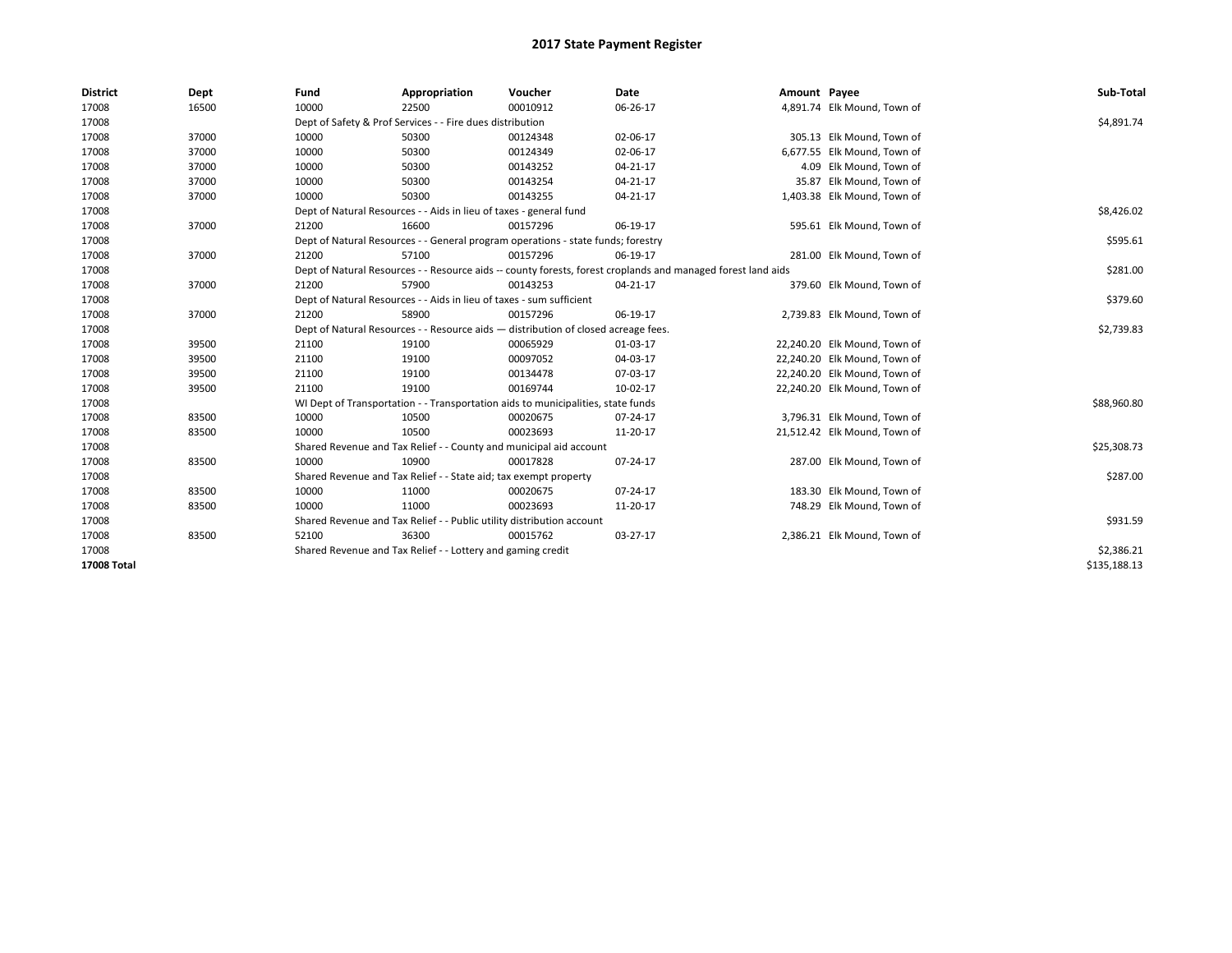# 2017 State Payment Register

| District | Dept | Fund | Appropriation | Voucher | Date | Amount | Payee | Sub-Total |
|---|---|---|---|---|---|---|---|---|
| 17008 | 16500 | 10000 | 22500 | 00010912 | 06-26-17 | 4,891.74 | Elk Mound, Town of | |
| 17008 | | Dept of Safety & Prof Services - - Fire dues distribution | | | | | | $4,891.74 |
| 17008 | 37000 | 10000 | 50300 | 00124348 | 02-06-17 | 305.13 | Elk Mound, Town of | |
| 17008 | 37000 | 10000 | 50300 | 00124349 | 02-06-17 | 6,677.55 | Elk Mound, Town of | |
| 17008 | 37000 | 10000 | 50300 | 00143252 | 04-21-17 | 4.09 | Elk Mound, Town of | |
| 17008 | 37000 | 10000 | 50300 | 00143254 | 04-21-17 | 35.87 | Elk Mound, Town of | |
| 17008 | 37000 | 10000 | 50300 | 00143255 | 04-21-17 | 1,403.38 | Elk Mound, Town of | |
| 17008 | | Dept of Natural Resources - - Aids in lieu of taxes - general fund | | | | | | $8,426.02 |
| 17008 | 37000 | 21200 | 16600 | 00157296 | 06-19-17 | 595.61 | Elk Mound, Town of | |
| 17008 | | Dept of Natural Resources - - General program operations - state funds; forestry | | | | | | $595.61 |
| 17008 | 37000 | 21200 | 57100 | 00157296 | 06-19-17 | 281.00 | Elk Mound, Town of | |
| 17008 | | Dept of Natural Resources - - Resource aids -- county forests, forest croplands and managed forest land aids | | | | | | $281.00 |
| 17008 | 37000 | 21200 | 57900 | 00143253 | 04-21-17 | 379.60 | Elk Mound, Town of | |
| 17008 | | Dept of Natural Resources - - Aids in lieu of taxes - sum sufficient | | | | | | $379.60 |
| 17008 | 37000 | 21200 | 58900 | 00157296 | 06-19-17 | 2,739.83 | Elk Mound, Town of | |
| 17008 | | Dept of Natural Resources - - Resource aids — distribution of closed acreage fees. | | | | | | $2,739.83 |
| 17008 | 39500 | 21100 | 19100 | 00065929 | 01-03-17 | 22,240.20 | Elk Mound, Town of | |
| 17008 | 39500 | 21100 | 19100 | 00097052 | 04-03-17 | 22,240.20 | Elk Mound, Town of | |
| 17008 | 39500 | 21100 | 19100 | 00134478 | 07-03-17 | 22,240.20 | Elk Mound, Town of | |
| 17008 | 39500 | 21100 | 19100 | 00169744 | 10-02-17 | 22,240.20 | Elk Mound, Town of | |
| 17008 | | WI Dept of Transportation - - Transportation aids to municipalities, state funds | | | | | | $88,960.80 |
| 17008 | 83500 | 10000 | 10500 | 00020675 | 07-24-17 | 3,796.31 | Elk Mound, Town of | |
| 17008 | 83500 | 10000 | 10500 | 00023693 | 11-20-17 | 21,512.42 | Elk Mound, Town of | |
| 17008 | | Shared Revenue and Tax Relief - - County and municipal aid account | | | | | | $25,308.73 |
| 17008 | 83500 | 10000 | 10900 | 00017828 | 07-24-17 | 287.00 | Elk Mound, Town of | |
| 17008 | | Shared Revenue and Tax Relief - - State aid; tax exempt property | | | | | | $287.00 |
| 17008 | 83500 | 10000 | 11000 | 00020675 | 07-24-17 | 183.30 | Elk Mound, Town of | |
| 17008 | 83500 | 10000 | 11000 | 00023693 | 11-20-17 | 748.29 | Elk Mound, Town of | |
| 17008 | | Shared Revenue and Tax Relief - - Public utility distribution account | | | | | | $931.59 |
| 17008 | 83500 | 52100 | 36300 | 00015762 | 03-27-17 | 2,386.21 | Elk Mound, Town of | |
| 17008 | | Shared Revenue and Tax Relief - - Lottery and gaming credit | | | | | | $2,386.21 |
| **17008 Total** | | | | | | | | $135,188.13 |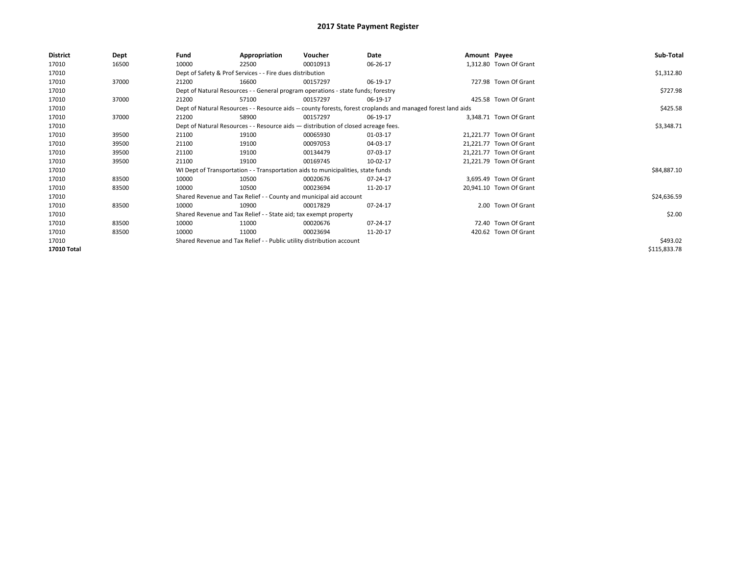# 2017 State Payment Register

| District | Dept | Fund | Appropriation | Voucher | Date | Amount | Payee | Sub-Total |
|---|---|---|---|---|---|---|---|---|
| 17010 | 16500 | 10000 | 22500 | 00010913 | 06-26-17 | 1,312.80 | Town Of Grant | |
| 17010 | | Dept of Safety & Prof Services - - Fire dues distribution | | | | | | $1,312.80 |
| 17010 | 37000 | 21200 | 16600 | 00157297 | 06-19-17 | 727.98 | Town Of Grant | |
| 17010 | | Dept of Natural Resources - - General program operations - state funds; forestry | | | | | | $727.98 |
| 17010 | 37000 | 21200 | 57100 | 00157297 | 06-19-17 | 425.58 | Town Of Grant | |
| 17010 | | Dept of Natural Resources - - Resource aids -- county forests, forest croplands and managed forest land aids | | | | | | $425.58 |
| 17010 | 37000 | 21200 | 58900 | 00157297 | 06-19-17 | 3,348.71 | Town Of Grant | |
| 17010 | | Dept of Natural Resources - - Resource aids — distribution of closed acreage fees. | | | | | | $3,348.71 |
| 17010 | 39500 | 21100 | 19100 | 00065930 | 01-03-17 | 21,221.77 | Town Of Grant | |
| 17010 | 39500 | 21100 | 19100 | 00097053 | 04-03-17 | 21,221.77 | Town Of Grant | |
| 17010 | 39500 | 21100 | 19100 | 00134479 | 07-03-17 | 21,221.77 | Town Of Grant | |
| 17010 | 39500 | 21100 | 19100 | 00169745 | 10-02-17 | 21,221.79 | Town Of Grant | |
| 17010 | | WI Dept of Transportation - - Transportation aids to municipalities, state funds | | | | | | $84,887.10 |
| 17010 | 83500 | 10000 | 10500 | 00020676 | 07-24-17 | 3,695.49 | Town Of Grant | |
| 17010 | 83500 | 10000 | 10500 | 00023694 | 11-20-17 | 20,941.10 | Town Of Grant | |
| 17010 | | Shared Revenue and Tax Relief - - County and municipal aid account | | | | | | $24,636.59 |
| 17010 | 83500 | 10000 | 10900 | 00017829 | 07-24-17 | 2.00 | Town Of Grant | |
| 17010 | | Shared Revenue and Tax Relief - - State aid; tax exempt property | | | | | | $2.00 |
| 17010 | 83500 | 10000 | 11000 | 00020676 | 07-24-17 | 72.40 | Town Of Grant | |
| 17010 | 83500 | 10000 | 11000 | 00023694 | 11-20-17 | 420.62 | Town Of Grant | |
| 17010 | | Shared Revenue and Tax Relief - - Public utility distribution account | | | | | | $493.02 |
| **17010 Total** | | | | | | | | $115,833.78 |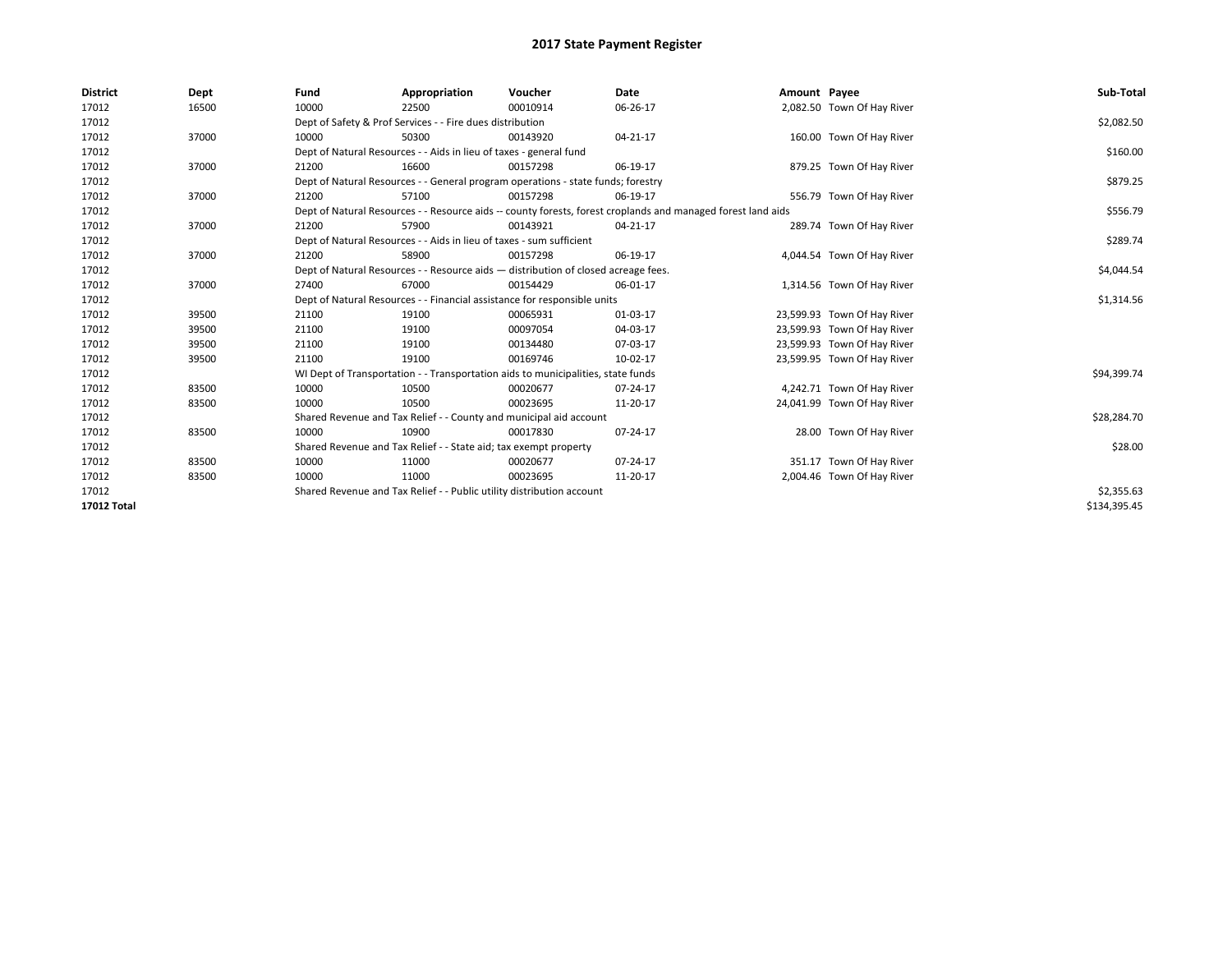# 2017 State Payment Register

| District | Dept | Fund | Appropriation | Voucher | Date | Amount | Payee | Sub-Total |
|---|---|---|---|---|---|---|---|---|
| 17012 | 16500 | 10000 | 22500 | 00010914 | 06-26-17 | 2,082.50 | Town Of Hay River | |
| 17012 | | Dept of Safety & Prof Services - - Fire dues distribution | | | | | | $2,082.50 |
| 17012 | 37000 | 10000 | 50300 | 00143920 | 04-21-17 | 160.00 | Town Of Hay River | |
| 17012 | | Dept of Natural Resources - - Aids in lieu of taxes - general fund | | | | | | $160.00 |
| 17012 | 37000 | 21200 | 16600 | 00157298 | 06-19-17 | 879.25 | Town Of Hay River | |
| 17012 | | Dept of Natural Resources - - General program operations - state funds; forestry | | | | | | $879.25 |
| 17012 | 37000 | 21200 | 57100 | 00157298 | 06-19-17 | 556.79 | Town Of Hay River | |
| 17012 | | Dept of Natural Resources - - Resource aids -- county forests, forest croplands and managed forest land aids | | | | | | $556.79 |
| 17012 | 37000 | 21200 | 57900 | 00143921 | 04-21-17 | 289.74 | Town Of Hay River | |
| 17012 | | Dept of Natural Resources - - Aids in lieu of taxes - sum sufficient | | | | | | $289.74 |
| 17012 | 37000 | 21200 | 58900 | 00157298 | 06-19-17 | 4,044.54 | Town Of Hay River | |
| 17012 | | Dept of Natural Resources - - Resource aids — distribution of closed acreage fees. | | | | | | $4,044.54 |
| 17012 | 37000 | 27400 | 67000 | 00154429 | 06-01-17 | 1,314.56 | Town Of Hay River | |
| 17012 | | Dept of Natural Resources - - Financial assistance for responsible units | | | | | | $1,314.56 |
| 17012 | 39500 | 21100 | 19100 | 00065931 | 01-03-17 | 23,599.93 | Town Of Hay River | |
| 17012 | 39500 | 21100 | 19100 | 00097054 | 04-03-17 | 23,599.93 | Town Of Hay River | |
| 17012 | 39500 | 21100 | 19100 | 00134480 | 07-03-17 | 23,599.93 | Town Of Hay River | |
| 17012 | 39500 | 21100 | 19100 | 00169746 | 10-02-17 | 23,599.95 | Town Of Hay River | |
| 17012 | | WI Dept of Transportation - - Transportation aids to municipalities, state funds | | | | | | $94,399.74 |
| 17012 | 83500 | 10000 | 10500 | 00020677 | 07-24-17 | 4,242.71 | Town Of Hay River | |
| 17012 | 83500 | 10000 | 10500 | 00023695 | 11-20-17 | 24,041.99 | Town Of Hay River | |
| 17012 | | Shared Revenue and Tax Relief - - County and municipal aid account | | | | | | $28,284.70 |
| 17012 | 83500 | 10000 | 10900 | 00017830 | 07-24-17 | 28.00 | Town Of Hay River | |
| 17012 | | Shared Revenue and Tax Relief - - State aid; tax exempt property | | | | | | $28.00 |
| 17012 | 83500 | 10000 | 11000 | 00020677 | 07-24-17 | 351.17 | Town Of Hay River | |
| 17012 | 83500 | 10000 | 11000 | 00023695 | 11-20-17 | 2,004.46 | Town Of Hay River | |
| 17012 | | Shared Revenue and Tax Relief - - Public utility distribution account | | | | | | $2,355.63 |
| **17012 Total** | | | | | | | | $134,395.45 |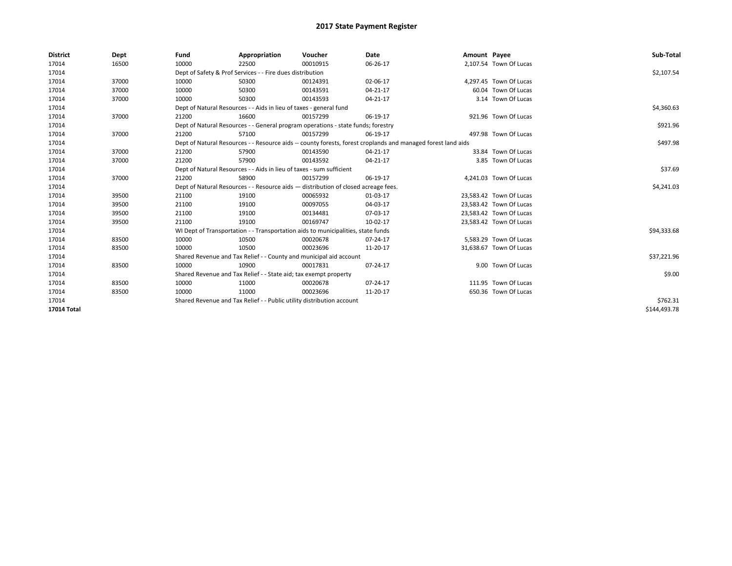# 2017 State Payment Register

| District | Dept | Fund | Appropriation | Voucher | Date | Amount | Payee | Sub-Total |
|---|---|---|---|---|---|---|---|---|
| 17014 | 16500 | 10000 | 22500 | 00010915 | 06-26-17 | 2,107.54 | Town Of Lucas | |
| 17014 | | Dept of Safety & Prof Services - - Fire dues distribution | | | | | | $2,107.54 |
| 17014 | 37000 | 10000 | 50300 | 00124391 | 02-06-17 | 4,297.45 | Town Of Lucas | |
| 17014 | 37000 | 10000 | 50300 | 00143591 | 04-21-17 | 60.04 | Town Of Lucas | |
| 17014 | 37000 | 10000 | 50300 | 00143593 | 04-21-17 | 3.14 | Town Of Lucas | |
| 17014 | | Dept of Natural Resources - - Aids in lieu of taxes - general fund | | | | | | $4,360.63 |
| 17014 | 37000 | 21200 | 16600 | 00157299 | 06-19-17 | 921.96 | Town Of Lucas | |
| 17014 | | Dept of Natural Resources - - General program operations - state funds; forestry | | | | | | $921.96 |
| 17014 | 37000 | 21200 | 57100 | 00157299 | 06-19-17 | 497.98 | Town Of Lucas | |
| 17014 | | Dept of Natural Resources - - Resource aids -- county forests, forest croplands and managed forest land aids | | | | | | $497.98 |
| 17014 | 37000 | 21200 | 57900 | 00143590 | 04-21-17 | 33.84 | Town Of Lucas | |
| 17014 | 37000 | 21200 | 57900 | 00143592 | 04-21-17 | 3.85 | Town Of Lucas | |
| 17014 | | Dept of Natural Resources - - Aids in lieu of taxes - sum sufficient | | | | | | $37.69 |
| 17014 | 37000 | 21200 | 58900 | 00157299 | 06-19-17 | 4,241.03 | Town Of Lucas | |
| 17014 | | Dept of Natural Resources - - Resource aids — distribution of closed acreage fees. | | | | | | $4,241.03 |
| 17014 | 39500 | 21100 | 19100 | 00065932 | 01-03-17 | 23,583.42 | Town Of Lucas | |
| 17014 | 39500 | 21100 | 19100 | 00097055 | 04-03-17 | 23,583.42 | Town Of Lucas | |
| 17014 | 39500 | 21100 | 19100 | 00134481 | 07-03-17 | 23,583.42 | Town Of Lucas | |
| 17014 | 39500 | 21100 | 19100 | 00169747 | 10-02-17 | 23,583.42 | Town Of Lucas | |
| 17014 | | WI Dept of Transportation - - Transportation aids to municipalities, state funds | | | | | | $94,333.68 |
| 17014 | 83500 | 10000 | 10500 | 00020678 | 07-24-17 | 5,583.29 | Town Of Lucas | |
| 17014 | 83500 | 10000 | 10500 | 00023696 | 11-20-17 | 31,638.67 | Town Of Lucas | |
| 17014 | | Shared Revenue and Tax Relief - - County and municipal aid account | | | | | | $37,221.96 |
| 17014 | 83500 | 10000 | 10900 | 00017831 | 07-24-17 | 9.00 | Town Of Lucas | |
| 17014 | | Shared Revenue and Tax Relief - - State aid; tax exempt property | | | | | | $9.00 |
| 17014 | 83500 | 10000 | 11000 | 00020678 | 07-24-17 | 111.95 | Town Of Lucas | |
| 17014 | 83500 | 10000 | 11000 | 00023696 | 11-20-17 | 650.36 | Town Of Lucas | |
| 17014 | | Shared Revenue and Tax Relief - - Public utility distribution account | | | | | | $762.31 |
| **17014 Total** | | | | | | | | $144,493.78 |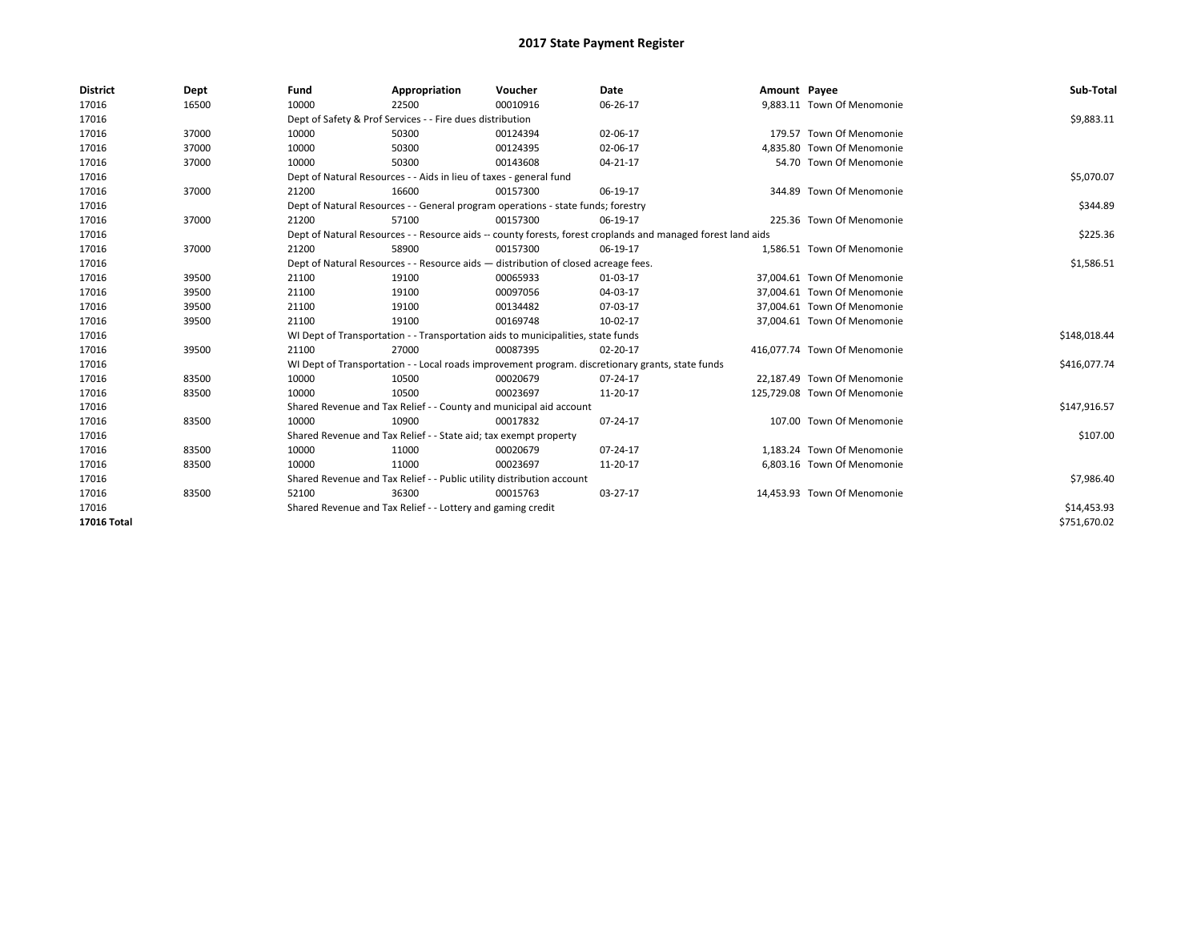# 2017 State Payment Register

| District | Dept | Fund | Appropriation | Voucher | Date | Amount | Payee | Sub-Total |
|---|---|---|---|---|---|---|---|---|
| 17016 | 16500 | 10000 | 22500 | 00010916 | 06-26-17 | 9,883.11 | Town Of Menomonie | |
| 17016 | | Dept of Safety & Prof Services - - Fire dues distribution | | | | | | $9,883.11 |
| 17016 | 37000 | 10000 | 50300 | 00124394 | 02-06-17 | 179.57 | Town Of Menomonie | |
| 17016 | 37000 | 10000 | 50300 | 00124395 | 02-06-17 | 4,835.80 | Town Of Menomonie | |
| 17016 | 37000 | 10000 | 50300 | 00143608 | 04-21-17 | 54.70 | Town Of Menomonie | |
| 17016 | | Dept of Natural Resources - - Aids in lieu of taxes - general fund | | | | | | $5,070.07 |
| 17016 | 37000 | 21200 | 16600 | 00157300 | 06-19-17 | 344.89 | Town Of Menomonie | |
| 17016 | | Dept of Natural Resources - - General program operations - state funds; forestry | | | | | | $344.89 |
| 17016 | 37000 | 21200 | 57100 | 00157300 | 06-19-17 | 225.36 | Town Of Menomonie | |
| 17016 | | Dept of Natural Resources - - Resource aids -- county forests, forest croplands and managed forest land aids | | | | | | $225.36 |
| 17016 | 37000 | 21200 | 58900 | 00157300 | 06-19-17 | 1,586.51 | Town Of Menomonie | |
| 17016 | | Dept of Natural Resources - - Resource aids — distribution of closed acreage fees. | | | | | | $1,586.51 |
| 17016 | 39500 | 21100 | 19100 | 00065933 | 01-03-17 | 37,004.61 | Town Of Menomonie | |
| 17016 | 39500 | 21100 | 19100 | 00097056 | 04-03-17 | 37,004.61 | Town Of Menomonie | |
| 17016 | 39500 | 21100 | 19100 | 00134482 | 07-03-17 | 37,004.61 | Town Of Menomonie | |
| 17016 | 39500 | 21100 | 19100 | 00169748 | 10-02-17 | 37,004.61 | Town Of Menomonie | |
| 17016 | | WI Dept of Transportation - - Transportation aids to municipalities, state funds | | | | | | $148,018.44 |
| 17016 | 39500 | 21100 | 27000 | 00087395 | 02-20-17 | 416,077.74 | Town Of Menomonie | |
| 17016 | | WI Dept of Transportation - - Local roads improvement program. discretionary grants, state funds | | | | | | $416,077.74 |
| 17016 | 83500 | 10000 | 10500 | 00020679 | 07-24-17 | 22,187.49 | Town Of Menomonie | |
| 17016 | 83500 | 10000 | 10500 | 00023697 | 11-20-17 | 125,729.08 | Town Of Menomonie | |
| 17016 | | Shared Revenue and Tax Relief - - County and municipal aid account | | | | | | $147,916.57 |
| 17016 | 83500 | 10000 | 10900 | 00017832 | 07-24-17 | 107.00 | Town Of Menomonie | |
| 17016 | | Shared Revenue and Tax Relief - - State aid; tax exempt property | | | | | | $107.00 |
| 17016 | 83500 | 10000 | 11000 | 00020679 | 07-24-17 | 1,183.24 | Town Of Menomonie | |
| 17016 | 83500 | 10000 | 11000 | 00023697 | 11-20-17 | 6,803.16 | Town Of Menomonie | |
| 17016 | | Shared Revenue and Tax Relief - - Public utility distribution account | | | | | | $7,986.40 |
| 17016 | 83500 | 52100 | 36300 | 00015763 | 03-27-17 | 14,453.93 | Town Of Menomonie | |
| 17016 | | Shared Revenue and Tax Relief - - Lottery and gaming credit | | | | | | $14,453.93 |
| **17016 Total** | | | | | | | | $751,670.02 |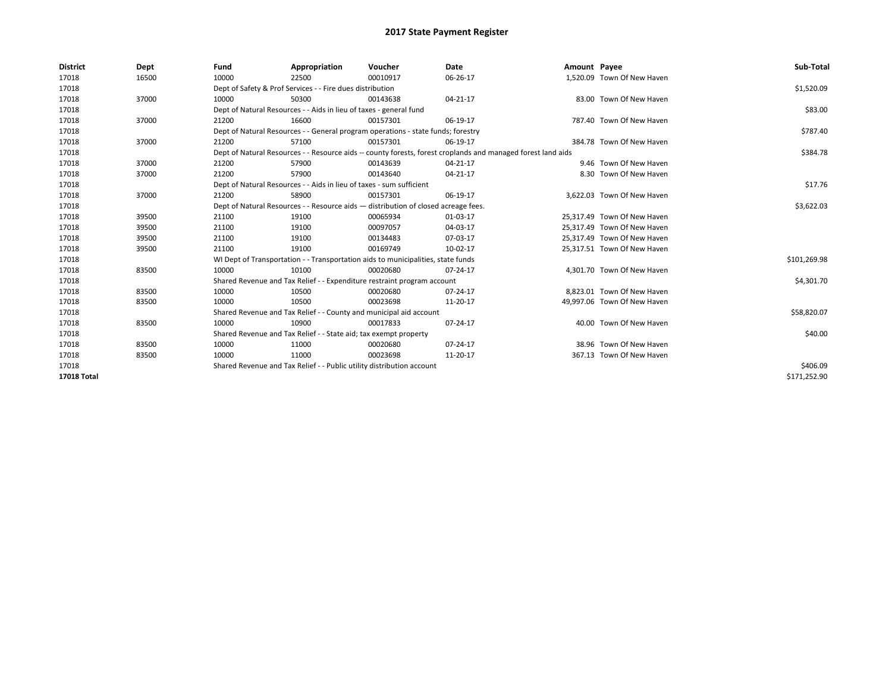# 2017 State Payment Register

| District | Dept | Fund | Appropriation | Voucher | Date | Amount | Payee | Sub-Total |
|---|---|---|---|---|---|---|---|---|
| 17018 | 16500 | 10000 | 22500 | 00010917 | 06-26-17 | 1,520.09 | Town Of New Haven | |
| 17018 | | Dept of Safety & Prof Services - - Fire dues distribution | | | | | | $1,520.09 |
| 17018 | 37000 | 10000 | 50300 | 00143638 | 04-21-17 | 83.00 | Town Of New Haven | |
| 17018 | | Dept of Natural Resources - - Aids in lieu of taxes - general fund | | | | | | $83.00 |
| 17018 | 37000 | 21200 | 16600 | 00157301 | 06-19-17 | 787.40 | Town Of New Haven | |
| 17018 | | Dept of Natural Resources - - General program operations - state funds; forestry | | | | | | $787.40 |
| 17018 | 37000 | 21200 | 57100 | 00157301 | 06-19-17 | 384.78 | Town Of New Haven | |
| 17018 | | Dept of Natural Resources - - Resource aids -- county forests, forest croplands and managed forest land aids | | | | | | $384.78 |
| 17018 | 37000 | 21200 | 57900 | 00143639 | 04-21-17 | 9.46 | Town Of New Haven | |
| 17018 | 37000 | 21200 | 57900 | 00143640 | 04-21-17 | 8.30 | Town Of New Haven | |
| 17018 | | Dept of Natural Resources - - Aids in lieu of taxes - sum sufficient | | | | | | $17.76 |
| 17018 | 37000 | 21200 | 58900 | 00157301 | 06-19-17 | 3,622.03 | Town Of New Haven | |
| 17018 | | Dept of Natural Resources - - Resource aids — distribution of closed acreage fees. | | | | | | $3,622.03 |
| 17018 | 39500 | 21100 | 19100 | 00065934 | 01-03-17 | 25,317.49 | Town Of New Haven | |
| 17018 | 39500 | 21100 | 19100 | 00097057 | 04-03-17 | 25,317.49 | Town Of New Haven | |
| 17018 | 39500 | 21100 | 19100 | 00134483 | 07-03-17 | 25,317.49 | Town Of New Haven | |
| 17018 | 39500 | 21100 | 19100 | 00169749 | 10-02-17 | 25,317.51 | Town Of New Haven | |
| 17018 | | WI Dept of Transportation - - Transportation aids to municipalities, state funds | | | | | | $101,269.98 |
| 17018 | 83500 | 10000 | 10100 | 00020680 | 07-24-17 | 4,301.70 | Town Of New Haven | |
| 17018 | | Shared Revenue and Tax Relief - - Expenditure restraint program account | | | | | | $4,301.70 |
| 17018 | 83500 | 10000 | 10500 | 00020680 | 07-24-17 | 8,823.01 | Town Of New Haven | |
| 17018 | 83500 | 10000 | 10500 | 00023698 | 11-20-17 | 49,997.06 | Town Of New Haven | |
| 17018 | | Shared Revenue and Tax Relief - - County and municipal aid account | | | | | | $58,820.07 |
| 17018 | 83500 | 10000 | 10900 | 00017833 | 07-24-17 | 40.00 | Town Of New Haven | |
| 17018 | | Shared Revenue and Tax Relief - - State aid; tax exempt property | | | | | | $40.00 |
| 17018 | 83500 | 10000 | 11000 | 00020680 | 07-24-17 | 38.96 | Town Of New Haven | |
| 17018 | 83500 | 10000 | 11000 | 00023698 | 11-20-17 | 367.13 | Town Of New Haven | |
| 17018 | | Shared Revenue and Tax Relief - - Public utility distribution account | | | | | | $406.09 |
| **17018 Total** | | | | | | | | $171,252.90 |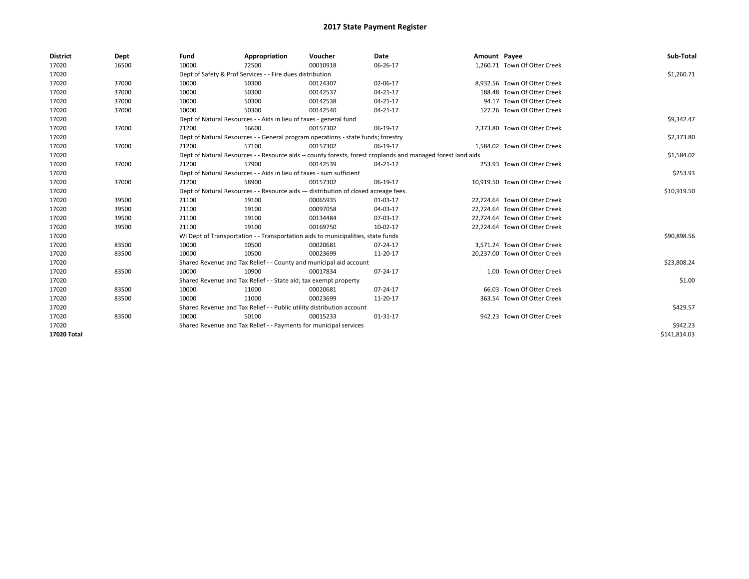# 2017 State Payment Register

| District | Dept | Fund | Appropriation | Voucher | Date | Amount | Payee | Sub-Total |
|---|---|---|---|---|---|---|---|---|
| 17020 | 16500 | 10000 | 22500 | 00010918 | 06-26-17 | 1,260.71 | Town Of Otter Creek | |
| 17020 | | Dept of Safety & Prof Services - - Fire dues distribution | | | | | | $1,260.71 |
| 17020 | 37000 | 10000 | 50300 | 00124307 | 02-06-17 | 8,932.56 | Town Of Otter Creek | |
| 17020 | 37000 | 10000 | 50300 | 00142537 | 04-21-17 | 188.48 | Town Of Otter Creek | |
| 17020 | 37000 | 10000 | 50300 | 00142538 | 04-21-17 | 94.17 | Town Of Otter Creek | |
| 17020 | 37000 | 10000 | 50300 | 00142540 | 04-21-17 | 127.26 | Town Of Otter Creek | |
| 17020 | | Dept of Natural Resources - - Aids in lieu of taxes - general fund | | | | | | $9,342.47 |
| 17020 | 37000 | 21200 | 16600 | 00157302 | 06-19-17 | 2,373.80 | Town Of Otter Creek | |
| 17020 | | Dept of Natural Resources - - General program operations - state funds; forestry | | | | | | $2,373.80 |
| 17020 | 37000 | 21200 | 57100 | 00157302 | 06-19-17 | 1,584.02 | Town Of Otter Creek | |
| 17020 | | Dept of Natural Resources - - Resource aids -- county forests, forest croplands and managed forest land aids | | | | | | $1,584.02 |
| 17020 | 37000 | 21200 | 57900 | 00142539 | 04-21-17 | 253.93 | Town Of Otter Creek | |
| 17020 | | Dept of Natural Resources - - Aids in lieu of taxes - sum sufficient | | | | | | $253.93 |
| 17020 | 37000 | 21200 | 58900 | 00157302 | 06-19-17 | 10,919.50 | Town Of Otter Creek | |
| 17020 | | Dept of Natural Resources - - Resource aids — distribution of closed acreage fees. | | | | | | $10,919.50 |
| 17020 | 39500 | 21100 | 19100 | 00065935 | 01-03-17 | 22,724.64 | Town Of Otter Creek | |
| 17020 | 39500 | 21100 | 19100 | 00097058 | 04-03-17 | 22,724.64 | Town Of Otter Creek | |
| 17020 | 39500 | 21100 | 19100 | 00134484 | 07-03-17 | 22,724.64 | Town Of Otter Creek | |
| 17020 | 39500 | 21100 | 19100 | 00169750 | 10-02-17 | 22,724.64 | Town Of Otter Creek | |
| 17020 | | WI Dept of Transportation - - Transportation aids to municipalities, state funds | | | | | | $90,898.56 |
| 17020 | 83500 | 10000 | 10500 | 00020681 | 07-24-17 | 3,571.24 | Town Of Otter Creek | |
| 17020 | 83500 | 10000 | 10500 | 00023699 | 11-20-17 | 20,237.00 | Town Of Otter Creek | |
| 17020 | | Shared Revenue and Tax Relief - - County and municipal aid account | | | | | | $23,808.24 |
| 17020 | 83500 | 10000 | 10900 | 00017834 | 07-24-17 | 1.00 | Town Of Otter Creek | |
| 17020 | | Shared Revenue and Tax Relief - - State aid; tax exempt property | | | | | | $1.00 |
| 17020 | 83500 | 10000 | 11000 | 00020681 | 07-24-17 | 66.03 | Town Of Otter Creek | |
| 17020 | 83500 | 10000 | 11000 | 00023699 | 11-20-17 | 363.54 | Town Of Otter Creek | |
| 17020 | | Shared Revenue and Tax Relief - - Public utility distribution account | | | | | | $429.57 |
| 17020 | 83500 | 10000 | 50100 | 00015233 | 01-31-17 | 942.23 | Town Of Otter Creek | |
| 17020 | | Shared Revenue and Tax Relief - - Payments for municipal services | | | | | | $942.23 |
| **17020 Total** | | | | | | | | $141,814.03 |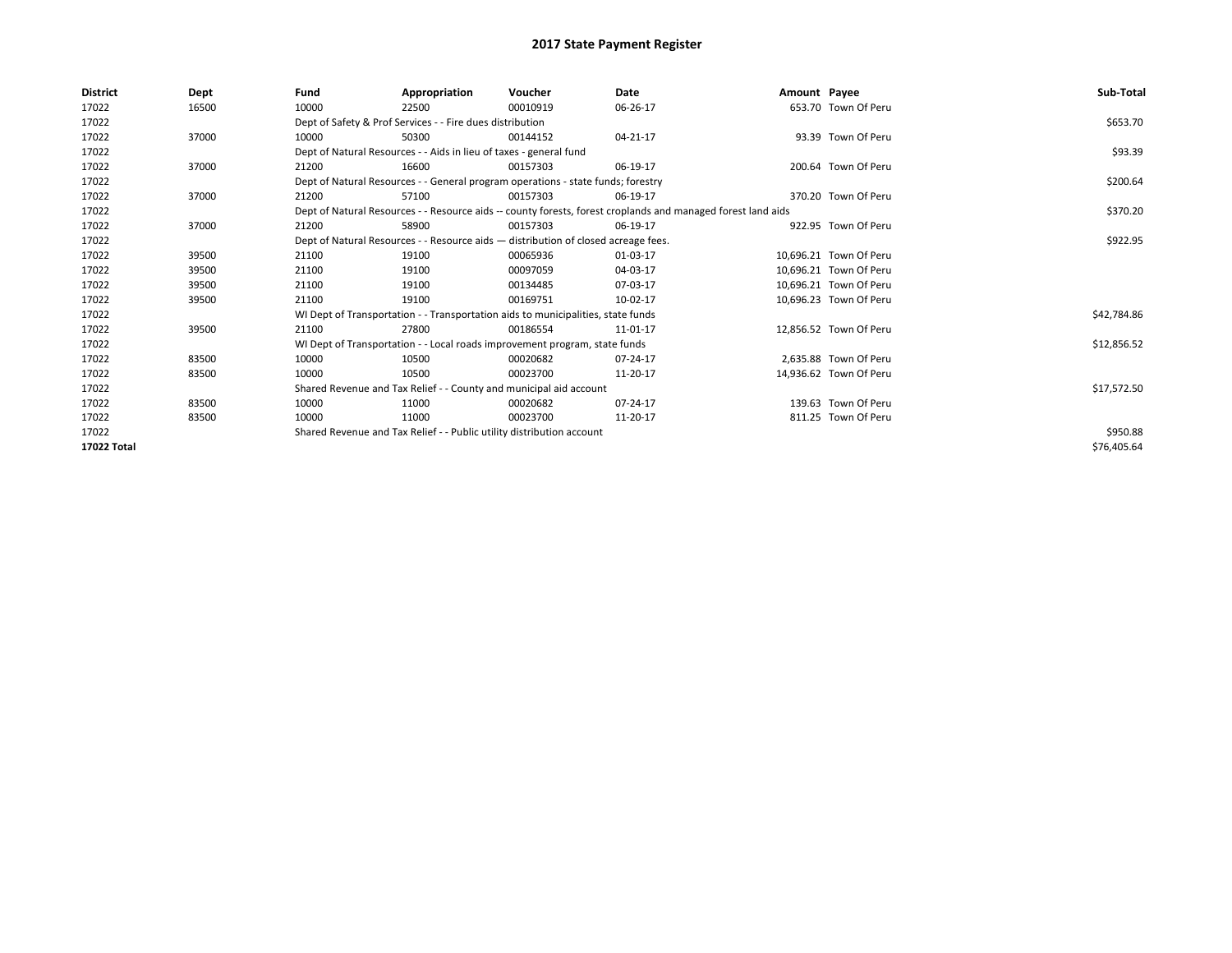# 2017 State Payment Register

| District | Dept | Fund | Appropriation | Voucher | Date | Amount | Payee | Sub-Total |
|---|---|---|---|---|---|---|---|---|
| 17022 | 16500 | 10000 | 22500 | 00010919 | 06-26-17 | 653.70 | Town Of Peru | |
| 17022 | | Dept of Safety & Prof Services - - Fire dues distribution | | | | | | $653.70 |
| 17022 | 37000 | 10000 | 50300 | 00144152 | 04-21-17 | 93.39 | Town Of Peru | |
| 17022 | | Dept of Natural Resources - - Aids in lieu of taxes - general fund | | | | | | $93.39 |
| 17022 | 37000 | 21200 | 16600 | 00157303 | 06-19-17 | 200.64 | Town Of Peru | |
| 17022 | | Dept of Natural Resources - - General program operations - state funds; forestry | | | | | | $200.64 |
| 17022 | 37000 | 21200 | 57100 | 00157303 | 06-19-17 | 370.20 | Town Of Peru | |
| 17022 | | Dept of Natural Resources - - Resource aids -- county forests, forest croplands and managed forest land aids | | | | | | $370.20 |
| 17022 | 37000 | 21200 | 58900 | 00157303 | 06-19-17 | 922.95 | Town Of Peru | |
| 17022 | | Dept of Natural Resources - - Resource aids — distribution of closed acreage fees. | | | | | | $922.95 |
| 17022 | 39500 | 21100 | 19100 | 00065936 | 01-03-17 | 10,696.21 | Town Of Peru | |
| 17022 | 39500 | 21100 | 19100 | 00097059 | 04-03-17 | 10,696.21 | Town Of Peru | |
| 17022 | 39500 | 21100 | 19100 | 00134485 | 07-03-17 | 10,696.21 | Town Of Peru | |
| 17022 | 39500 | 21100 | 19100 | 00169751 | 10-02-17 | 10,696.23 | Town Of Peru | |
| 17022 | | WI Dept of Transportation - - Transportation aids to municipalities, state funds | | | | | | $42,784.86 |
| 17022 | 39500 | 21100 | 27800 | 00186554 | 11-01-17 | 12,856.52 | Town Of Peru | |
| 17022 | | WI Dept of Transportation - - Local roads improvement program, state funds | | | | | | $12,856.52 |
| 17022 | 83500 | 10000 | 10500 | 00020682 | 07-24-17 | 2,635.88 | Town Of Peru | |
| 17022 | 83500 | 10000 | 10500 | 00023700 | 11-20-17 | 14,936.62 | Town Of Peru | |
| 17022 | | Shared Revenue and Tax Relief - - County and municipal aid account | | | | | | $17,572.50 |
| 17022 | 83500 | 10000 | 11000 | 00020682 | 07-24-17 | 139.63 | Town Of Peru | |
| 17022 | 83500 | 10000 | 11000 | 00023700 | 11-20-17 | 811.25 | Town Of Peru | |
| 17022 | | Shared Revenue and Tax Relief - - Public utility distribution account | | | | | | $950.88 |
| **17022 Total** | | | | | | | | $76,405.64 |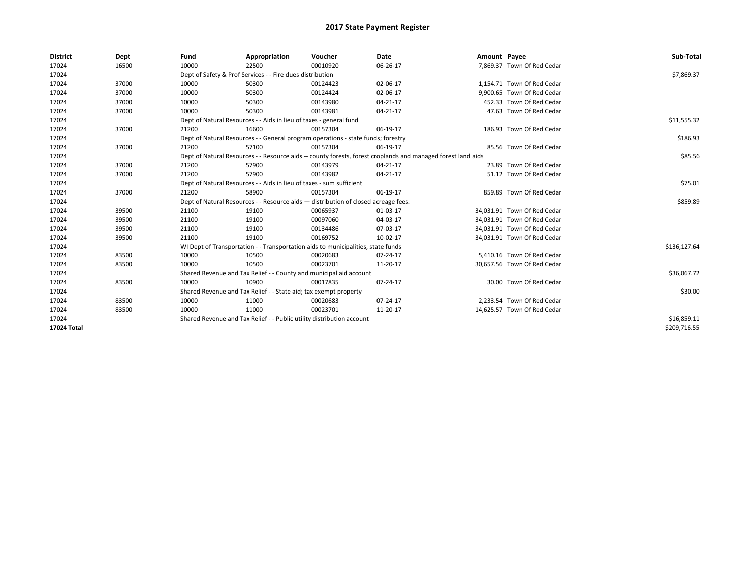# 2017 State Payment Register

| District | Dept | Fund | Appropriation | Voucher | Date | Amount | Payee | Sub-Total |
|---|---|---|---|---|---|---|---|---|
| 17024 | 16500 | 10000 | 22500 | 00010920 | 06-26-17 | 7,869.37 | Town Of Red Cedar | |
| 17024 | | Dept of Safety & Prof Services - - Fire dues distribution | | | | | | $7,869.37 |
| 17024 | 37000 | 10000 | 50300 | 00124423 | 02-06-17 | 1,154.71 | Town Of Red Cedar | |
| 17024 | 37000 | 10000 | 50300 | 00124424 | 02-06-17 | 9,900.65 | Town Of Red Cedar | |
| 17024 | 37000 | 10000 | 50300 | 00143980 | 04-21-17 | 452.33 | Town Of Red Cedar | |
| 17024 | 37000 | 10000 | 50300 | 00143981 | 04-21-17 | 47.63 | Town Of Red Cedar | |
| 17024 | | Dept of Natural Resources - - Aids in lieu of taxes - general fund | | | | | | $11,555.32 |
| 17024 | 37000 | 21200 | 16600 | 00157304 | 06-19-17 | 186.93 | Town Of Red Cedar | |
| 17024 | | Dept of Natural Resources - - General program operations - state funds; forestry | | | | | | $186.93 |
| 17024 | 37000 | 21200 | 57100 | 00157304 | 06-19-17 | 85.56 | Town Of Red Cedar | |
| 17024 | | Dept of Natural Resources - - Resource aids -- county forests, forest croplands and managed forest land aids | | | | | | $85.56 |
| 17024 | 37000 | 21200 | 57900 | 00143979 | 04-21-17 | 23.89 | Town Of Red Cedar | |
| 17024 | 37000 | 21200 | 57900 | 00143982 | 04-21-17 | 51.12 | Town Of Red Cedar | |
| 17024 | | Dept of Natural Resources - - Aids in lieu of taxes - sum sufficient | | | | | | $75.01 |
| 17024 | 37000 | 21200 | 58900 | 00157304 | 06-19-17 | 859.89 | Town Of Red Cedar | |
| 17024 | | Dept of Natural Resources - - Resource aids — distribution of closed acreage fees. | | | | | | $859.89 |
| 17024 | 39500 | 21100 | 19100 | 00065937 | 01-03-17 | 34,031.91 | Town Of Red Cedar | |
| 17024 | 39500 | 21100 | 19100 | 00097060 | 04-03-17 | 34,031.91 | Town Of Red Cedar | |
| 17024 | 39500 | 21100 | 19100 | 00134486 | 07-03-17 | 34,031.91 | Town Of Red Cedar | |
| 17024 | 39500 | 21100 | 19100 | 00169752 | 10-02-17 | 34,031.91 | Town Of Red Cedar | |
| 17024 | | WI Dept of Transportation - - Transportation aids to municipalities, state funds | | | | | | $136,127.64 |
| 17024 | 83500 | 10000 | 10500 | 00020683 | 07-24-17 | 5,410.16 | Town Of Red Cedar | |
| 17024 | 83500 | 10000 | 10500 | 00023701 | 11-20-17 | 30,657.56 | Town Of Red Cedar | |
| 17024 | | Shared Revenue and Tax Relief - - County and municipal aid account | | | | | | $36,067.72 |
| 17024 | 83500 | 10000 | 10900 | 00017835 | 07-24-17 | 30.00 | Town Of Red Cedar | |
| 17024 | | Shared Revenue and Tax Relief - - State aid; tax exempt property | | | | | | $30.00 |
| 17024 | 83500 | 10000 | 11000 | 00020683 | 07-24-17 | 2,233.54 | Town Of Red Cedar | |
| 17024 | 83500 | 10000 | 11000 | 00023701 | 11-20-17 | 14,625.57 | Town Of Red Cedar | |
| 17024 | | Shared Revenue and Tax Relief - - Public utility distribution account | | | | | | $16,859.11 |
| **17024 Total** | | | | | | | | $209,716.55 |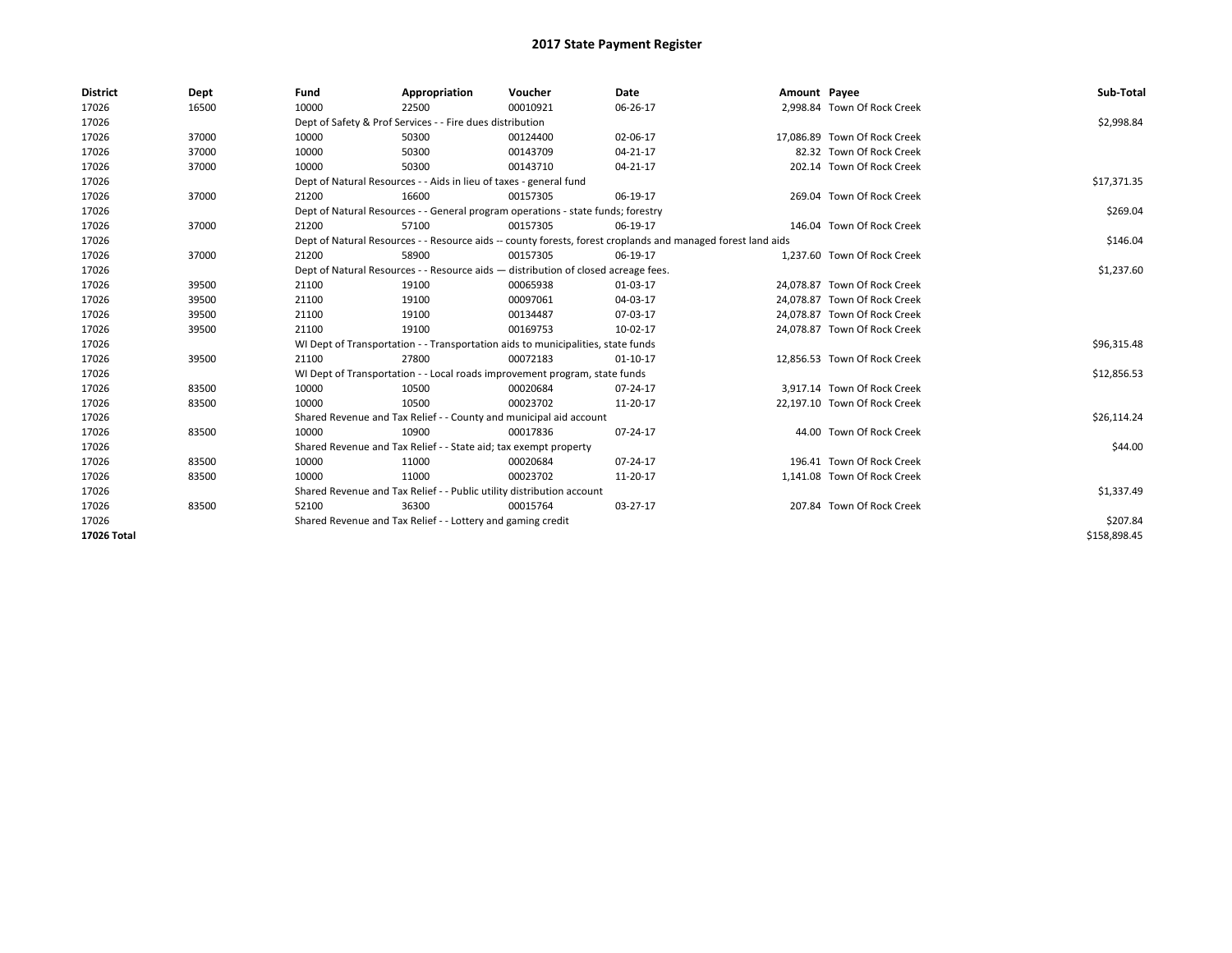# 2017 State Payment Register

| District | Dept | Fund | Appropriation | Voucher | Date | Amount | Payee | Sub-Total |
|---|---|---|---|---|---|---|---|---|
| 17026 | 16500 | 10000 | 22500 | 00010921 | 06-26-17 | 2,998.84 | Town Of Rock Creek | |
| 17026 | | Dept of Safety & Prof Services - - Fire dues distribution | | | | | | $2,998.84 |
| 17026 | 37000 | 10000 | 50300 | 00124400 | 02-06-17 | 17,086.89 | Town Of Rock Creek | |
| 17026 | 37000 | 10000 | 50300 | 00143709 | 04-21-17 | 82.32 | Town Of Rock Creek | |
| 17026 | 37000 | 10000 | 50300 | 00143710 | 04-21-17 | 202.14 | Town Of Rock Creek | |
| 17026 | | Dept of Natural Resources - - Aids in lieu of taxes - general fund | | | | | | $17,371.35 |
| 17026 | 37000 | 21200 | 16600 | 00157305 | 06-19-17 | 269.04 | Town Of Rock Creek | |
| 17026 | | Dept of Natural Resources - - General program operations - state funds; forestry | | | | | | $269.04 |
| 17026 | 37000 | 21200 | 57100 | 00157305 | 06-19-17 | 146.04 | Town Of Rock Creek | |
| 17026 | | Dept of Natural Resources - - Resource aids -- county forests, forest croplands and managed forest land aids | | | | | | $146.04 |
| 17026 | 37000 | 21200 | 58900 | 00157305 | 06-19-17 | 1,237.60 | Town Of Rock Creek | |
| 17026 | | Dept of Natural Resources - - Resource aids — distribution of closed acreage fees. | | | | | | $1,237.60 |
| 17026 | 39500 | 21100 | 19100 | 00065938 | 01-03-17 | 24,078.87 | Town Of Rock Creek | |
| 17026 | 39500 | 21100 | 19100 | 00097061 | 04-03-17 | 24,078.87 | Town Of Rock Creek | |
| 17026 | 39500 | 21100 | 19100 | 00134487 | 07-03-17 | 24,078.87 | Town Of Rock Creek | |
| 17026 | 39500 | 21100 | 19100 | 00169753 | 10-02-17 | 24,078.87 | Town Of Rock Creek | |
| 17026 | | WI Dept of Transportation - - Transportation aids to municipalities, state funds | | | | | | $96,315.48 |
| 17026 | 39500 | 21100 | 27800 | 00072183 | 01-10-17 | 12,856.53 | Town Of Rock Creek | |
| 17026 | | WI Dept of Transportation - - Local roads improvement program, state funds | | | | | | $12,856.53 |
| 17026 | 83500 | 10000 | 10500 | 00020684 | 07-24-17 | 3,917.14 | Town Of Rock Creek | |
| 17026 | 83500 | 10000 | 10500 | 00023702 | 11-20-17 | 22,197.10 | Town Of Rock Creek | |
| 17026 | | Shared Revenue and Tax Relief - - County and municipal aid account | | | | | | $26,114.24 |
| 17026 | 83500 | 10000 | 10900 | 00017836 | 07-24-17 | 44.00 | Town Of Rock Creek | |
| 17026 | | Shared Revenue and Tax Relief - - State aid; tax exempt property | | | | | | $44.00 |
| 17026 | 83500 | 10000 | 11000 | 00020684 | 07-24-17 | 196.41 | Town Of Rock Creek | |
| 17026 | 83500 | 10000 | 11000 | 00023702 | 11-20-17 | 1,141.08 | Town Of Rock Creek | |
| 17026 | | Shared Revenue and Tax Relief - - Public utility distribution account | | | | | | $1,337.49 |
| 17026 | 83500 | 52100 | 36300 | 00015764 | 03-27-17 | 207.84 | Town Of Rock Creek | |
| 17026 | | Shared Revenue and Tax Relief - - Lottery and gaming credit | | | | | | $207.84 |
| **17026 Total** | | | | | | | | $158,898.45 |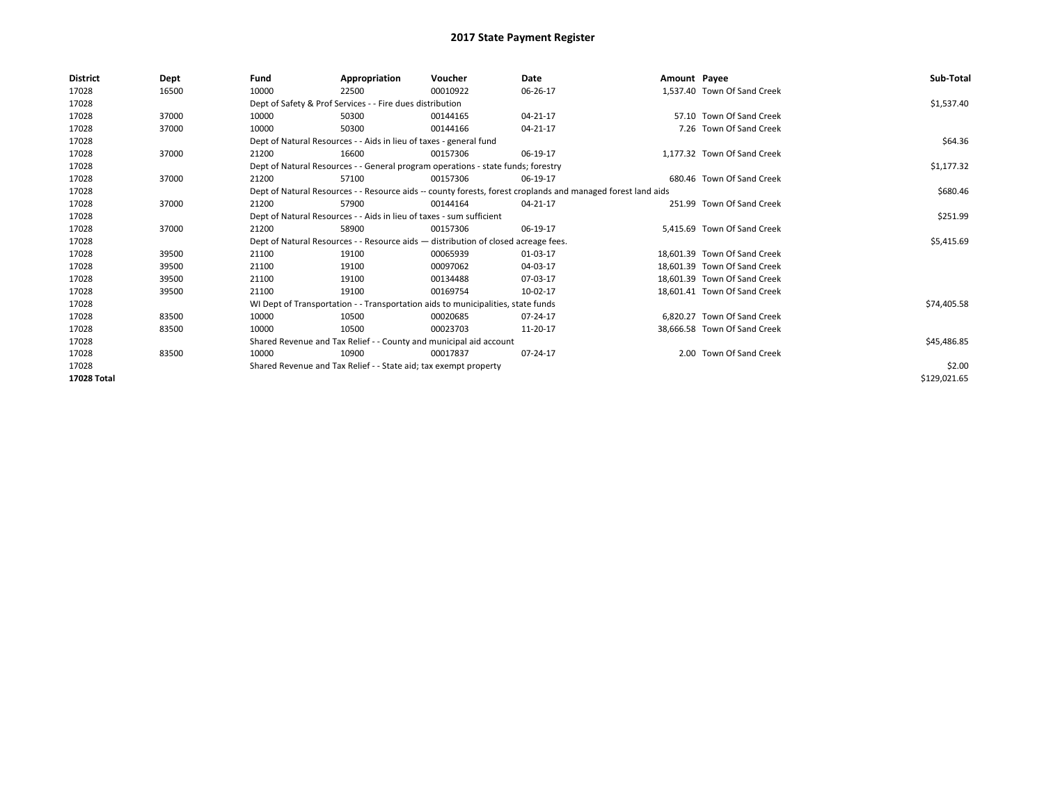# 2017 State Payment Register

| District | Dept | Fund | Appropriation | Voucher | Date | Amount | Payee | Sub-Total |
|---|---|---|---|---|---|---|---|---|
| 17028 | 16500 | 10000 | 22500 | 00010922 | 06-26-17 | 1,537.40 | Town Of Sand Creek | |
| 17028 | | Dept of Safety & Prof Services - - Fire dues distribution | | | | | | $1,537.40 |
| 17028 | 37000 | 10000 | 50300 | 00144165 | 04-21-17 | 57.10 | Town Of Sand Creek | |
| 17028 | 37000 | 10000 | 50300 | 00144166 | 04-21-17 | 7.26 | Town Of Sand Creek | |
| 17028 | | Dept of Natural Resources - - Aids in lieu of taxes - general fund | | | | | | $64.36 |
| 17028 | 37000 | 21200 | 16600 | 00157306 | 06-19-17 | 1,177.32 | Town Of Sand Creek | |
| 17028 | | Dept of Natural Resources - - General program operations - state funds; forestry | | | | | | $1,177.32 |
| 17028 | 37000 | 21200 | 57100 | 00157306 | 06-19-17 | 680.46 | Town Of Sand Creek | |
| 17028 | | Dept of Natural Resources - - Resource aids -- county forests, forest croplands and managed forest land aids | | | | | | $680.46 |
| 17028 | 37000 | 21200 | 57900 | 00144164 | 04-21-17 | 251.99 | Town Of Sand Creek | |
| 17028 | | Dept of Natural Resources - - Aids in lieu of taxes - sum sufficient | | | | | | $251.99 |
| 17028 | 37000 | 21200 | 58900 | 00157306 | 06-19-17 | 5,415.69 | Town Of Sand Creek | |
| 17028 | | Dept of Natural Resources - - Resource aids — distribution of closed acreage fees. | | | | | | $5,415.69 |
| 17028 | 39500 | 21100 | 19100 | 00065939 | 01-03-17 | 18,601.39 | Town Of Sand Creek | |
| 17028 | 39500 | 21100 | 19100 | 00097062 | 04-03-17 | 18,601.39 | Town Of Sand Creek | |
| 17028 | 39500 | 21100 | 19100 | 00134488 | 07-03-17 | 18,601.39 | Town Of Sand Creek | |
| 17028 | 39500 | 21100 | 19100 | 00169754 | 10-02-17 | 18,601.41 | Town Of Sand Creek | |
| 17028 | | WI Dept of Transportation - - Transportation aids to municipalities, state funds | | | | | | $74,405.58 |
| 17028 | 83500 | 10000 | 10500 | 00020685 | 07-24-17 | 6,820.27 | Town Of Sand Creek | |
| 17028 | 83500 | 10000 | 10500 | 00023703 | 11-20-17 | 38,666.58 | Town Of Sand Creek | |
| 17028 | | Shared Revenue and Tax Relief - - County and municipal aid account | | | | | | $45,486.85 |
| 17028 | 83500 | 10000 | 10900 | 00017837 | 07-24-17 | 2.00 | Town Of Sand Creek | |
| 17028 | | Shared Revenue and Tax Relief - - State aid; tax exempt property | | | | | | $2.00 |
| **17028 Total** | | | | | | | | $129,021.65 |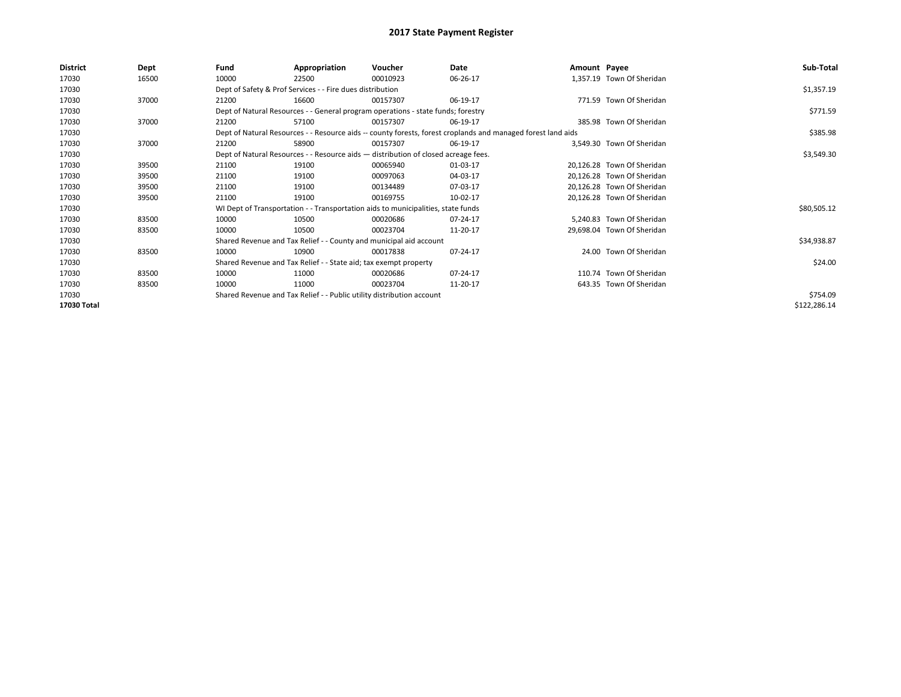# 2017 State Payment Register

| District | Dept | Fund | Appropriation | Voucher | Date | Amount | Payee | Sub-Total |
|---|---|---|---|---|---|---|---|---|
| 17030 | 16500 | 10000 | 22500 | 00010923 | 06-26-17 | 1,357.19 | Town Of Sheridan | |
| 17030 | | Dept of Safety & Prof Services - - Fire dues distribution | | | | | | $1,357.19 |
| 17030 | 37000 | 21200 | 16600 | 00157307 | 06-19-17 | 771.59 | Town Of Sheridan | |
| 17030 | | Dept of Natural Resources - - General program operations - state funds; forestry | | | | | | $771.59 |
| 17030 | 37000 | 21200 | 57100 | 00157307 | 06-19-17 | 385.98 | Town Of Sheridan | |
| 17030 | | Dept of Natural Resources - - Resource aids -- county forests, forest croplands and managed forest land aids | | | | | | $385.98 |
| 17030 | 37000 | 21200 | 58900 | 00157307 | 06-19-17 | 3,549.30 | Town Of Sheridan | |
| 17030 | | Dept of Natural Resources - - Resource aids — distribution of closed acreage fees. | | | | | | $3,549.30 |
| 17030 | 39500 | 21100 | 19100 | 00065940 | 01-03-17 | 20,126.28 | Town Of Sheridan | |
| 17030 | 39500 | 21100 | 19100 | 00097063 | 04-03-17 | 20,126.28 | Town Of Sheridan | |
| 17030 | 39500 | 21100 | 19100 | 00134489 | 07-03-17 | 20,126.28 | Town Of Sheridan | |
| 17030 | 39500 | 21100 | 19100 | 00169755 | 10-02-17 | 20,126.28 | Town Of Sheridan | |
| 17030 | | WI Dept of Transportation - - Transportation aids to municipalities, state funds | | | | | | $80,505.12 |
| 17030 | 83500 | 10000 | 10500 | 00020686 | 07-24-17 | 5,240.83 | Town Of Sheridan | |
| 17030 | 83500 | 10000 | 10500 | 00023704 | 11-20-17 | 29,698.04 | Town Of Sheridan | |
| 17030 | | Shared Revenue and Tax Relief - - County and municipal aid account | | | | | | $34,938.87 |
| 17030 | 83500 | 10000 | 10900 | 00017838 | 07-24-17 | 24.00 | Town Of Sheridan | |
| 17030 | | Shared Revenue and Tax Relief - - State aid; tax exempt property | | | | | | $24.00 |
| 17030 | 83500 | 10000 | 11000 | 00020686 | 07-24-17 | 110.74 | Town Of Sheridan | |
| 17030 | 83500 | 10000 | 11000 | 00023704 | 11-20-17 | 643.35 | Town Of Sheridan | |
| 17030 | | Shared Revenue and Tax Relief - - Public utility distribution account | | | | | | $754.09 |
| **17030 Total** | | | | | | | | $122,286.14 |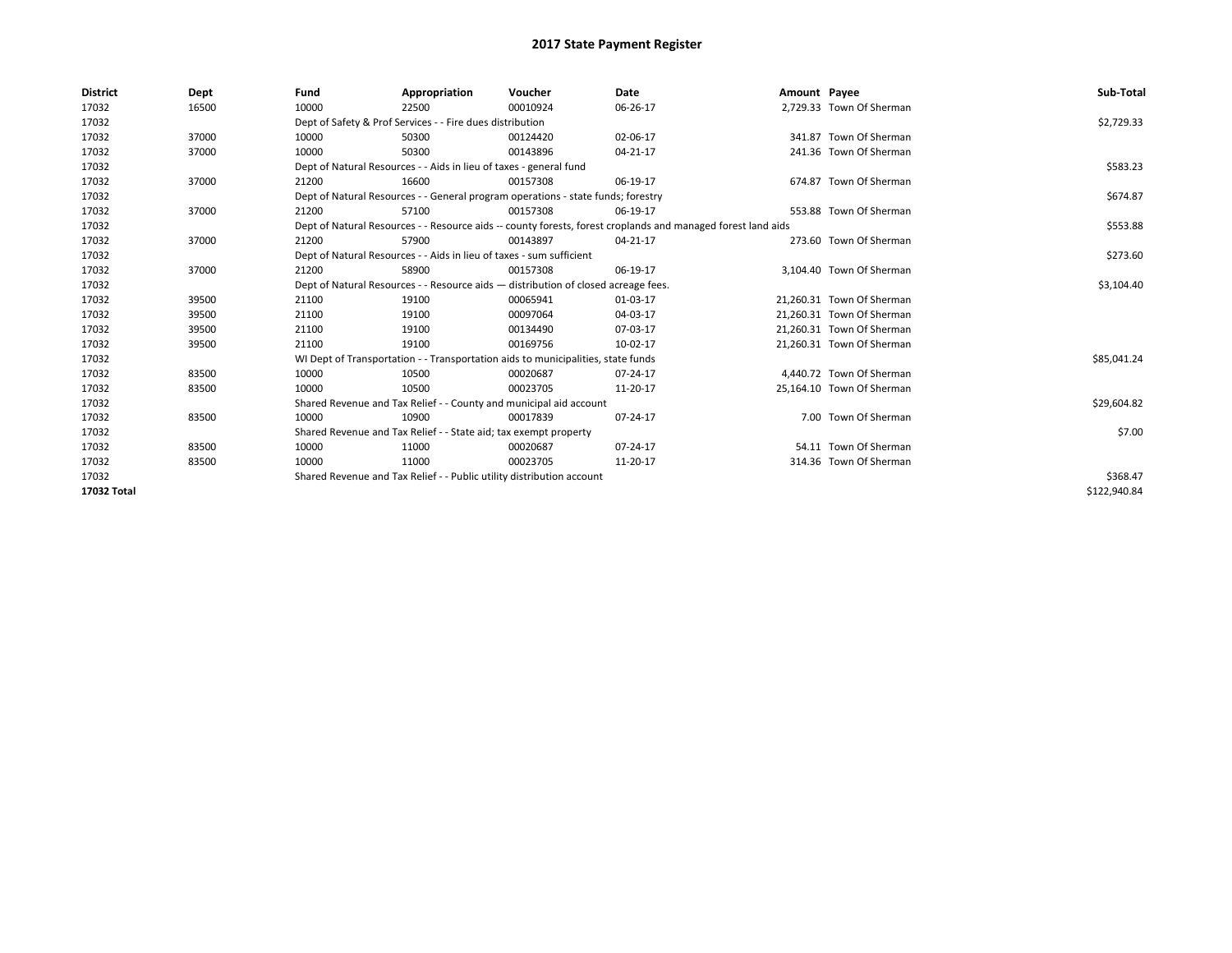# 2017 State Payment Register

| District | Dept | Fund | Appropriation | Voucher | Date | Amount | Payee | Sub-Total |
|---|---|---|---|---|---|---|---|---|
| 17032 | 16500 | 10000 | 22500 | 00010924 | 06-26-17 | 2,729.33 | Town Of Sherman | |
| 17032 | | Dept of Safety & Prof Services - - Fire dues distribution | | | | | | $2,729.33 |
| 17032 | 37000 | 10000 | 50300 | 00124420 | 02-06-17 | 341.87 | Town Of Sherman | |
| 17032 | 37000 | 10000 | 50300 | 00143896 | 04-21-17 | 241.36 | Town Of Sherman | |
| 17032 | | Dept of Natural Resources - - Aids in lieu of taxes - general fund | | | | | | $583.23 |
| 17032 | 37000 | 21200 | 16600 | 00157308 | 06-19-17 | 674.87 | Town Of Sherman | |
| 17032 | | Dept of Natural Resources - - General program operations - state funds; forestry | | | | | | $674.87 |
| 17032 | 37000 | 21200 | 57100 | 00157308 | 06-19-17 | 553.88 | Town Of Sherman | |
| 17032 | | Dept of Natural Resources - - Resource aids -- county forests, forest croplands and managed forest land aids | | | | | | $553.88 |
| 17032 | 37000 | 21200 | 57900 | 00143897 | 04-21-17 | 273.60 | Town Of Sherman | |
| 17032 | | Dept of Natural Resources - - Aids in lieu of taxes - sum sufficient | | | | | | $273.60 |
| 17032 | 37000 | 21200 | 58900 | 00157308 | 06-19-17 | 3,104.40 | Town Of Sherman | |
| 17032 | | Dept of Natural Resources - - Resource aids — distribution of closed acreage fees. | | | | | | $3,104.40 |
| 17032 | 39500 | 21100 | 19100 | 00065941 | 01-03-17 | 21,260.31 | Town Of Sherman | |
| 17032 | 39500 | 21100 | 19100 | 00097064 | 04-03-17 | 21,260.31 | Town Of Sherman | |
| 17032 | 39500 | 21100 | 19100 | 00134490 | 07-03-17 | 21,260.31 | Town Of Sherman | |
| 17032 | 39500 | 21100 | 19100 | 00169756 | 10-02-17 | 21,260.31 | Town Of Sherman | |
| 17032 | | WI Dept of Transportation - - Transportation aids to municipalities, state funds | | | | | | $85,041.24 |
| 17032 | 83500 | 10000 | 10500 | 00020687 | 07-24-17 | 4,440.72 | Town Of Sherman | |
| 17032 | 83500 | 10000 | 10500 | 00023705 | 11-20-17 | 25,164.10 | Town Of Sherman | |
| 17032 | | Shared Revenue and Tax Relief - - County and municipal aid account | | | | | | $29,604.82 |
| 17032 | 83500 | 10000 | 10900 | 00017839 | 07-24-17 | 7.00 | Town Of Sherman | |
| 17032 | | Shared Revenue and Tax Relief - - State aid; tax exempt property | | | | | | $7.00 |
| 17032 | 83500 | 10000 | 11000 | 00020687 | 07-24-17 | 54.11 | Town Of Sherman | |
| 17032 | 83500 | 10000 | 11000 | 00023705 | 11-20-17 | 314.36 | Town Of Sherman | |
| 17032 | | Shared Revenue and Tax Relief - - Public utility distribution account | | | | | | $368.47 |
| **17032 Total** | | | | | | | | $122,940.84 |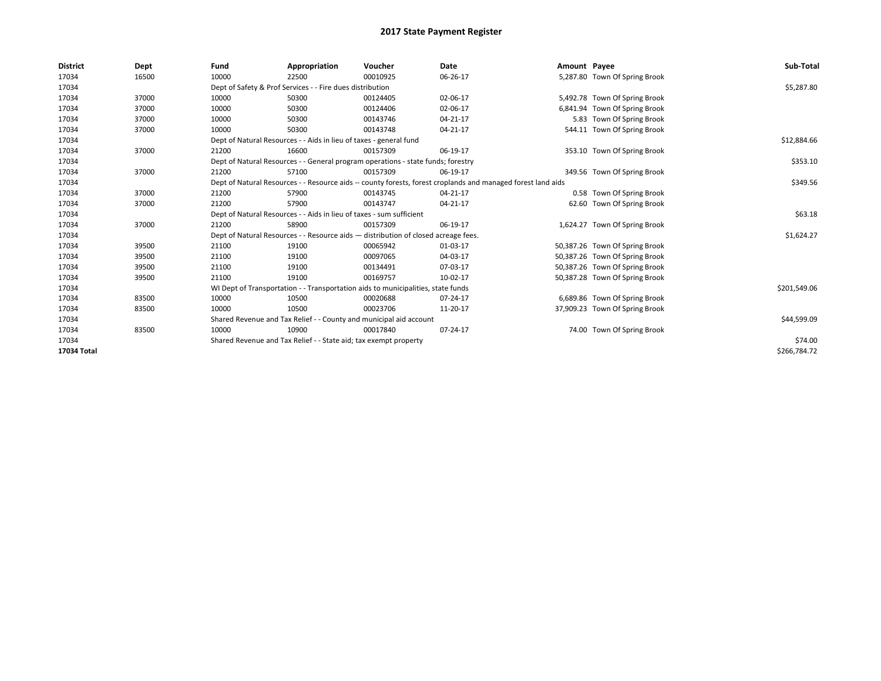# 2017 State Payment Register

| District | Dept | Fund | Appropriation | Voucher | Date | Amount | Payee | Sub-Total |
|---|---|---|---|---|---|---|---|---|
| 17034 | 16500 | 10000 | 22500 | 00010925 | 06-26-17 | 5,287.80 | Town Of Spring Brook | |
| 17034 | | Dept of Safety & Prof Services - - Fire dues distribution | | | | | | $5,287.80 |
| 17034 | 37000 | 10000 | 50300 | 00124405 | 02-06-17 | 5,492.78 | Town Of Spring Brook | |
| 17034 | 37000 | 10000 | 50300 | 00124406 | 02-06-17 | 6,841.94 | Town Of Spring Brook | |
| 17034 | 37000 | 10000 | 50300 | 00143746 | 04-21-17 | 5.83 | Town Of Spring Brook | |
| 17034 | 37000 | 10000 | 50300 | 00143748 | 04-21-17 | 544.11 | Town Of Spring Brook | |
| 17034 | | Dept of Natural Resources - - Aids in lieu of taxes - general fund | | | | | | $12,884.66 |
| 17034 | 37000 | 21200 | 16600 | 00157309 | 06-19-17 | 353.10 | Town Of Spring Brook | |
| 17034 | | Dept of Natural Resources - - General program operations - state funds; forestry | | | | | | $353.10 |
| 17034 | 37000 | 21200 | 57100 | 00157309 | 06-19-17 | 349.56 | Town Of Spring Brook | |
| 17034 | | Dept of Natural Resources - - Resource aids -- county forests, forest croplands and managed forest land aids | | | | | | $349.56 |
| 17034 | 37000 | 21200 | 57900 | 00143745 | 04-21-17 | 0.58 | Town Of Spring Brook | |
| 17034 | 37000 | 21200 | 57900 | 00143747 | 04-21-17 | 62.60 | Town Of Spring Brook | |
| 17034 | | Dept of Natural Resources - - Aids in lieu of taxes - sum sufficient | | | | | | $63.18 |
| 17034 | 37000 | 21200 | 58900 | 00157309 | 06-19-17 | 1,624.27 | Town Of Spring Brook | |
| 17034 | | Dept of Natural Resources - - Resource aids — distribution of closed acreage fees. | | | | | | $1,624.27 |
| 17034 | 39500 | 21100 | 19100 | 00065942 | 01-03-17 | 50,387.26 | Town Of Spring Brook | |
| 17034 | 39500 | 21100 | 19100 | 00097065 | 04-03-17 | 50,387.26 | Town Of Spring Brook | |
| 17034 | 39500 | 21100 | 19100 | 00134491 | 07-03-17 | 50,387.26 | Town Of Spring Brook | |
| 17034 | 39500 | 21100 | 19100 | 00169757 | 10-02-17 | 50,387.28 | Town Of Spring Brook | |
| 17034 | | WI Dept of Transportation - - Transportation aids to municipalities, state funds | | | | | | $201,549.06 |
| 17034 | 83500 | 10000 | 10500 | 00020688 | 07-24-17 | 6,689.86 | Town Of Spring Brook | |
| 17034 | 83500 | 10000 | 10500 | 00023706 | 11-20-17 | 37,909.23 | Town Of Spring Brook | |
| 17034 | | Shared Revenue and Tax Relief - - County and municipal aid account | | | | | | $44,599.09 |
| 17034 | 83500 | 10000 | 10900 | 00017840 | 07-24-17 | 74.00 | Town Of Spring Brook | |
| 17034 | | Shared Revenue and Tax Relief - - State aid; tax exempt property | | | | | | $74.00 |
| **17034 Total** | | | | | | | | $266,784.72 |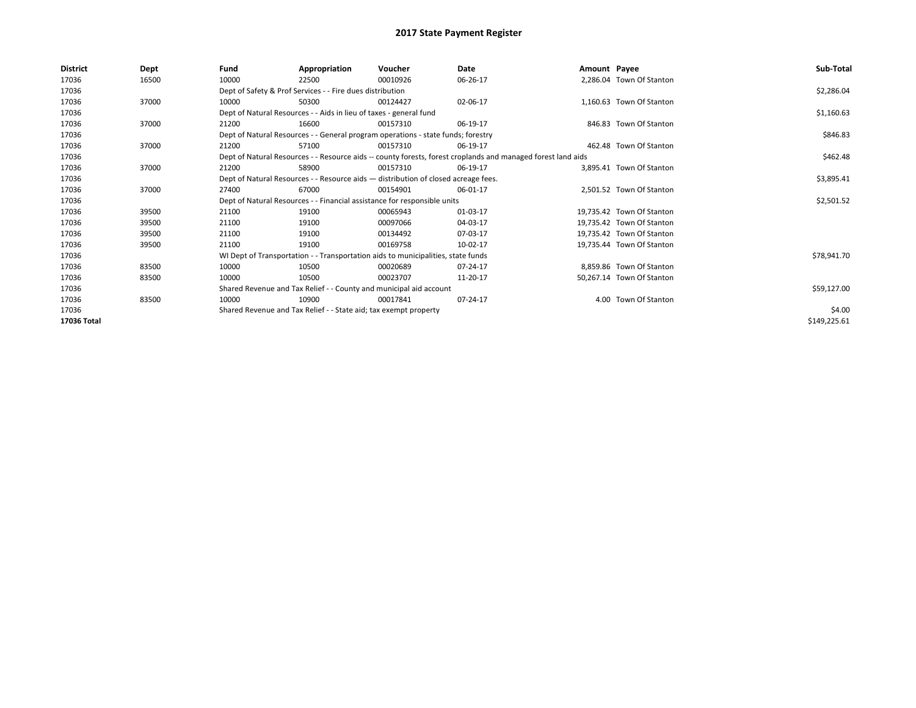# 2017 State Payment Register

| District | Dept | Fund | Appropriation | Voucher | Date | Amount | Payee | Sub-Total |
|---|---|---|---|---|---|---|---|---|
| 17036 | 16500 | 10000 | 22500 | 00010926 | 06-26-17 | 2,286.04 | Town Of Stanton | |
| 17036 | | Dept of Safety & Prof Services - - Fire dues distribution | | | | | | $2,286.04 |
| 17036 | 37000 | 10000 | 50300 | 00124427 | 02-06-17 | 1,160.63 | Town Of Stanton | |
| 17036 | | Dept of Natural Resources - - Aids in lieu of taxes - general fund | | | | | | $1,160.63 |
| 17036 | 37000 | 21200 | 16600 | 00157310 | 06-19-17 | 846.83 | Town Of Stanton | |
| 17036 | | Dept of Natural Resources - - General program operations - state funds; forestry | | | | | | $846.83 |
| 17036 | 37000 | 21200 | 57100 | 00157310 | 06-19-17 | 462.48 | Town Of Stanton | |
| 17036 | | Dept of Natural Resources - - Resource aids -- county forests, forest croplands and managed forest land aids | | | | | | $462.48 |
| 17036 | 37000 | 21200 | 58900 | 00157310 | 06-19-17 | 3,895.41 | Town Of Stanton | |
| 17036 | | Dept of Natural Resources - - Resource aids — distribution of closed acreage fees. | | | | | | $3,895.41 |
| 17036 | 37000 | 27400 | 67000 | 00154901 | 06-01-17 | 2,501.52 | Town Of Stanton | |
| 17036 | | Dept of Natural Resources - - Financial assistance for responsible units | | | | | | $2,501.52 |
| 17036 | 39500 | 21100 | 19100 | 00065943 | 01-03-17 | 19,735.42 | Town Of Stanton | |
| 17036 | 39500 | 21100 | 19100 | 00097066 | 04-03-17 | 19,735.42 | Town Of Stanton | |
| 17036 | 39500 | 21100 | 19100 | 00134492 | 07-03-17 | 19,735.42 | Town Of Stanton | |
| 17036 | 39500 | 21100 | 19100 | 00169758 | 10-02-17 | 19,735.44 | Town Of Stanton | |
| 17036 | | WI Dept of Transportation - - Transportation aids to municipalities, state funds | | | | | | $78,941.70 |
| 17036 | 83500 | 10000 | 10500 | 00020689 | 07-24-17 | 8,859.86 | Town Of Stanton | |
| 17036 | 83500 | 10000 | 10500 | 00023707 | 11-20-17 | 50,267.14 | Town Of Stanton | |
| 17036 | | Shared Revenue and Tax Relief - - County and municipal aid account | | | | | | $59,127.00 |
| 17036 | 83500 | 10000 | 10900 | 00017841 | 07-24-17 | 4.00 | Town Of Stanton | |
| 17036 | | Shared Revenue and Tax Relief - - State aid; tax exempt property | | | | | | $4.00 |
| **17036 Total** | | | | | | | | $149,225.61 |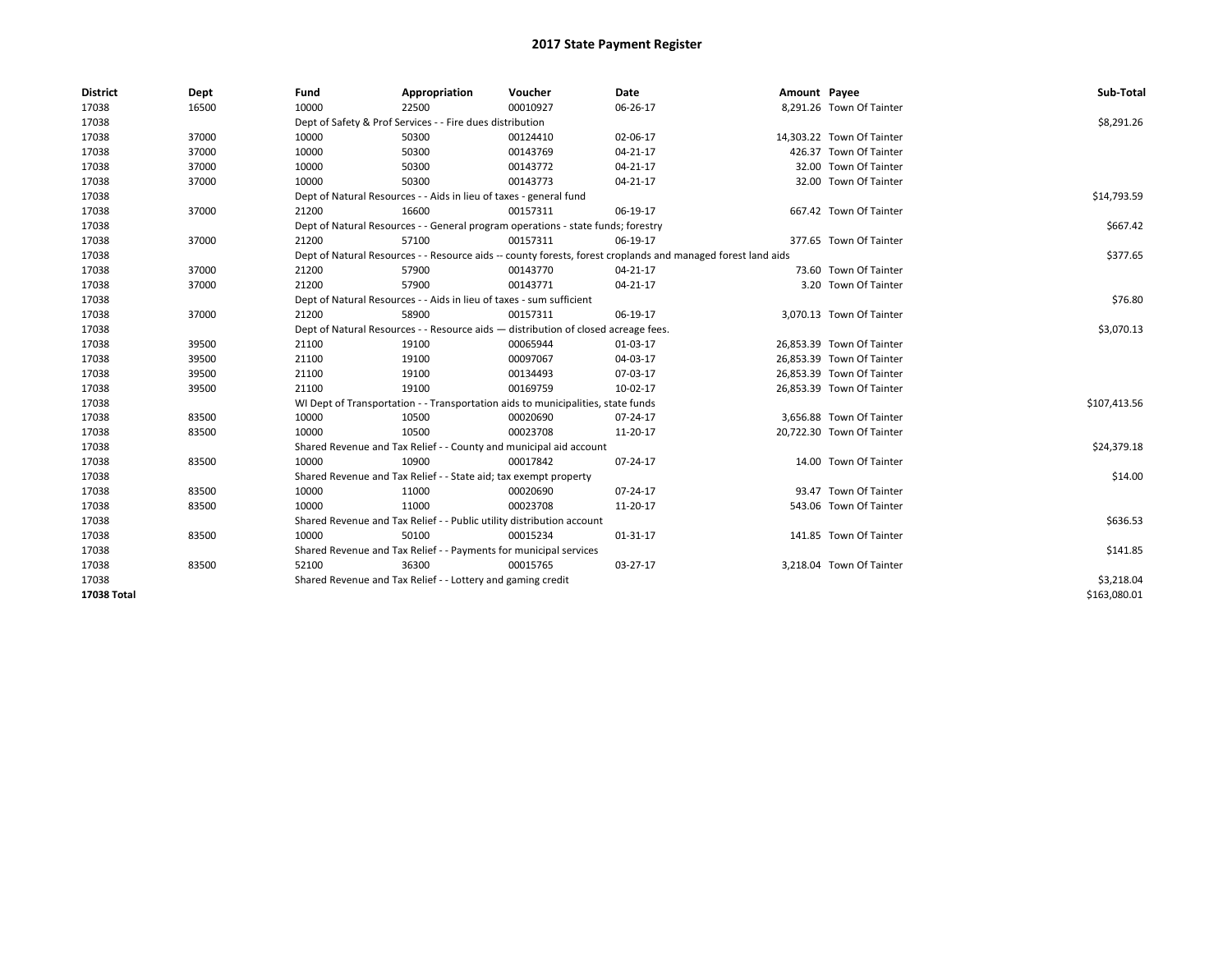# 2017 State Payment Register

| District | Dept | Fund | Appropriation | Voucher | Date | Amount | Payee | Sub-Total |
|---|---|---|---|---|---|---|---|---|
| 17038 | 16500 | 10000 | 22500 | 00010927 | 06-26-17 | 8,291.26 | Town Of Tainter | |
| 17038 | | Dept of Safety & Prof Services - - Fire dues distribution | | | | | | $8,291.26 |
| 17038 | 37000 | 10000 | 50300 | 00124410 | 02-06-17 | 14,303.22 | Town Of Tainter | |
| 17038 | 37000 | 10000 | 50300 | 00143769 | 04-21-17 | 426.37 | Town Of Tainter | |
| 17038 | 37000 | 10000 | 50300 | 00143772 | 04-21-17 | 32.00 | Town Of Tainter | |
| 17038 | 37000 | 10000 | 50300 | 00143773 | 04-21-17 | 32.00 | Town Of Tainter | |
| 17038 | | Dept of Natural Resources - - Aids in lieu of taxes - general fund | | | | | | $14,793.59 |
| 17038 | 37000 | 21200 | 16600 | 00157311 | 06-19-17 | 667.42 | Town Of Tainter | |
| 17038 | | Dept of Natural Resources - - General program operations - state funds; forestry | | | | | | $667.42 |
| 17038 | 37000 | 21200 | 57100 | 00157311 | 06-19-17 | 377.65 | Town Of Tainter | |
| 17038 | | Dept of Natural Resources - - Resource aids -- county forests, forest croplands and managed forest land aids | | | | | | $377.65 |
| 17038 | 37000 | 21200 | 57900 | 00143770 | 04-21-17 | 73.60 | Town Of Tainter | |
| 17038 | 37000 | 21200 | 57900 | 00143771 | 04-21-17 | 3.20 | Town Of Tainter | |
| 17038 | | Dept of Natural Resources - - Aids in lieu of taxes - sum sufficient | | | | | | $76.80 |
| 17038 | 37000 | 21200 | 58900 | 00157311 | 06-19-17 | 3,070.13 | Town Of Tainter | |
| 17038 | | Dept of Natural Resources - - Resource aids — distribution of closed acreage fees. | | | | | | $3,070.13 |
| 17038 | 39500 | 21100 | 19100 | 00065944 | 01-03-17 | 26,853.39 | Town Of Tainter | |
| 17038 | 39500 | 21100 | 19100 | 00097067 | 04-03-17 | 26,853.39 | Town Of Tainter | |
| 17038 | 39500 | 21100 | 19100 | 00134493 | 07-03-17 | 26,853.39 | Town Of Tainter | |
| 17038 | 39500 | 21100 | 19100 | 00169759 | 10-02-17 | 26,853.39 | Town Of Tainter | |
| 17038 | | WI Dept of Transportation - - Transportation aids to municipalities, state funds | | | | | | $107,413.56 |
| 17038 | 83500 | 10000 | 10500 | 00020690 | 07-24-17 | 3,656.88 | Town Of Tainter | |
| 17038 | 83500 | 10000 | 10500 | 00023708 | 11-20-17 | 20,722.30 | Town Of Tainter | |
| 17038 | | Shared Revenue and Tax Relief - - County and municipal aid account | | | | | | $24,379.18 |
| 17038 | 83500 | 10000 | 10900 | 00017842 | 07-24-17 | 14.00 | Town Of Tainter | |
| 17038 | | Shared Revenue and Tax Relief - - State aid; tax exempt property | | | | | | $14.00 |
| 17038 | 83500 | 10000 | 11000 | 00020690 | 07-24-17 | 93.47 | Town Of Tainter | |
| 17038 | 83500 | 10000 | 11000 | 00023708 | 11-20-17 | 543.06 | Town Of Tainter | |
| 17038 | | Shared Revenue and Tax Relief - - Public utility distribution account | | | | | | $636.53 |
| 17038 | 83500 | 10000 | 50100 | 00015234 | 01-31-17 | 141.85 | Town Of Tainter | |
| 17038 | | Shared Revenue and Tax Relief - - Payments for municipal services | | | | | | $141.85 |
| 17038 | 83500 | 52100 | 36300 | 00015765 | 03-27-17 | 3,218.04 | Town Of Tainter | |
| 17038 | | Shared Revenue and Tax Relief - - Lottery and gaming credit | | | | | | $3,218.04 |
| **17038 Total** | | | | | | | | $163,080.01 |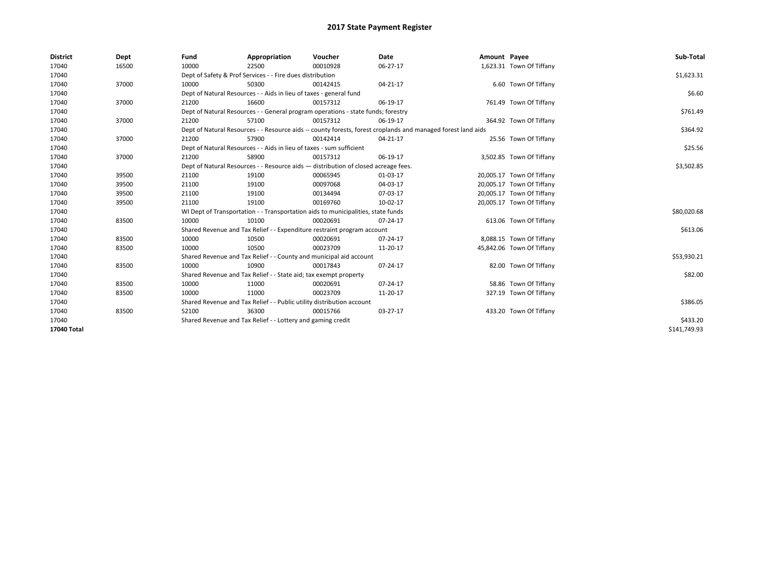# 2017 State Payment Register

| District | Dept | Fund | Appropriation | Voucher | Date | Amount | Payee | Sub-Total |
|---|---|---|---|---|---|---|---|---|
| 17040 | 16500 | 10000 | 22500 | 00010928 | 06-27-17 | 1,623.31 | Town Of Tiffany | |
| 17040 | | Dept of Safety & Prof Services - - Fire dues distribution | | | | | | $1,623.31 |
| 17040 | 37000 | 10000 | 50300 | 00142415 | 04-21-17 | 6.60 | Town Of Tiffany | |
| 17040 | | Dept of Natural Resources - - Aids in lieu of taxes - general fund | | | | | | $6.60 |
| 17040 | 37000 | 21200 | 16600 | 00157312 | 06-19-17 | 761.49 | Town Of Tiffany | |
| 17040 | | Dept of Natural Resources - - General program operations - state funds; forestry | | | | | | $761.49 |
| 17040 | 37000 | 21200 | 57100 | 00157312 | 06-19-17 | 364.92 | Town Of Tiffany | |
| 17040 | | Dept of Natural Resources - - Resource aids -- county forests, forest croplands and managed forest land aids | | | | | | $364.92 |
| 17040 | 37000 | 21200 | 57900 | 00142414 | 04-21-17 | 25.56 | Town Of Tiffany | |
| 17040 | | Dept of Natural Resources - - Aids in lieu of taxes - sum sufficient | | | | | | $25.56 |
| 17040 | 37000 | 21200 | 58900 | 00157312 | 06-19-17 | 3,502.85 | Town Of Tiffany | |
| 17040 | | Dept of Natural Resources - - Resource aids — distribution of closed acreage fees. | | | | | | $3,502.85 |
| 17040 | 39500 | 21100 | 19100 | 00065945 | 01-03-17 | 20,005.17 | Town Of Tiffany | |
| 17040 | 39500 | 21100 | 19100 | 00097068 | 04-03-17 | 20,005.17 | Town Of Tiffany | |
| 17040 | 39500 | 21100 | 19100 | 00134494 | 07-03-17 | 20,005.17 | Town Of Tiffany | |
| 17040 | 39500 | 21100 | 19100 | 00169760 | 10-02-17 | 20,005.17 | Town Of Tiffany | |
| 17040 | | WI Dept of Transportation - - Transportation aids to municipalities, state funds | | | | | | $80,020.68 |
| 17040 | 83500 | 10000 | 10100 | 00020691 | 07-24-17 | 613.06 | Town Of Tiffany | |
| 17040 | | Shared Revenue and Tax Relief - - Expenditure restraint program account | | | | | | $613.06 |
| 17040 | 83500 | 10000 | 10500 | 00020691 | 07-24-17 | 8,088.15 | Town Of Tiffany | |
| 17040 | 83500 | 10000 | 10500 | 00023709 | 11-20-17 | 45,842.06 | Town Of Tiffany | |
| 17040 | | Shared Revenue and Tax Relief - - County and municipal aid account | | | | | | $53,930.21 |
| 17040 | 83500 | 10000 | 10900 | 00017843 | 07-24-17 | 82.00 | Town Of Tiffany | |
| 17040 | | Shared Revenue and Tax Relief - - State aid; tax exempt property | | | | | | $82.00 |
| 17040 | 83500 | 10000 | 11000 | 00020691 | 07-24-17 | 58.86 | Town Of Tiffany | |
| 17040 | 83500 | 10000 | 11000 | 00023709 | 11-20-17 | 327.19 | Town Of Tiffany | |
| 17040 | | Shared Revenue and Tax Relief - - Public utility distribution account | | | | | | $386.05 |
| 17040 | 83500 | 52100 | 36300 | 00015766 | 03-27-17 | 433.20 | Town Of Tiffany | |
| 17040 | | Shared Revenue and Tax Relief - - Lottery and gaming credit | | | | | | $433.20 |
| **17040 Total** | | | | | | | | $141,749.93 |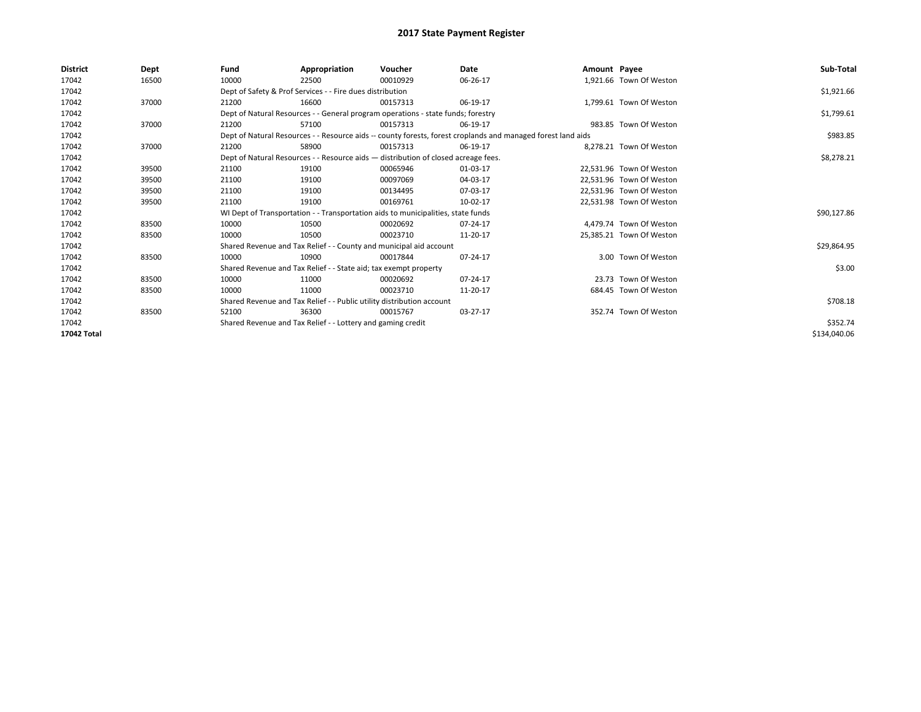# 2017 State Payment Register

| District | Dept | Fund | Appropriation | Voucher | Date | Amount | Payee | Sub-Total |
|---|---|---|---|---|---|---|---|---|
| 17042 | 16500 | 10000 | 22500 | 00010929 | 06-26-17 | 1,921.66 | Town Of Weston | |
| 17042 | | Dept of Safety & Prof Services - - Fire dues distribution | | | | | | $1,921.66 |
| 17042 | 37000 | 21200 | 16600 | 00157313 | 06-19-17 | 1,799.61 | Town Of Weston | |
| 17042 | | Dept of Natural Resources - - General program operations - state funds; forestry | | | | | | $1,799.61 |
| 17042 | 37000 | 21200 | 57100 | 00157313 | 06-19-17 | 983.85 | Town Of Weston | |
| 17042 | | Dept of Natural Resources - - Resource aids -- county forests, forest croplands and managed forest land aids | | | | | | $983.85 |
| 17042 | 37000 | 21200 | 58900 | 00157313 | 06-19-17 | 8,278.21 | Town Of Weston | |
| 17042 | | Dept of Natural Resources - - Resource aids — distribution of closed acreage fees. | | | | | | $8,278.21 |
| 17042 | 39500 | 21100 | 19100 | 00065946 | 01-03-17 | 22,531.96 | Town Of Weston | |
| 17042 | 39500 | 21100 | 19100 | 00097069 | 04-03-17 | 22,531.96 | Town Of Weston | |
| 17042 | 39500 | 21100 | 19100 | 00134495 | 07-03-17 | 22,531.96 | Town Of Weston | |
| 17042 | 39500 | 21100 | 19100 | 00169761 | 10-02-17 | 22,531.98 | Town Of Weston | |
| 17042 | | WI Dept of Transportation - - Transportation aids to municipalities, state funds | | | | | | $90,127.86 |
| 17042 | 83500 | 10000 | 10500 | 00020692 | 07-24-17 | 4,479.74 | Town Of Weston | |
| 17042 | 83500 | 10000 | 10500 | 00023710 | 11-20-17 | 25,385.21 | Town Of Weston | |
| 17042 | | Shared Revenue and Tax Relief - - County and municipal aid account | | | | | | $29,864.95 |
| 17042 | 83500 | 10000 | 10900 | 00017844 | 07-24-17 | 3.00 | Town Of Weston | |
| 17042 | | Shared Revenue and Tax Relief - - State aid; tax exempt property | | | | | | $3.00 |
| 17042 | 83500 | 10000 | 11000 | 00020692 | 07-24-17 | 23.73 | Town Of Weston | |
| 17042 | 83500 | 10000 | 11000 | 00023710 | 11-20-17 | 684.45 | Town Of Weston | |
| 17042 | | Shared Revenue and Tax Relief - - Public utility distribution account | | | | | | $708.18 |
| 17042 | 83500 | 52100 | 36300 | 00015767 | 03-27-17 | 352.74 | Town Of Weston | |
| 17042 | | Shared Revenue and Tax Relief - - Lottery and gaming credit | | | | | | $352.74 |
| **17042 Total** | | | | | | | | $134,040.06 |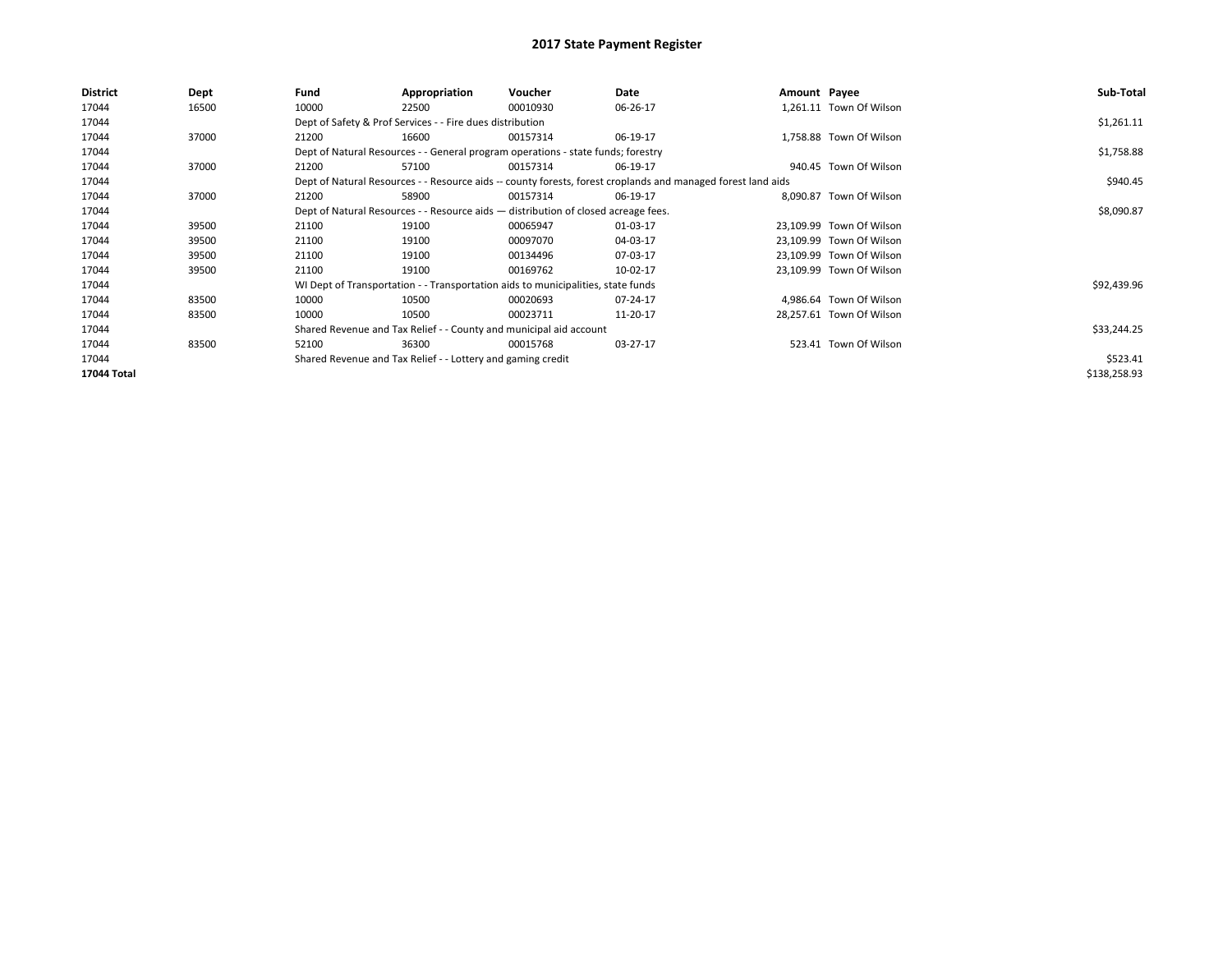# 2017 State Payment Register

| District | Dept | Fund | Appropriation | Voucher | Date | Amount | Payee | Sub-Total |
|---|---|---|---|---|---|---|---|---|
| 17044 | 16500 | 10000 | 22500 | 00010930 | 06-26-17 | 1,261.11 | Town Of Wilson | |
| 17044 | | Dept of Safety & Prof Services - - Fire dues distribution | | | | | | $1,261.11 |
| 17044 | 37000 | 21200 | 16600 | 00157314 | 06-19-17 | 1,758.88 | Town Of Wilson | |
| 17044 | | Dept of Natural Resources - - General program operations - state funds; forestry | | | | | | $1,758.88 |
| 17044 | 37000 | 21200 | 57100 | 00157314 | 06-19-17 | 940.45 | Town Of Wilson | |
| 17044 | | Dept of Natural Resources - - Resource aids -- county forests, forest croplands and managed forest land aids | | | | | | $940.45 |
| 17044 | 37000 | 21200 | 58900 | 00157314 | 06-19-17 | 8,090.87 | Town Of Wilson | |
| 17044 | | Dept of Natural Resources - - Resource aids — distribution of closed acreage fees. | | | | | | $8,090.87 |
| 17044 | 39500 | 21100 | 19100 | 00065947 | 01-03-17 | 23,109.99 | Town Of Wilson | |
| 17044 | 39500 | 21100 | 19100 | 00097070 | 04-03-17 | 23,109.99 | Town Of Wilson | |
| 17044 | 39500 | 21100 | 19100 | 00134496 | 07-03-17 | 23,109.99 | Town Of Wilson | |
| 17044 | 39500 | 21100 | 19100 | 00169762 | 10-02-17 | 23,109.99 | Town Of Wilson | |
| 17044 | | WI Dept of Transportation - - Transportation aids to municipalities, state funds | | | | | | $92,439.96 |
| 17044 | 83500 | 10000 | 10500 | 00020693 | 07-24-17 | 4,986.64 | Town Of Wilson | |
| 17044 | 83500 | 10000 | 10500 | 00023711 | 11-20-17 | 28,257.61 | Town Of Wilson | |
| 17044 | | Shared Revenue and Tax Relief - - County and municipal aid account | | | | | | $33,244.25 |
| 17044 | 83500 | 52100 | 36300 | 00015768 | 03-27-17 | 523.41 | Town Of Wilson | |
| 17044 | | Shared Revenue and Tax Relief - - Lottery and gaming credit | | | | | | $523.41 |
| **17044 Total** | | | | | | | | $138,258.93 |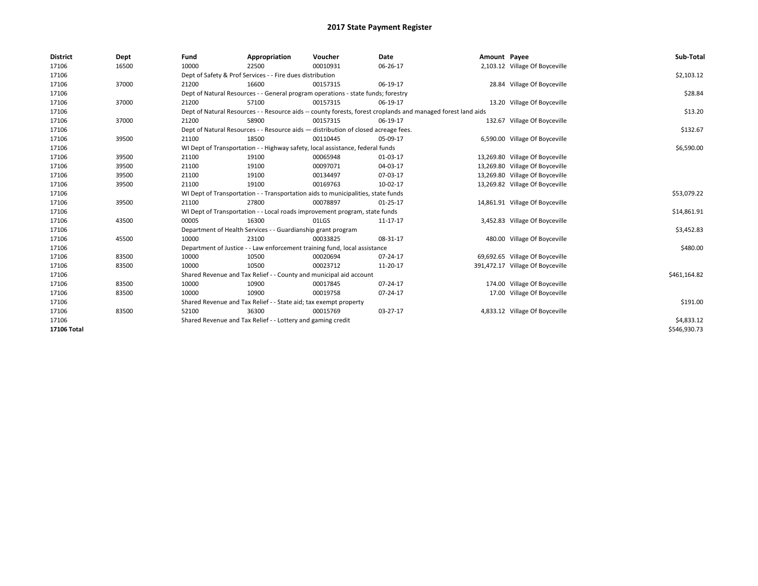# 2017 State Payment Register

| District | Dept | Fund | Appropriation | Voucher | Date | Amount | Payee | Sub-Total |
|---|---|---|---|---|---|---|---|---|
| 17106 | 16500 | 10000 | 22500 | 00010931 | 06-26-17 | 2,103.12 | Village Of Boyceville | |
| 17106 | | Dept of Safety & Prof Services - - Fire dues distribution | | | | | | $2,103.12 |
| 17106 | 37000 | 21200 | 16600 | 00157315 | 06-19-17 | 28.84 | Village Of Boyceville | |
| 17106 | | Dept of Natural Resources - - General program operations - state funds; forestry | | | | | | $28.84 |
| 17106 | 37000 | 21200 | 57100 | 00157315 | 06-19-17 | 13.20 | Village Of Boyceville | |
| 17106 | | Dept of Natural Resources - - Resource aids -- county forests, forest croplands and managed forest land aids | | | | | | $13.20 |
| 17106 | 37000 | 21200 | 58900 | 00157315 | 06-19-17 | 132.67 | Village Of Boyceville | |
| 17106 | | Dept of Natural Resources - - Resource aids — distribution of closed acreage fees. | | | | | | $132.67 |
| 17106 | 39500 | 21100 | 18500 | 00110445 | 05-09-17 | 6,590.00 | Village Of Boyceville | |
| 17106 | | WI Dept of Transportation - - Highway safety, local assistance, federal funds | | | | | | $6,590.00 |
| 17106 | 39500 | 21100 | 19100 | 00065948 | 01-03-17 | 13,269.80 | Village Of Boyceville | |
| 17106 | 39500 | 21100 | 19100 | 00097071 | 04-03-17 | 13,269.80 | Village Of Boyceville | |
| 17106 | 39500 | 21100 | 19100 | 00134497 | 07-03-17 | 13,269.80 | Village Of Boyceville | |
| 17106 | 39500 | 21100 | 19100 | 00169763 | 10-02-17 | 13,269.82 | Village Of Boyceville | |
| 17106 | | WI Dept of Transportation - - Transportation aids to municipalities, state funds | | | | | | $53,079.22 |
| 17106 | 39500 | 21100 | 27800 | 00078897 | 01-25-17 | 14,861.91 | Village Of Boyceville | |
| 17106 | | WI Dept of Transportation - - Local roads improvement program, state funds | | | | | | $14,861.91 |
| 17106 | 43500 | 00005 | 16300 | 01LGS | 11-17-17 | 3,452.83 | Village Of Boyceville | |
| 17106 | | Department of Health Services - - Guardianship grant program | | | | | | $3,452.83 |
| 17106 | 45500 | 10000 | 23100 | 00033825 | 08-31-17 | 480.00 | Village Of Boyceville | |
| 17106 | | Department of Justice - - Law enforcement training fund, local assistance | | | | | | $480.00 |
| 17106 | 83500 | 10000 | 10500 | 00020694 | 07-24-17 | 69,692.65 | Village Of Boyceville | |
| 17106 | 83500 | 10000 | 10500 | 00023712 | 11-20-17 | 391,472.17 | Village Of Boyceville | |
| 17106 | | Shared Revenue and Tax Relief - - County and municipal aid account | | | | | | $461,164.82 |
| 17106 | 83500 | 10000 | 10900 | 00017845 | 07-24-17 | 174.00 | Village Of Boyceville | |
| 17106 | 83500 | 10000 | 10900 | 00019758 | 07-24-17 | 17.00 | Village Of Boyceville | |
| 17106 | | Shared Revenue and Tax Relief - - State aid; tax exempt property | | | | | | $191.00 |
| 17106 | 83500 | 52100 | 36300 | 00015769 | 03-27-17 | 4,833.12 | Village Of Boyceville | |
| 17106 | | Shared Revenue and Tax Relief - - Lottery and gaming credit | | | | | | $4,833.12 |
| **17106 Total** | | | | | | | | $546,930.73 |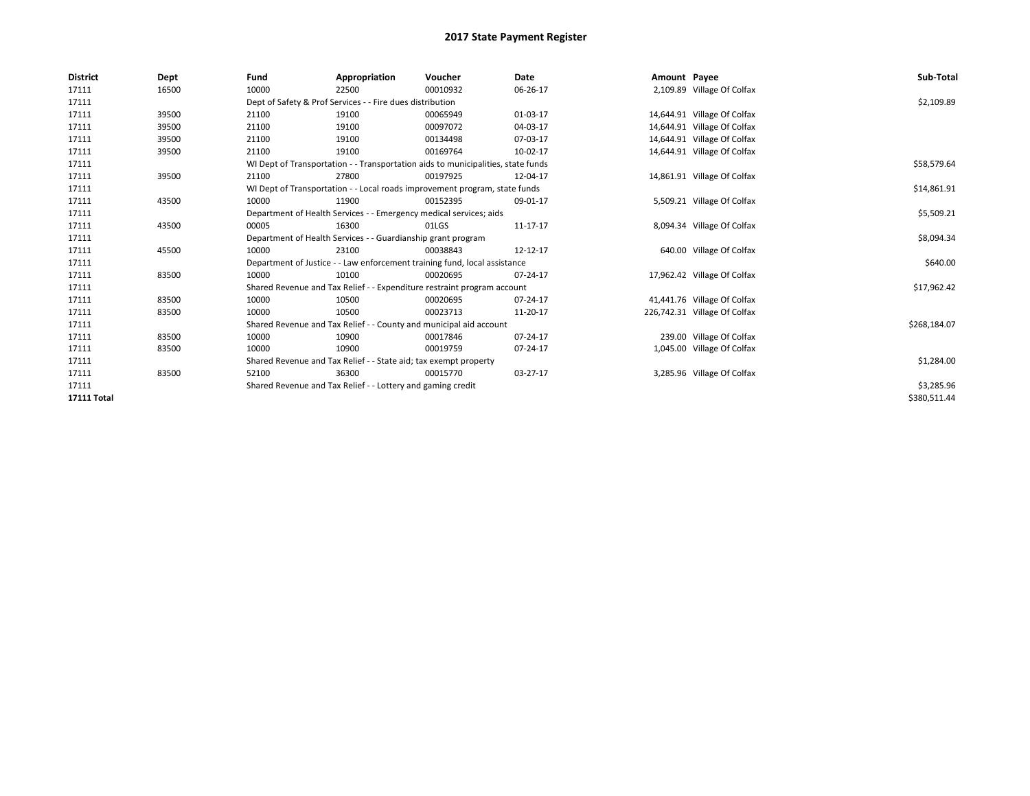# 2017 State Payment Register

| District | Dept | Fund | Appropriation | Voucher | Date | Amount | Payee | Sub-Total |
|---|---|---|---|---|---|---|---|---|
| 17111 | 16500 | 10000 | 22500 | 00010932 | 06-26-17 | 2,109.89 | Village Of Colfax | |
| 17111 | | Dept of Safety & Prof Services - - Fire dues distribution | | | | | | $2,109.89 |
| 17111 | 39500 | 21100 | 19100 | 00065949 | 01-03-17 | 14,644.91 | Village Of Colfax | |
| 17111 | 39500 | 21100 | 19100 | 00097072 | 04-03-17 | 14,644.91 | Village Of Colfax | |
| 17111 | 39500 | 21100 | 19100 | 00134498 | 07-03-17 | 14,644.91 | Village Of Colfax | |
| 17111 | 39500 | 21100 | 19100 | 00169764 | 10-02-17 | 14,644.91 | Village Of Colfax | |
| 17111 | | WI Dept of Transportation - - Transportation aids to municipalities, state funds | | | | | | $58,579.64 |
| 17111 | 39500 | 21100 | 27800 | 00197925 | 12-04-17 | 14,861.91 | Village Of Colfax | |
| 17111 | | WI Dept of Transportation - - Local roads improvement program, state funds | | | | | | $14,861.91 |
| 17111 | 43500 | 10000 | 11900 | 00152395 | 09-01-17 | 5,509.21 | Village Of Colfax | |
| 17111 | | Department of Health Services - - Emergency medical services; aids | | | | | | $5,509.21 |
| 17111 | 43500 | 00005 | 16300 | 01LGS | 11-17-17 | 8,094.34 | Village Of Colfax | |
| 17111 | | Department of Health Services - - Guardianship grant program | | | | | | $8,094.34 |
| 17111 | 45500 | 10000 | 23100 | 00038843 | 12-12-17 | 640.00 | Village Of Colfax | |
| 17111 | | Department of Justice - - Law enforcement training fund, local assistance | | | | | | $640.00 |
| 17111 | 83500 | 10000 | 10100 | 00020695 | 07-24-17 | 17,962.42 | Village Of Colfax | |
| 17111 | | Shared Revenue and Tax Relief - - Expenditure restraint program account | | | | | | $17,962.42 |
| 17111 | 83500 | 10000 | 10500 | 00020695 | 07-24-17 | 41,441.76 | Village Of Colfax | |
| 17111 | 83500 | 10000 | 10500 | 00023713 | 11-20-17 | 226,742.31 | Village Of Colfax | |
| 17111 | | Shared Revenue and Tax Relief - - County and municipal aid account | | | | | | $268,184.07 |
| 17111 | 83500 | 10000 | 10900 | 00017846 | 07-24-17 | 239.00 | Village Of Colfax | |
| 17111 | 83500 | 10000 | 10900 | 00019759 | 07-24-17 | 1,045.00 | Village Of Colfax | |
| 17111 | | Shared Revenue and Tax Relief - - State aid; tax exempt property | | | | | | $1,284.00 |
| 17111 | 83500 | 52100 | 36300 | 00015770 | 03-27-17 | 3,285.96 | Village Of Colfax | |
| 17111 | | Shared Revenue and Tax Relief - - Lottery and gaming credit | | | | | | $3,285.96 |
| **17111 Total** | | | | | | | | $380,511.44 |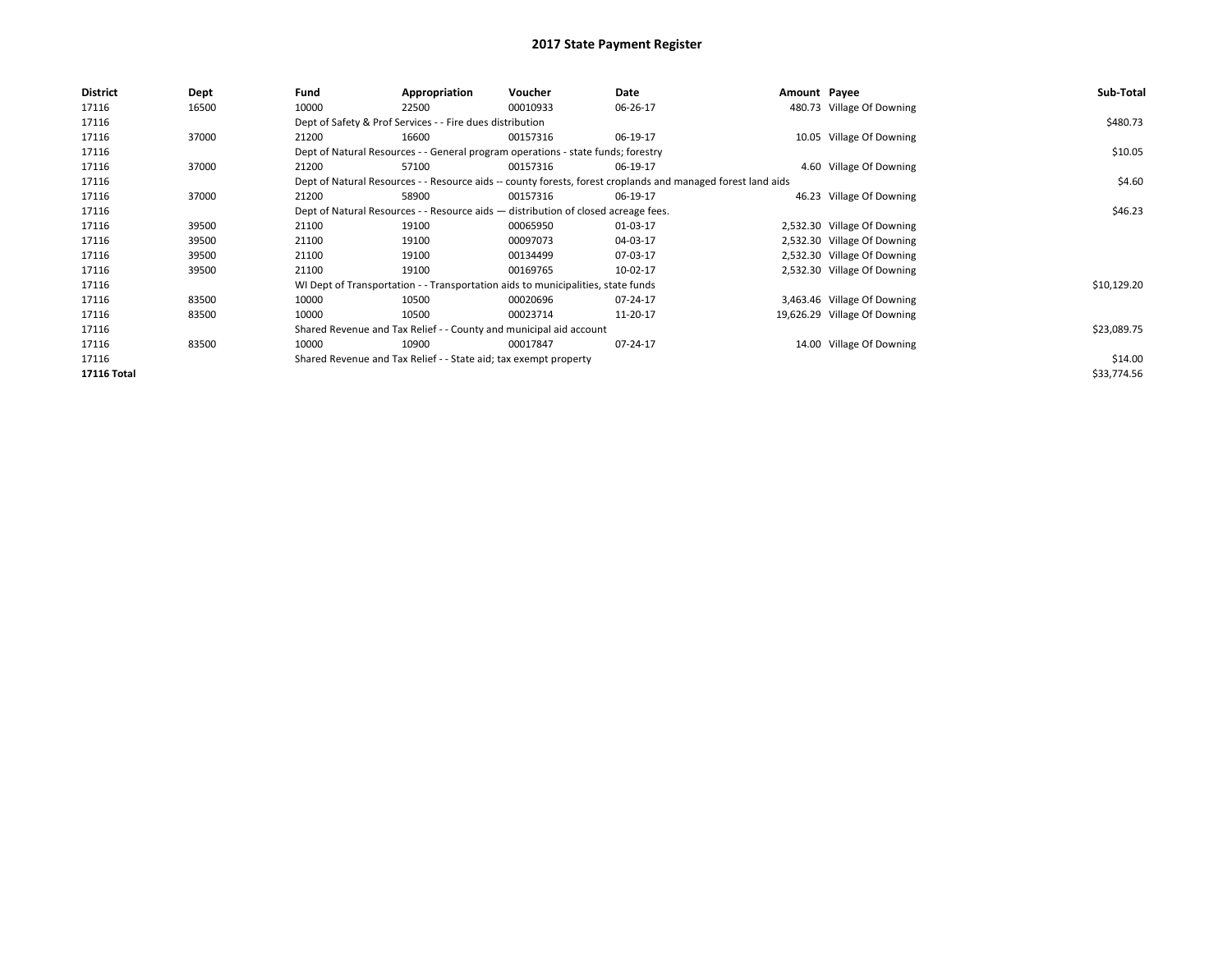# 2017 State Payment Register

| District | Dept | Fund | Appropriation | Voucher | Date | Amount | Payee | Sub-Total |
|---|---|---|---|---|---|---|---|---|
| 17116 | 16500 | 10000 | 22500 | 00010933 | 06-26-17 | 480.73 | Village Of Downing | |
| 17116 | | Dept of Safety & Prof Services - - Fire dues distribution | | | | | | $480.73 |
| 17116 | 37000 | 21200 | 16600 | 00157316 | 06-19-17 | 10.05 | Village Of Downing | |
| 17116 | | Dept of Natural Resources - - General program operations - state funds; forestry | | | | | | $10.05 |
| 17116 | 37000 | 21200 | 57100 | 00157316 | 06-19-17 | 4.60 | Village Of Downing | |
| 17116 | | Dept of Natural Resources - - Resource aids -- county forests, forest croplands and managed forest land aids | | | | | | $4.60 |
| 17116 | 37000 | 21200 | 58900 | 00157316 | 06-19-17 | 46.23 | Village Of Downing | |
| 17116 | | Dept of Natural Resources - - Resource aids — distribution of closed acreage fees. | | | | | | $46.23 |
| 17116 | 39500 | 21100 | 19100 | 00065950 | 01-03-17 | 2,532.30 | Village Of Downing | |
| 17116 | 39500 | 21100 | 19100 | 00097073 | 04-03-17 | 2,532.30 | Village Of Downing | |
| 17116 | 39500 | 21100 | 19100 | 00134499 | 07-03-17 | 2,532.30 | Village Of Downing | |
| 17116 | 39500 | 21100 | 19100 | 00169765 | 10-02-17 | 2,532.30 | Village Of Downing | |
| 17116 | | WI Dept of Transportation - - Transportation aids to municipalities, state funds | | | | | | $10,129.20 |
| 17116 | 83500 | 10000 | 10500 | 00020696 | 07-24-17 | 3,463.46 | Village Of Downing | |
| 17116 | 83500 | 10000 | 10500 | 00023714 | 11-20-17 | 19,626.29 | Village Of Downing | |
| 17116 | | Shared Revenue and Tax Relief - - County and municipal aid account | | | | | | $23,089.75 |
| 17116 | 83500 | 10000 | 10900 | 00017847 | 07-24-17 | 14.00 | Village Of Downing | |
| 17116 | | Shared Revenue and Tax Relief - - State aid; tax exempt property | | | | | | $14.00 |
| **17116 Total** | | | | | | | | $33,774.56 |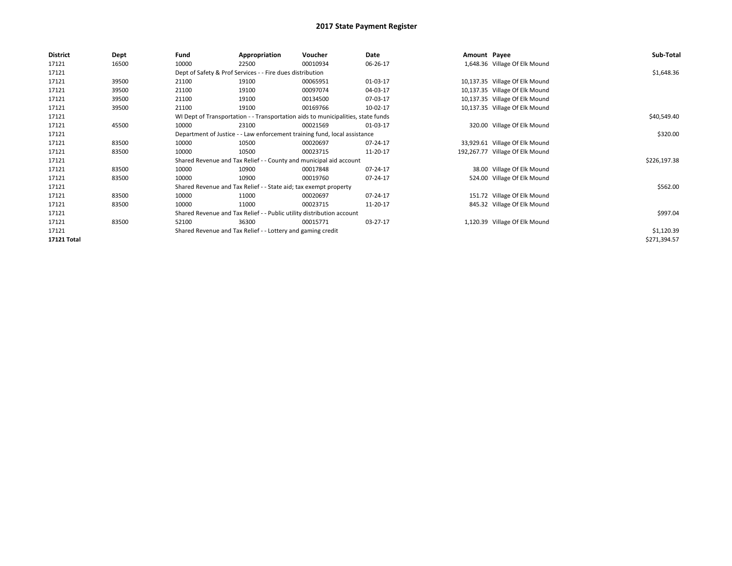# 2017 State Payment Register

| District | Dept | Fund | Appropriation | Voucher | Date | Amount | Payee | Sub-Total |
|---|---|---|---|---|---|---|---|---|
| 17121 | 16500 | 10000 | 22500 | 00010934 | 06-26-17 | 1,648.36 | Village Of Elk Mound | |
| 17121 | | Dept of Safety & Prof Services - - Fire dues distribution | | | | | | $1,648.36 |
| 17121 | 39500 | 21100 | 19100 | 00065951 | 01-03-17 | 10,137.35 | Village Of Elk Mound | |
| 17121 | 39500 | 21100 | 19100 | 00097074 | 04-03-17 | 10,137.35 | Village Of Elk Mound | |
| 17121 | 39500 | 21100 | 19100 | 00134500 | 07-03-17 | 10,137.35 | Village Of Elk Mound | |
| 17121 | 39500 | 21100 | 19100 | 00169766 | 10-02-17 | 10,137.35 | Village Of Elk Mound | |
| 17121 | | WI Dept of Transportation - - Transportation aids to municipalities, state funds | | | | | | $40,549.40 |
| 17121 | 45500 | 10000 | 23100 | 00021569 | 01-03-17 | 320.00 | Village Of Elk Mound | |
| 17121 | | Department of Justice - - Law enforcement training fund, local assistance | | | | | | $320.00 |
| 17121 | 83500 | 10000 | 10500 | 00020697 | 07-24-17 | 33,929.61 | Village Of Elk Mound | |
| 17121 | 83500 | 10000 | 10500 | 00023715 | 11-20-17 | 192,267.77 | Village Of Elk Mound | |
| 17121 | | Shared Revenue and Tax Relief - - County and municipal aid account | | | | | | $226,197.38 |
| 17121 | 83500 | 10000 | 10900 | 00017848 | 07-24-17 | 38.00 | Village Of Elk Mound | |
| 17121 | 83500 | 10000 | 10900 | 00019760 | 07-24-17 | 524.00 | Village Of Elk Mound | |
| 17121 | | Shared Revenue and Tax Relief - - State aid; tax exempt property | | | | | | $562.00 |
| 17121 | 83500 | 10000 | 11000 | 00020697 | 07-24-17 | 151.72 | Village Of Elk Mound | |
| 17121 | 83500 | 10000 | 11000 | 00023715 | 11-20-17 | 845.32 | Village Of Elk Mound | |
| 17121 | | Shared Revenue and Tax Relief - - Public utility distribution account | | | | | | $997.04 |
| 17121 | 83500 | 52100 | 36300 | 00015771 | 03-27-17 | 1,120.39 | Village Of Elk Mound | |
| 17121 | | Shared Revenue and Tax Relief - - Lottery and gaming credit | | | | | | $1,120.39 |
| **17121 Total** | | | | | | | | $271,394.57 |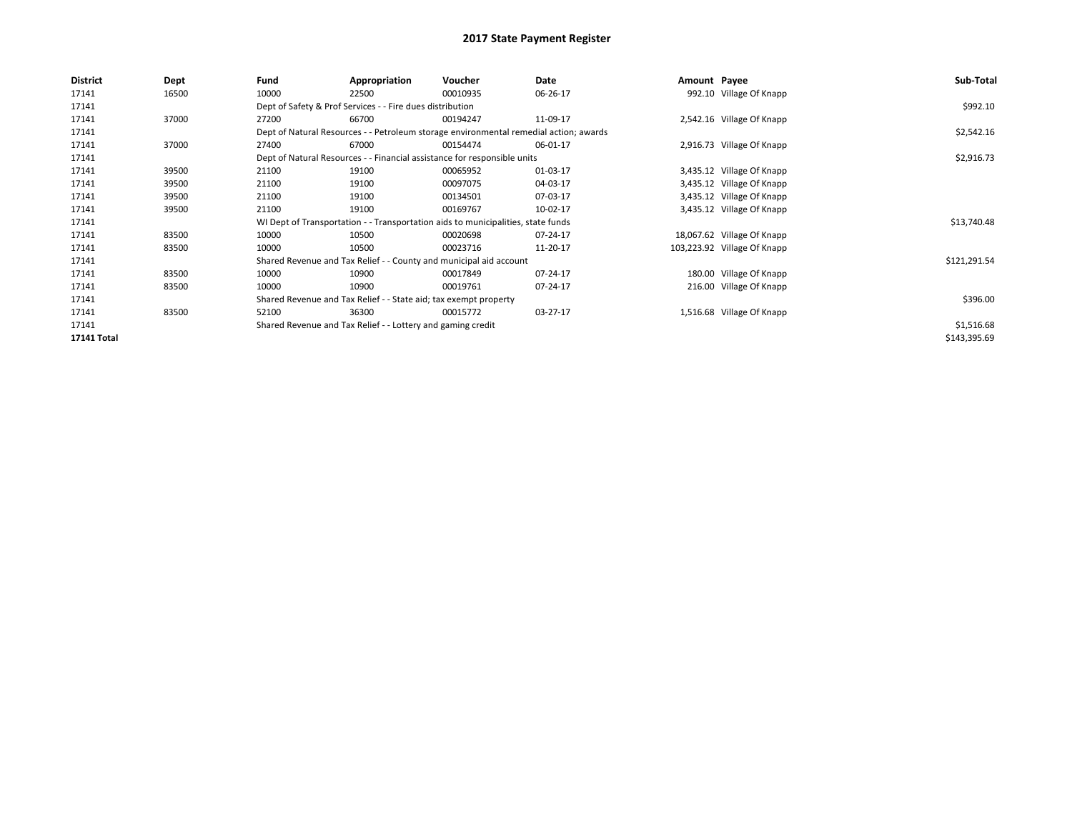# 2017 State Payment Register

| District | Dept | Fund | Appropriation | Voucher | Date | Amount | Payee | Sub-Total |
|---|---|---|---|---|---|---|---|---|
| 17141 | 16500 | 10000 | 22500 | 00010935 | 06-26-17 | 992.10 | Village Of Knapp | |
| 17141 | | Dept of Safety & Prof Services - - Fire dues distribution | | | | | | $992.10 |
| 17141 | 37000 | 27200 | 66700 | 00194247 | 11-09-17 | 2,542.16 | Village Of Knapp | |
| 17141 | | Dept of Natural Resources - - Petroleum storage environmental remedial action; awards | | | | | | $2,542.16 |
| 17141 | 37000 | 27400 | 67000 | 00154474 | 06-01-17 | 2,916.73 | Village Of Knapp | |
| 17141 | | Dept of Natural Resources - - Financial assistance for responsible units | | | | | | $2,916.73 |
| 17141 | 39500 | 21100 | 19100 | 00065952 | 01-03-17 | 3,435.12 | Village Of Knapp | |
| 17141 | 39500 | 21100 | 19100 | 00097075 | 04-03-17 | 3,435.12 | Village Of Knapp | |
| 17141 | 39500 | 21100 | 19100 | 00134501 | 07-03-17 | 3,435.12 | Village Of Knapp | |
| 17141 | 39500 | 21100 | 19100 | 00169767 | 10-02-17 | 3,435.12 | Village Of Knapp | |
| 17141 | | WI Dept of Transportation - - Transportation aids to municipalities, state funds | | | | | | $13,740.48 |
| 17141 | 83500 | 10000 | 10500 | 00020698 | 07-24-17 | 18,067.62 | Village Of Knapp | |
| 17141 | 83500 | 10000 | 10500 | 00023716 | 11-20-17 | 103,223.92 | Village Of Knapp | |
| 17141 | | Shared Revenue and Tax Relief - - County and municipal aid account | | | | | | $121,291.54 |
| 17141 | 83500 | 10000 | 10900 | 00017849 | 07-24-17 | 180.00 | Village Of Knapp | |
| 17141 | 83500 | 10000 | 10900 | 00019761 | 07-24-17 | 216.00 | Village Of Knapp | |
| 17141 | | Shared Revenue and Tax Relief - - State aid; tax exempt property | | | | | | $396.00 |
| 17141 | 83500 | 52100 | 36300 | 00015772 | 03-27-17 | 1,516.68 | Village Of Knapp | |
| 17141 | | Shared Revenue and Tax Relief - - Lottery and gaming credit | | | | | | $1,516.68 |
| **17141 Total** | | | | | | | | $143,395.69 |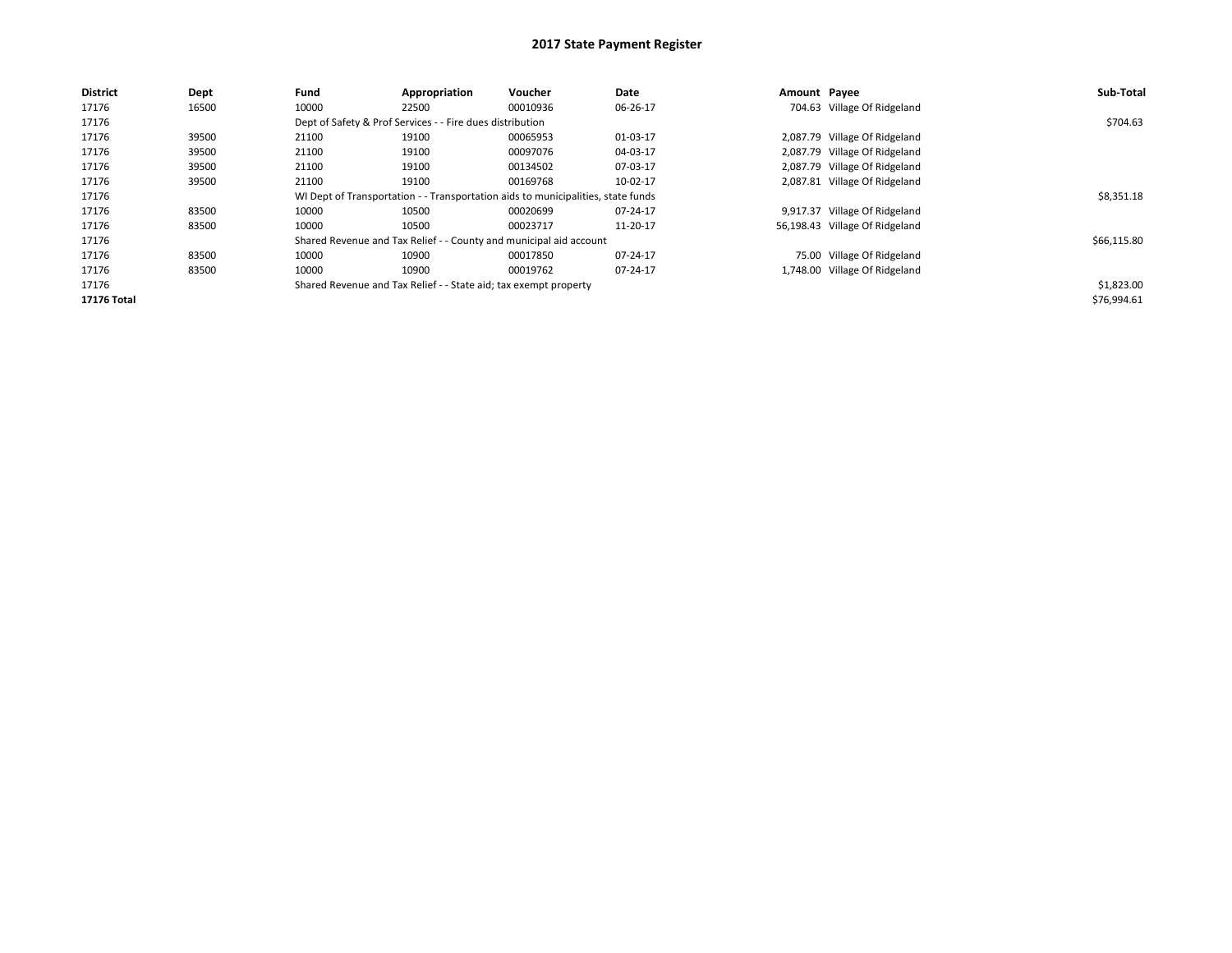# 2017 State Payment Register

| District | Dept | Fund | Appropriation | Voucher | Date | Amount | Payee | Sub-Total |
|---|---|---|---|---|---|---|---|---|
| 17176 | 16500 | 10000 | 22500 | 00010936 | 06-26-17 | 704.63 | Village Of Ridgeland | |
| 17176 | | Dept of Safety & Prof Services - - Fire dues distribution | | | | | | $704.63 |
| 17176 | 39500 | 21100 | 19100 | 00065953 | 01-03-17 | 2,087.79 | Village Of Ridgeland | |
| 17176 | 39500 | 21100 | 19100 | 00097076 | 04-03-17 | 2,087.79 | Village Of Ridgeland | |
| 17176 | 39500 | 21100 | 19100 | 00134502 | 07-03-17 | 2,087.79 | Village Of Ridgeland | |
| 17176 | 39500 | 21100 | 19100 | 00169768 | 10-02-17 | 2,087.81 | Village Of Ridgeland | |
| 17176 | | WI Dept of Transportation - - Transportation aids to municipalities, state funds | | | | | | $8,351.18 |
| 17176 | 83500 | 10000 | 10500 | 00020699 | 07-24-17 | 9,917.37 | Village Of Ridgeland | |
| 17176 | 83500 | 10000 | 10500 | 00023717 | 11-20-17 | 56,198.43 | Village Of Ridgeland | |
| 17176 | | Shared Revenue and Tax Relief - - County and municipal aid account | | | | | | $66,115.80 |
| 17176 | 83500 | 10000 | 10900 | 00017850 | 07-24-17 | 75.00 | Village Of Ridgeland | |
| 17176 | 83500 | 10000 | 10900 | 00019762 | 07-24-17 | 1,748.00 | Village Of Ridgeland | |
| 17176 | | Shared Revenue and Tax Relief - - State aid; tax exempt property | | | | | | $1,823.00 |
| **17176 Total** | | | | | | | | $76,994.61 |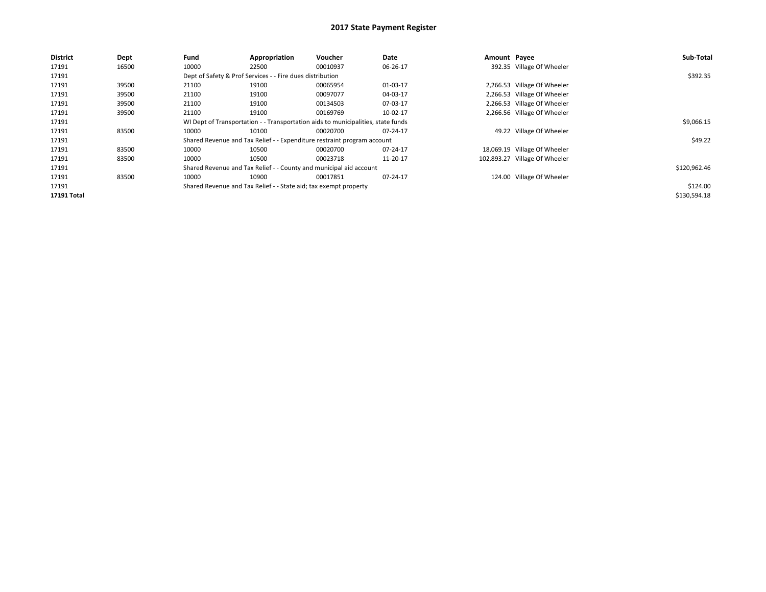# 2017 State Payment Register

| District | Dept | Fund | Appropriation | Voucher | Date | Amount | Payee | Sub-Total |
|---|---|---|---|---|---|---|---|---|
| 17191 | 16500 | 10000 | 22500 | 00010937 | 06-26-17 | 392.35 | Village Of Wheeler | |
| 17191 | | Dept of Safety & Prof Services - - Fire dues distribution | | | | | | $392.35 |
| 17191 | 39500 | 21100 | 19100 | 00065954 | 01-03-17 | 2,266.53 | Village Of Wheeler | |
| 17191 | 39500 | 21100 | 19100 | 00097077 | 04-03-17 | 2,266.53 | Village Of Wheeler | |
| 17191 | 39500 | 21100 | 19100 | 00134503 | 07-03-17 | 2,266.53 | Village Of Wheeler | |
| 17191 | 39500 | 21100 | 19100 | 00169769 | 10-02-17 | 2,266.56 | Village Of Wheeler | |
| 17191 | | WI Dept of Transportation - - Transportation aids to municipalities, state funds | | | | | | $9,066.15 |
| 17191 | 83500 | 10000 | 10100 | 00020700 | 07-24-17 | 49.22 | Village Of Wheeler | |
| 17191 | | Shared Revenue and Tax Relief - - Expenditure restraint program account | | | | | | $49.22 |
| 17191 | 83500 | 10000 | 10500 | 00020700 | 07-24-17 | 18,069.19 | Village Of Wheeler | |
| 17191 | 83500 | 10000 | 10500 | 00023718 | 11-20-17 | 102,893.27 | Village Of Wheeler | |
| 17191 | | Shared Revenue and Tax Relief - - County and municipal aid account | | | | | | $120,962.46 |
| 17191 | 83500 | 10000 | 10900 | 00017851 | 07-24-17 | 124.00 | Village Of Wheeler | |
| 17191 | | Shared Revenue and Tax Relief - - State aid; tax exempt property | | | | | | $124.00 |
| **17191 Total** | | | | | | | | $130,594.18 |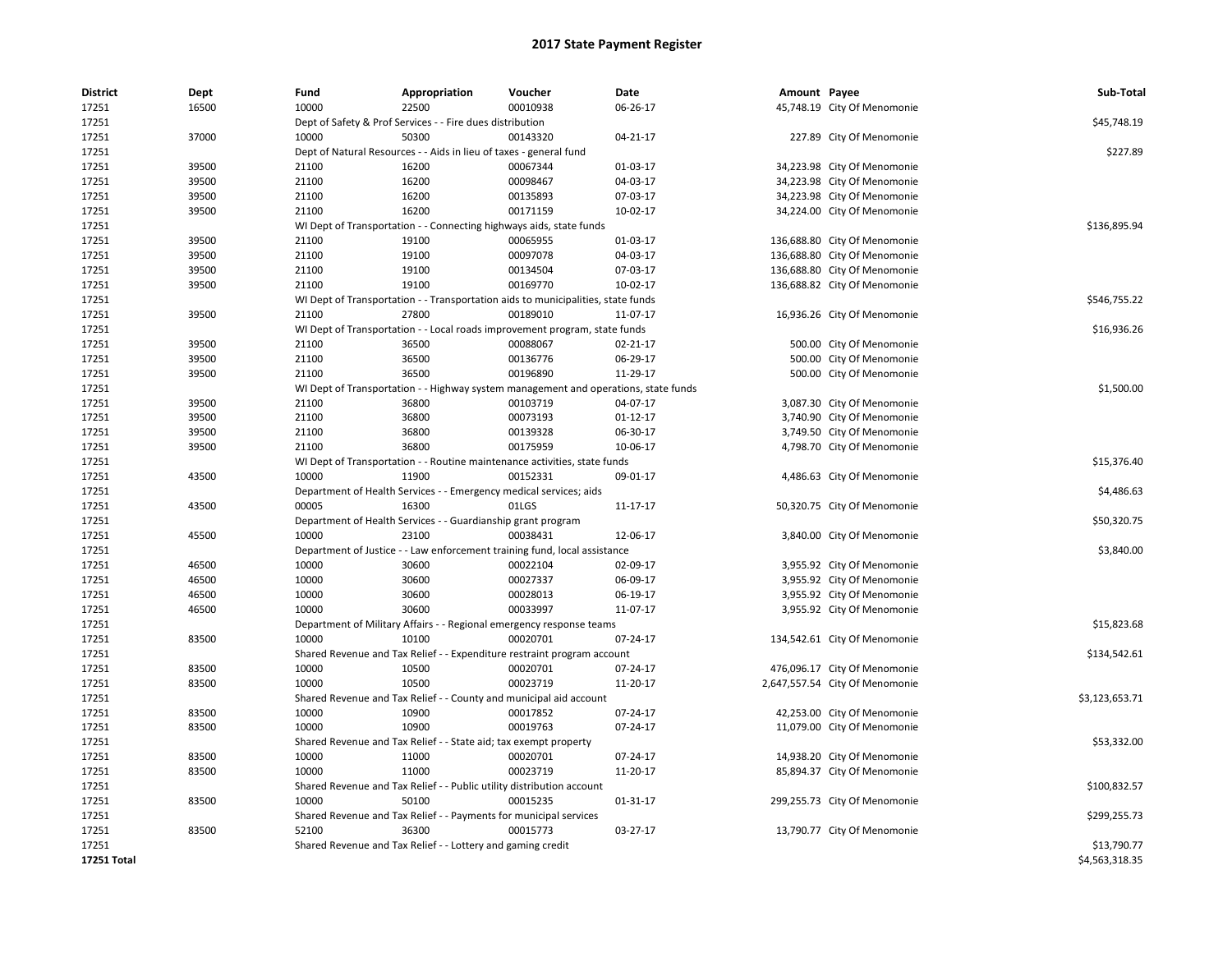# 2017 State Payment Register

| District | Dept | Fund | Appropriation | Voucher | Date | Amount | Payee | Sub-Total |
|---|---|---|---|---|---|---|---|---|
| 17251 | 16500 | 10000 | 22500 | 00010938 | 06-26-17 | 45,748.19 | City Of Menomonie | |
| 17251 | | Dept of Safety & Prof Services - - Fire dues distribution | | | | | | $45,748.19 |
| 17251 | 37000 | 10000 | 50300 | 00143320 | 04-21-17 | 227.89 | City Of Menomonie | |
| 17251 | | Dept of Natural Resources - - Aids in lieu of taxes - general fund | | | | | | $227.89 |
| 17251 | 39500 | 21100 | 16200 | 00067344 | 01-03-17 | 34,223.98 | City Of Menomonie | |
| 17251 | 39500 | 21100 | 16200 | 00098467 | 04-03-17 | 34,223.98 | City Of Menomonie | |
| 17251 | 39500 | 21100 | 16200 | 00135893 | 07-03-17 | 34,223.98 | City Of Menomonie | |
| 17251 | 39500 | 21100 | 16200 | 00171159 | 10-02-17 | 34,224.00 | City Of Menomonie | |
| 17251 | | WI Dept of Transportation - - Connecting highways aids, state funds | | | | | | $136,895.94 |
| 17251 | 39500 | 21100 | 19100 | 00065955 | 01-03-17 | 136,688.80 | City Of Menomonie | |
| 17251 | 39500 | 21100 | 19100 | 00097078 | 04-03-17 | 136,688.80 | City Of Menomonie | |
| 17251 | 39500 | 21100 | 19100 | 00134504 | 07-03-17 | 136,688.80 | City Of Menomonie | |
| 17251 | 39500 | 21100 | 19100 | 00169770 | 10-02-17 | 136,688.82 | City Of Menomonie | |
| 17251 | | WI Dept of Transportation - - Transportation aids to municipalities, state funds | | | | | | $546,755.22 |
| 17251 | 39500 | 21100 | 27800 | 00189010 | 11-07-17 | 16,936.26 | City Of Menomonie | |
| 17251 | | WI Dept of Transportation - - Local roads improvement program, state funds | | | | | | $16,936.26 |
| 17251 | 39500 | 21100 | 36500 | 00088067 | 02-21-17 | 500.00 | City Of Menomonie | |
| 17251 | 39500 | 21100 | 36500 | 00136776 | 06-29-17 | 500.00 | City Of Menomonie | |
| 17251 | 39500 | 21100 | 36500 | 00196890 | 11-29-17 | 500.00 | City Of Menomonie | |
| 17251 | | WI Dept of Transportation - - Highway system management and operations, state funds | | | | | | $1,500.00 |
| 17251 | 39500 | 21100 | 36800 | 00103719 | 04-07-17 | 3,087.30 | City Of Menomonie | |
| 17251 | 39500 | 21100 | 36800 | 00073193 | 01-12-17 | 3,740.90 | City Of Menomonie | |
| 17251 | 39500 | 21100 | 36800 | 00139328 | 06-30-17 | 3,749.50 | City Of Menomonie | |
| 17251 | 39500 | 21100 | 36800 | 00175959 | 10-06-17 | 4,798.70 | City Of Menomonie | |
| 17251 | | WI Dept of Transportation - - Routine maintenance activities, state funds | | | | | | $15,376.40 |
| 17251 | 43500 | 10000 | 11900 | 00152331 | 09-01-17 | 4,486.63 | City Of Menomonie | |
| 17251 | | Department of Health Services - - Emergency medical services; aids | | | | | | $4,486.63 |
| 17251 | 43500 | 00005 | 16300 | 01LGS | 11-17-17 | 50,320.75 | City Of Menomonie | |
| 17251 | | Department of Health Services - - Guardianship grant program | | | | | | $50,320.75 |
| 17251 | 45500 | 10000 | 23100 | 00038431 | 12-06-17 | 3,840.00 | City Of Menomonie | |
| 17251 | | Department of Justice - - Law enforcement training fund, local assistance | | | | | | $3,840.00 |
| 17251 | 46500 | 10000 | 30600 | 00022104 | 02-09-17 | 3,955.92 | City Of Menomonie | |
| 17251 | 46500 | 10000 | 30600 | 00027337 | 06-09-17 | 3,955.92 | City Of Menomonie | |
| 17251 | 46500 | 10000 | 30600 | 00028013 | 06-19-17 | 3,955.92 | City Of Menomonie | |
| 17251 | 46500 | 10000 | 30600 | 00033997 | 11-07-17 | 3,955.92 | City Of Menomonie | |
| 17251 | | Department of Military Affairs - - Regional emergency response teams | | | | | | $15,823.68 |
| 17251 | 83500 | 10000 | 10100 | 00020701 | 07-24-17 | 134,542.61 | City Of Menomonie | |
| 17251 | | Shared Revenue and Tax Relief - - Expenditure restraint program account | | | | | | $134,542.61 |
| 17251 | 83500 | 10000 | 10500 | 00020701 | 07-24-17 | 476,096.17 | City Of Menomonie | |
| 17251 | 83500 | 10000 | 10500 | 00023719 | 11-20-17 | 2,647,557.54 | City Of Menomonie | |
| 17251 | | Shared Revenue and Tax Relief - - County and municipal aid account | | | | | | $3,123,653.71 |
| 17251 | 83500 | 10000 | 10900 | 00017852 | 07-24-17 | 42,253.00 | City Of Menomonie | |
| 17251 | 83500 | 10000 | 10900 | 00019763 | 07-24-17 | 11,079.00 | City Of Menomonie | |
| 17251 | | Shared Revenue and Tax Relief - - State aid; tax exempt property | | | | | | $53,332.00 |
| 17251 | 83500 | 10000 | 11000 | 00020701 | 07-24-17 | 14,938.20 | City Of Menomonie | |
| 17251 | 83500 | 10000 | 11000 | 00023719 | 11-20-17 | 85,894.37 | City Of Menomonie | |
| 17251 | | Shared Revenue and Tax Relief - - Public utility distribution account | | | | | | $100,832.57 |
| 17251 | 83500 | 10000 | 50100 | 00015235 | 01-31-17 | 299,255.73 | City Of Menomonie | |
| 17251 | | Shared Revenue and Tax Relief - - Payments for municipal services | | | | | | $299,255.73 |
| 17251 | 83500 | 52100 | 36300 | 00015773 | 03-27-17 | 13,790.77 | City Of Menomonie | |
| 17251 | | Shared Revenue and Tax Relief - - Lottery and gaming credit | | | | | | $13,790.77 |
| **17251 Total** | | | | | | | | $4,563,318.35 |